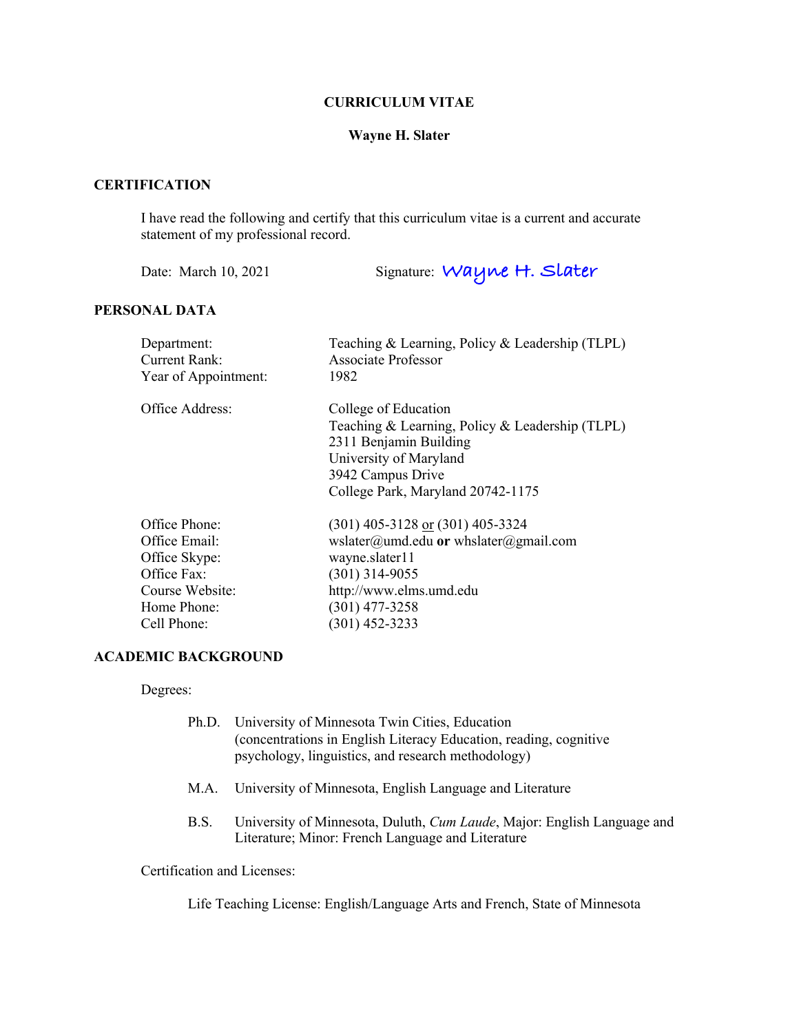# CURRICULUM VITAE

## Wayne H. Slater

## CERTIFICATION

I have read the following and certify that this curriculum vitae is a current and accurate statement of my professional record.

Date: March 10, 2021    Signature: *Wayne H. Slater*

## PERSONAL DATA

| | |
|---|---|
| Department: | Teaching & Learning, Policy & Leadership (TLPL) |
| Current Rank: | Associate Professor |
| Year of Appointment: | 1982 |
| Office Address: | College of Education<br>Teaching & Learning, Policy & Leadership (TLPL)<br>2311 Benjamin Building<br>University of Maryland<br>3942 Campus Drive<br>College Park, Maryland 20742-1175 |
| Office Phone: | (301) 405-3128 or (301) 405-3324 |
| Office Email: | wslater@umd.edu **or** whslater@gmail.com |
| Office Skype: | wayne.slater11 |
| Office Fax: | (301) 314-9055 |
| Course Website: | http://www.elms.umd.edu |
| Home Phone: | (301) 477-3258 |
| Cell Phone: | (301) 452-3233 |

## ACADEMIC BACKGROUND

Degrees:

- Ph.D. University of Minnesota Twin Cities, Education (concentrations in English Literacy Education, reading, cognitive psychology, linguistics, and research methodology)
- M.A. University of Minnesota, English Language and Literature
- B.S. University of Minnesota, Duluth, *Cum Laude*, Major: English Language and Literature; Minor: French Language and Literature

Certification and Licenses:

Life Teaching License: English/Language Arts and French, State of Minnesota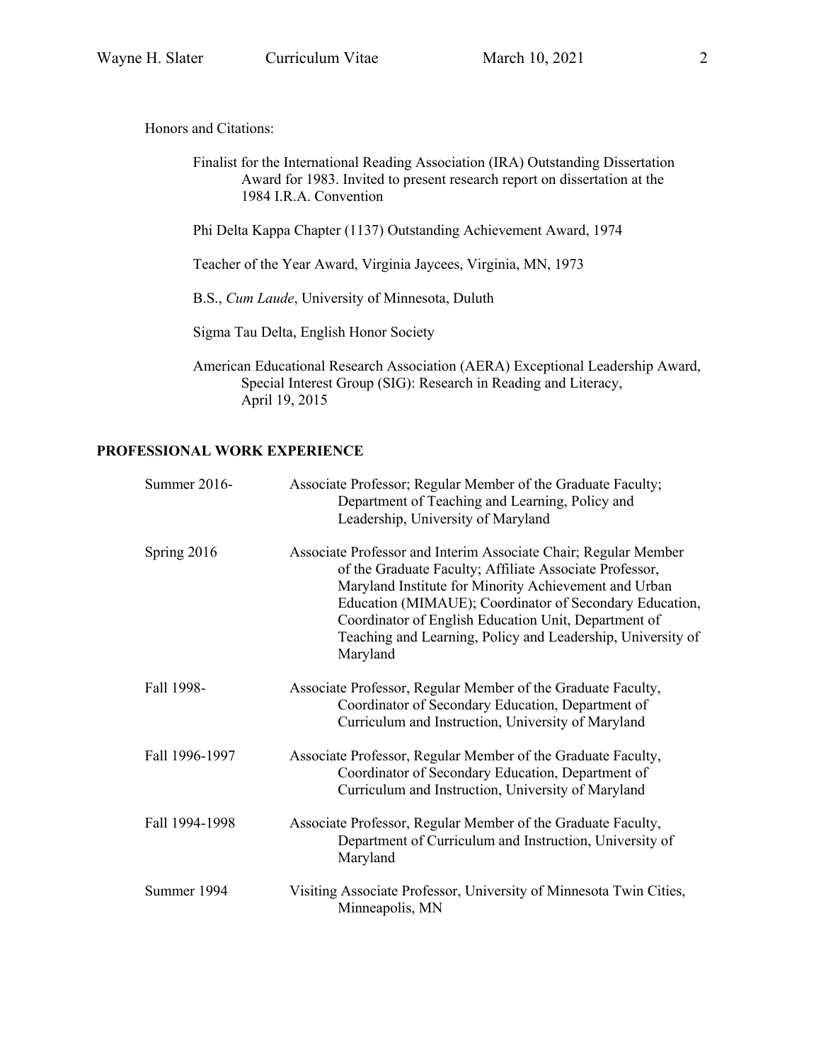Honors and Citations:

Finalist for the International Reading Association (IRA) Outstanding Dissertation Award for 1983. Invited to present research report on dissertation at the 1984 I.R.A. Convention

Phi Delta Kappa Chapter (1137) Outstanding Achievement Award, 1974

Teacher of the Year Award, Virginia Jaycees, Virginia, MN, 1973

B.S., *Cum Laude*, University of Minnesota, Duluth

Sigma Tau Delta, English Honor Society

American Educational Research Association (AERA) Exceptional Leadership Award, Special Interest Group (SIG): Research in Reading and Literacy, April 19, 2015

## PROFESSIONAL WORK EXPERIENCE

| | |
|---|---|
| Summer 2016- | Associate Professor; Regular Member of the Graduate Faculty; Department of Teaching and Learning, Policy and Leadership, University of Maryland |
| Spring 2016 | Associate Professor and Interim Associate Chair; Regular Member of the Graduate Faculty; Affiliate Associate Professor, Maryland Institute for Minority Achievement and Urban Education (MIMAUE); Coordinator of Secondary Education, Coordinator of English Education Unit, Department of Teaching and Learning, Policy and Leadership, University of Maryland |
| Fall 1998- | Associate Professor, Regular Member of the Graduate Faculty, Coordinator of Secondary Education, Department of Curriculum and Instruction, University of Maryland |
| Fall 1996-1997 | Associate Professor, Regular Member of the Graduate Faculty, Coordinator of Secondary Education, Department of Curriculum and Instruction, University of Maryland |
| Fall 1994-1998 | Associate Professor, Regular Member of the Graduate Faculty, Department of Curriculum and Instruction, University of Maryland |
| Summer 1994 | Visiting Associate Professor, University of Minnesota Twin Cities, Minneapolis, MN |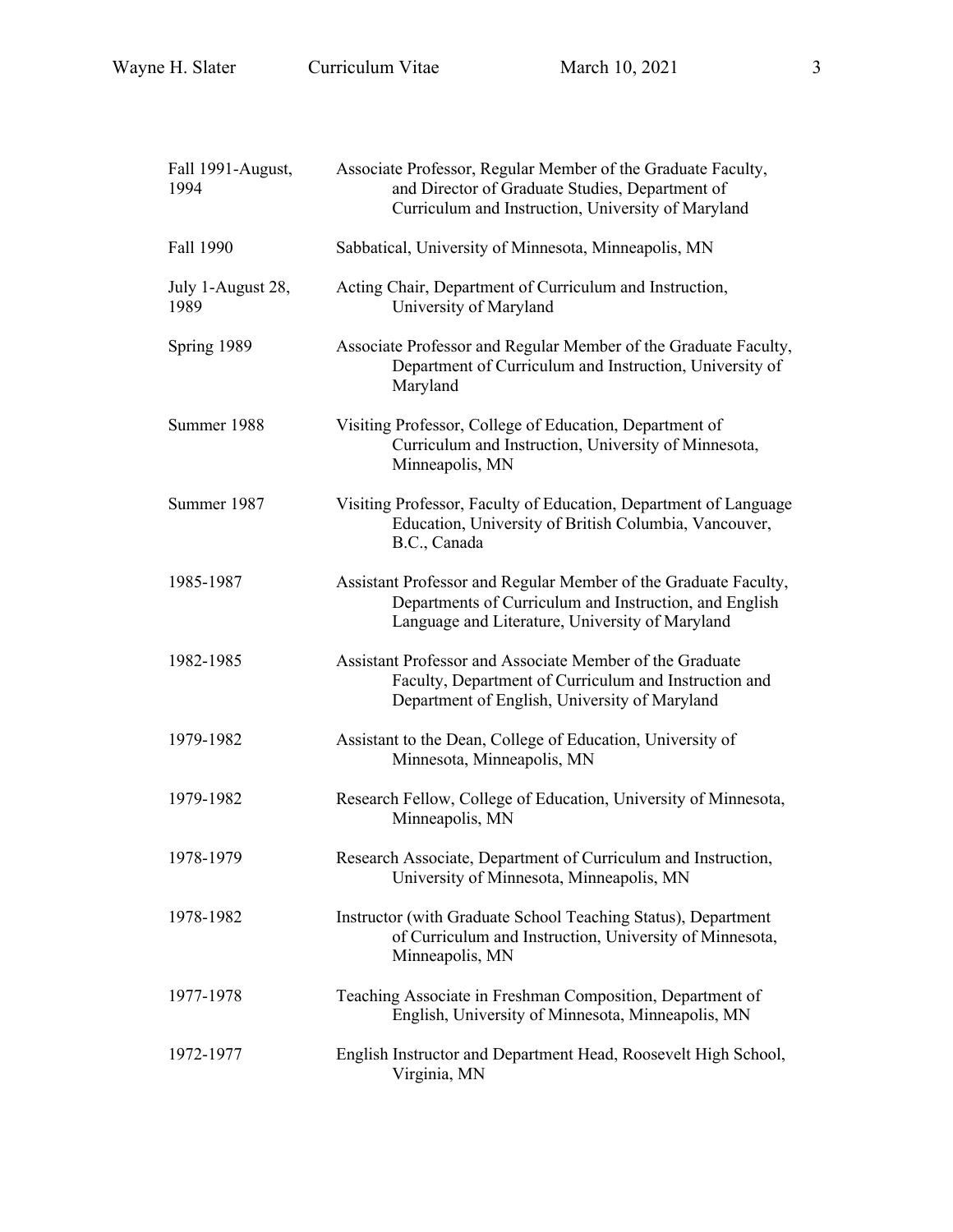| | |
|---|---|
| Fall 1991-August, 1994 | Associate Professor, Regular Member of the Graduate Faculty, and Director of Graduate Studies, Department of Curriculum and Instruction, University of Maryland |
| Fall 1990 | Sabbatical, University of Minnesota, Minneapolis, MN |
| July 1-August 28, 1989 | Acting Chair, Department of Curriculum and Instruction, University of Maryland |
| Spring 1989 | Associate Professor and Regular Member of the Graduate Faculty, Department of Curriculum and Instruction, University of Maryland |
| Summer 1988 | Visiting Professor, College of Education, Department of Curriculum and Instruction, University of Minnesota, Minneapolis, MN |
| Summer 1987 | Visiting Professor, Faculty of Education, Department of Language Education, University of British Columbia, Vancouver, B.C., Canada |
| 1985-1987 | Assistant Professor and Regular Member of the Graduate Faculty, Departments of Curriculum and Instruction, and English Language and Literature, University of Maryland |
| 1982-1985 | Assistant Professor and Associate Member of the Graduate Faculty, Department of Curriculum and Instruction and Department of English, University of Maryland |
| 1979-1982 | Assistant to the Dean, College of Education, University of Minnesota, Minneapolis, MN |
| 1979-1982 | Research Fellow, College of Education, University of Minnesota, Minneapolis, MN |
| 1978-1979 | Research Associate, Department of Curriculum and Instruction, University of Minnesota, Minneapolis, MN |
| 1978-1982 | Instructor (with Graduate School Teaching Status), Department of Curriculum and Instruction, University of Minnesota, Minneapolis, MN |
| 1977-1978 | Teaching Associate in Freshman Composition, Department of English, University of Minnesota, Minneapolis, MN |
| 1972-1977 | English Instructor and Department Head, Roosevelt High School, Virginia, MN |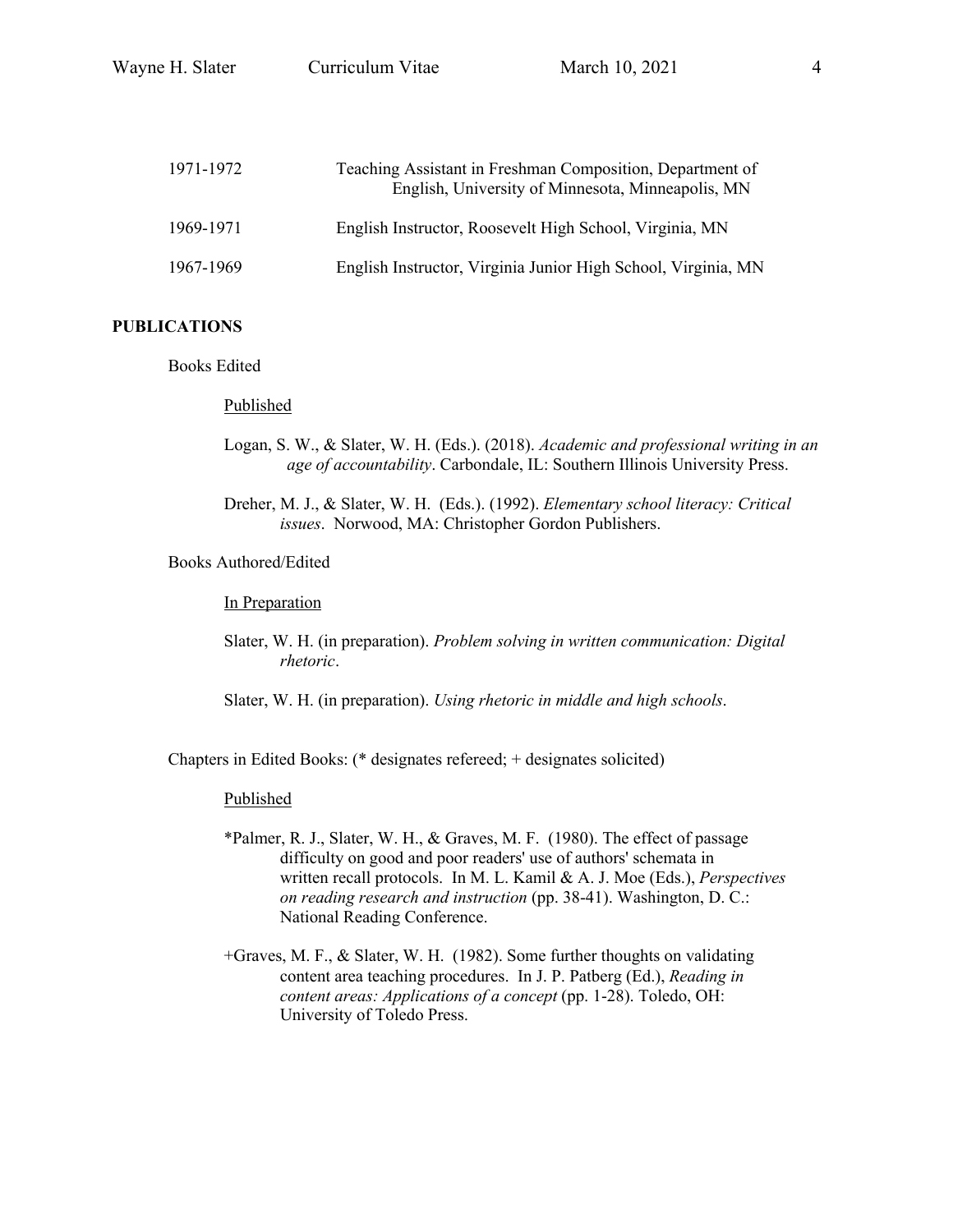| | |
|---|---|
| 1971-1972 | Teaching Assistant in Freshman Composition, Department of English, University of Minnesota, Minneapolis, MN |
| 1969-1971 | English Instructor, Roosevelt High School, Virginia, MN |
| 1967-1969 | English Instructor, Virginia Junior High School, Virginia, MN |

## PUBLICATIONS

### Books Edited

<u>Published</u>

Logan, S. W., & Slater, W. H. (Eds.). (2018). *Academic and professional writing in an age of accountability*. Carbondale, IL: Southern Illinois University Press.

Dreher, M. J., & Slater, W. H. (Eds.). (1992). *Elementary school literacy: Critical issues*. Norwood, MA: Christopher Gordon Publishers.

### Books Authored/Edited

<u>In Preparation</u>

Slater, W. H. (in preparation). *Problem solving in written communication: Digital rhetoric*.

Slater, W. H. (in preparation). *Using rhetoric in middle and high schools*.

### Chapters in Edited Books: (* designates refereed; + designates solicited)

<u>Published</u>

*Palmer, R. J., Slater, W. H., & Graves, M. F. (1980). The effect of passage difficulty on good and poor readers' use of authors' schemata in written recall protocols. In M. L. Kamil & A. J. Moe (Eds.), *Perspectives on reading research and instruction* (pp. 38-41). Washington, D. C.: National Reading Conference.

+Graves, M. F., & Slater, W. H. (1982). Some further thoughts on validating content area teaching procedures. In J. P. Patberg (Ed.), *Reading in content areas: Applications of a concept* (pp. 1-28). Toledo, OH: University of Toledo Press.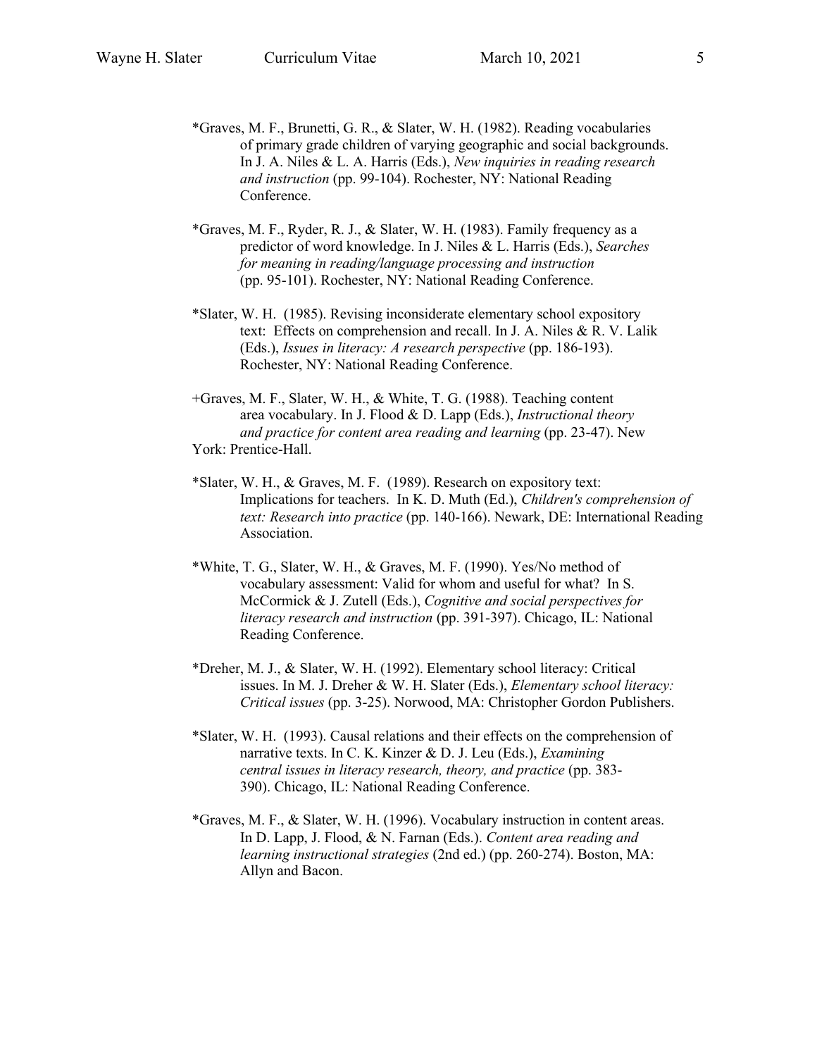*Graves, M. F., Brunetti, G. R., & Slater, W. H. (1982). Reading vocabularies of primary grade children of varying geographic and social backgrounds. In J. A. Niles & L. A. Harris (Eds.), *New inquiries in reading research and instruction* (pp. 99-104). Rochester, NY: National Reading Conference.

*Graves, M. F., Ryder, R. J., & Slater, W. H. (1983). Family frequency as a predictor of word knowledge. In J. Niles & L. Harris (Eds.), *Searches for meaning in reading/language processing and instruction* (pp. 95-101). Rochester, NY: National Reading Conference.

*Slater, W. H. (1985). Revising inconsiderate elementary school expository text: Effects on comprehension and recall. In J. A. Niles & R. V. Lalik (Eds.), *Issues in literacy: A research perspective* (pp. 186-193). Rochester, NY: National Reading Conference.

+Graves, M. F., Slater, W. H., & White, T. G. (1988). Teaching content area vocabulary. In J. Flood & D. Lapp (Eds.), *Instructional theory and practice for content area reading and learning* (pp. 23-47). New York: Prentice-Hall.

*Slater, W. H., & Graves, M. F. (1989). Research on expository text: Implications for teachers. In K. D. Muth (Ed.), *Children's comprehension of text: Research into practice* (pp. 140-166). Newark, DE: International Reading Association.

*White, T. G., Slater, W. H., & Graves, M. F. (1990). Yes/No method of vocabulary assessment: Valid for whom and useful for what? In S. McCormick & J. Zutell (Eds.), *Cognitive and social perspectives for literacy research and instruction* (pp. 391-397). Chicago, IL: National Reading Conference.

*Dreher, M. J., & Slater, W. H. (1992). Elementary school literacy: Critical issues. In M. J. Dreher & W. H. Slater (Eds.), *Elementary school literacy: Critical issues* (pp. 3-25). Norwood, MA: Christopher Gordon Publishers.

*Slater, W. H. (1993). Causal relations and their effects on the comprehension of narrative texts. In C. K. Kinzer & D. J. Leu (Eds.), *Examining central issues in literacy research, theory, and practice* (pp. 383-390). Chicago, IL: National Reading Conference.

*Graves, M. F., & Slater, W. H. (1996). Vocabulary instruction in content areas. In D. Lapp, J. Flood, & N. Farnan (Eds.). *Content area reading and learning instructional strategies* (2nd ed.) (pp. 260-274). Boston, MA: Allyn and Bacon.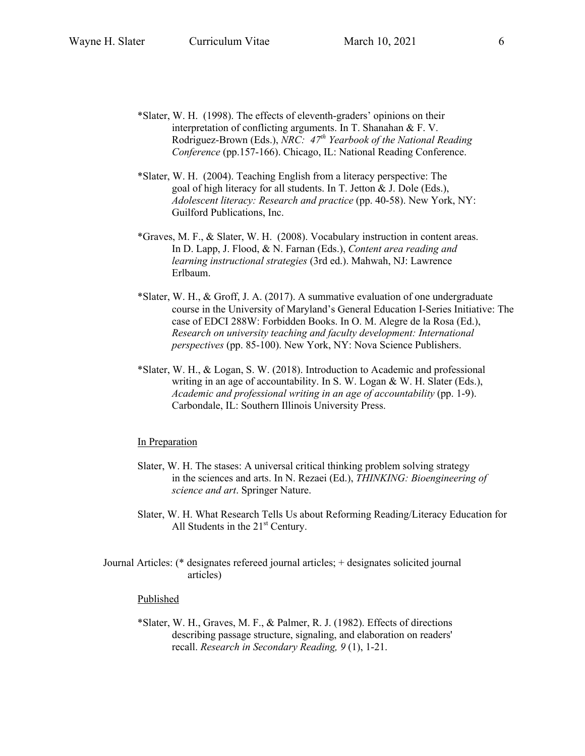*Slater, W. H. (1998). The effects of eleventh-graders' opinions on their interpretation of conflicting arguments. In T. Shanahan & F. V. Rodriguez-Brown (Eds.), *NRC: 47th Yearbook of the National Reading Conference* (pp.157-166). Chicago, IL: National Reading Conference.

*Slater, W. H. (2004). Teaching English from a literacy perspective: The goal of high literacy for all students. In T. Jetton & J. Dole (Eds.), *Adolescent literacy: Research and practice* (pp. 40-58). New York, NY: Guilford Publications, Inc.

*Graves, M. F., & Slater, W. H. (2008). Vocabulary instruction in content areas. In D. Lapp, J. Flood, & N. Farnan (Eds.), *Content area reading and learning instructional strategies* (3rd ed.). Mahwah, NJ: Lawrence Erlbaum.

*Slater, W. H., & Groff, J. A. (2017). A summative evaluation of one undergraduate course in the University of Maryland's General Education I-Series Initiative: The case of EDCI 288W: Forbidden Books. In O. M. Alegre de la Rosa (Ed.), *Research on university teaching and faculty development: International perspectives* (pp. 85-100). New York, NY: Nova Science Publishers.

*Slater, W. H., & Logan, S. W. (2018). Introduction to Academic and professional writing in an age of accountability. In S. W. Logan & W. H. Slater (Eds.), *Academic and professional writing in an age of accountability* (pp. 1-9). Carbondale, IL: Southern Illinois University Press.

<u>In Preparation</u>

Slater, W. H. The stases: A universal critical thinking problem solving strategy in the sciences and arts. In N. Rezaei (Ed.), *THINKING: Bioengineering of science and art*. Springer Nature.

Slater, W. H. What Research Tells Us about Reforming Reading/Literacy Education for All Students in the 21st Century.

Journal Articles: (* designates refereed journal articles; + designates solicited journal articles)

<u>Published</u>

*Slater, W. H., Graves, M. F., & Palmer, R. J. (1982). Effects of directions describing passage structure, signaling, and elaboration on readers' recall. *Research in Secondary Reading, 9* (1), 1-21.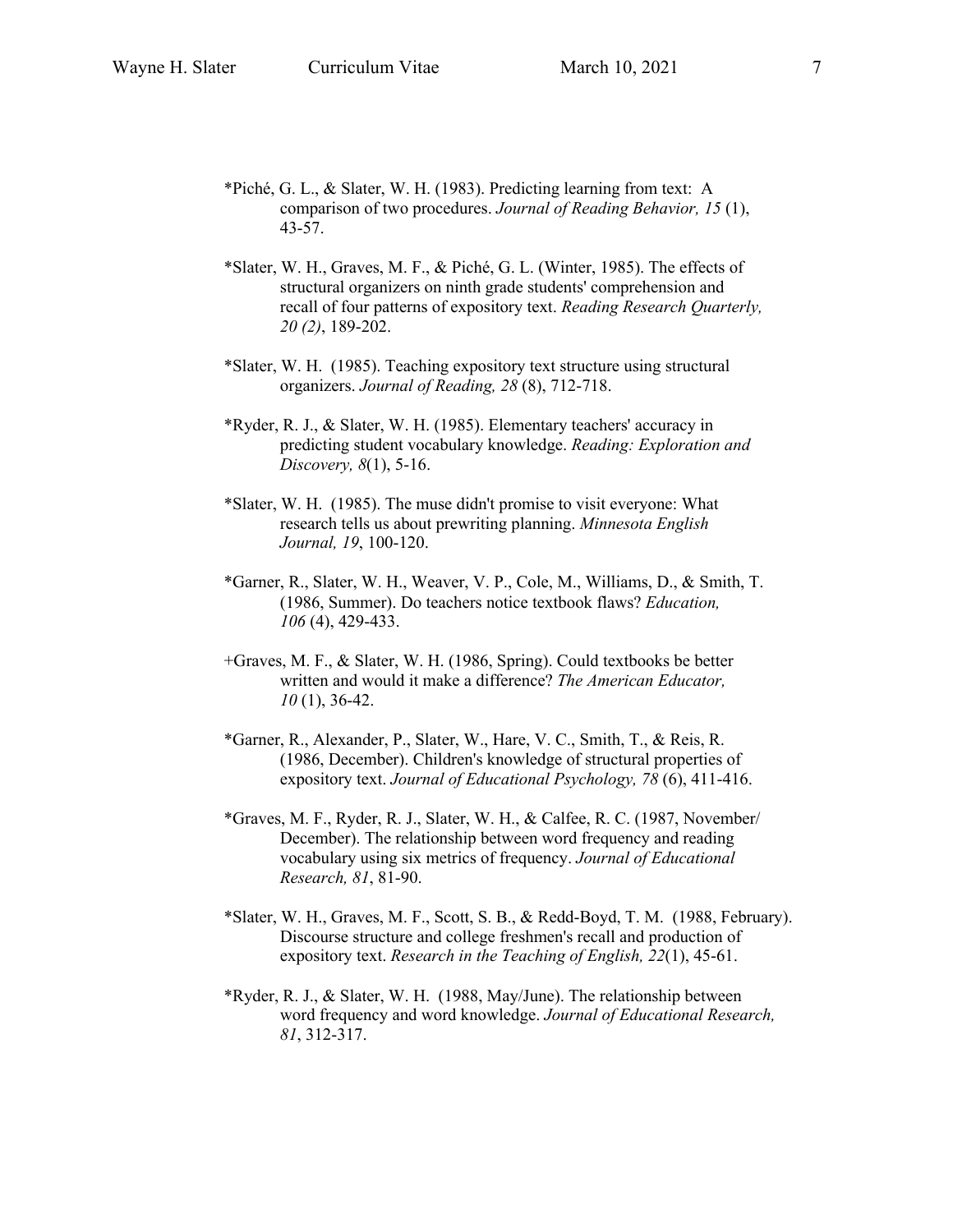*Piché, G. L., & Slater, W. H. (1983). Predicting learning from text: A comparison of two procedures. *Journal of Reading Behavior, 15* (1), 43-57.

*Slater, W. H., Graves, M. F., & Piché, G. L. (Winter, 1985). The effects of structural organizers on ninth grade students' comprehension and recall of four patterns of expository text. *Reading Research Quarterly, 20 (2)*, 189-202.

*Slater, W. H. (1985). Teaching expository text structure using structural organizers. *Journal of Reading, 28* (8), 712-718.

*Ryder, R. J., & Slater, W. H. (1985). Elementary teachers' accuracy in predicting student vocabulary knowledge. *Reading: Exploration and Discovery, 8*(1), 5-16.

*Slater, W. H. (1985). The muse didn't promise to visit everyone: What research tells us about prewriting planning. *Minnesota English Journal, 19*, 100-120.

*Garner, R., Slater, W. H., Weaver, V. P., Cole, M., Williams, D., & Smith, T. (1986, Summer). Do teachers notice textbook flaws? *Education, 106* (4), 429-433.

+Graves, M. F., & Slater, W. H. (1986, Spring). Could textbooks be better written and would it make a difference? *The American Educator, 10* (1), 36-42.

*Garner, R., Alexander, P., Slater, W., Hare, V. C., Smith, T., & Reis, R. (1986, December). Children's knowledge of structural properties of expository text. *Journal of Educational Psychology, 78* (6), 411-416.

*Graves, M. F., Ryder, R. J., Slater, W. H., & Calfee, R. C. (1987, November/ December). The relationship between word frequency and reading vocabulary using six metrics of frequency. *Journal of Educational Research, 81*, 81-90.

*Slater, W. H., Graves, M. F., Scott, S. B., & Redd-Boyd, T. M. (1988, February). Discourse structure and college freshmen's recall and production of expository text. *Research in the Teaching of English, 22*(1), 45-61.

*Ryder, R. J., & Slater, W. H. (1988, May/June). The relationship between word frequency and word knowledge. *Journal of Educational Research, 81*, 312-317.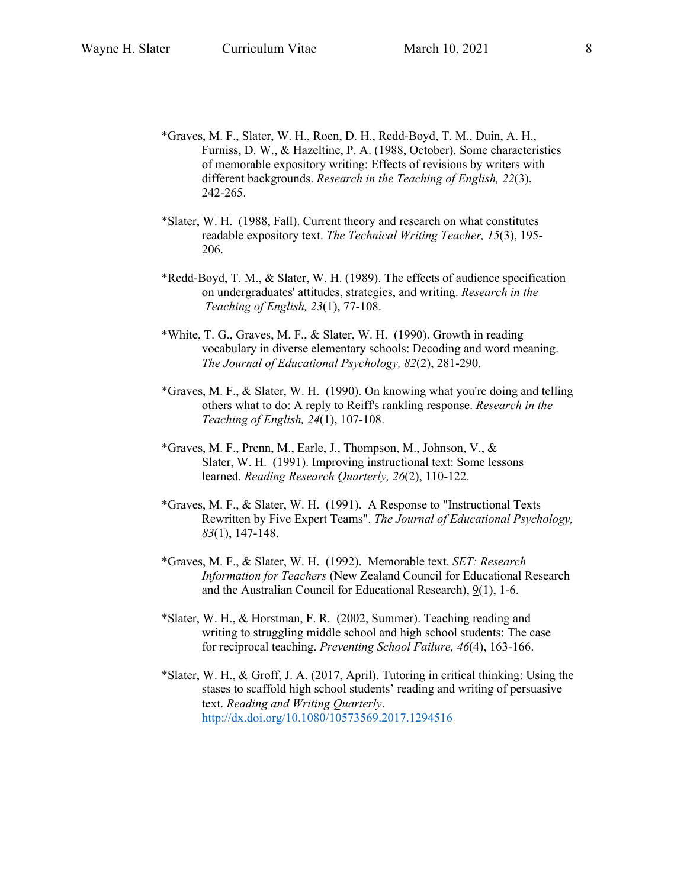*Graves, M. F., Slater, W. H., Roen, D. H., Redd-Boyd, T. M., Duin, A. H., Furniss, D. W., & Hazeltine, P. A. (1988, October). Some characteristics of memorable expository writing: Effects of revisions by writers with different backgrounds. *Research in the Teaching of English, 22*(3), 242-265.

*Slater, W. H. (1988, Fall). Current theory and research on what constitutes readable expository text. *The Technical Writing Teacher, 15*(3), 195-206.

*Redd-Boyd, T. M., & Slater, W. H. (1989). The effects of audience specification on undergraduates' attitudes, strategies, and writing. *Research in the Teaching of English, 23*(1), 77-108.

*White, T. G., Graves, M. F., & Slater, W. H. (1990). Growth in reading vocabulary in diverse elementary schools: Decoding and word meaning. *The Journal of Educational Psychology, 82*(2), 281-290.

*Graves, M. F., & Slater, W. H. (1990). On knowing what you're doing and telling others what to do: A reply to Reiff's rankling response. *Research in the Teaching of English, 24*(1), 107-108.

*Graves, M. F., Prenn, M., Earle, J., Thompson, M., Johnson, V., & Slater, W. H. (1991). Improving instructional text: Some lessons learned. *Reading Research Quarterly, 26*(2), 110-122.

*Graves, M. F., & Slater, W. H. (1991). A Response to "Instructional Texts Rewritten by Five Expert Teams". *The Journal of Educational Psychology, 83*(1), 147-148.

*Graves, M. F., & Slater, W. H. (1992). Memorable text. *SET: Research Information for Teachers* (New Zealand Council for Educational Research and the Australian Council for Educational Research), 9(1), 1-6.

*Slater, W. H., & Horstman, F. R. (2002, Summer). Teaching reading and writing to struggling middle school and high school students: The case for reciprocal teaching. *Preventing School Failure, 46*(4), 163-166.

*Slater, W. H., & Groff, J. A. (2017, April). Tutoring in critical thinking: Using the stases to scaffold high school students' reading and writing of persuasive text. *Reading and Writing Quarterly*. http://dx.doi.org/10.1080/10573569.2017.1294516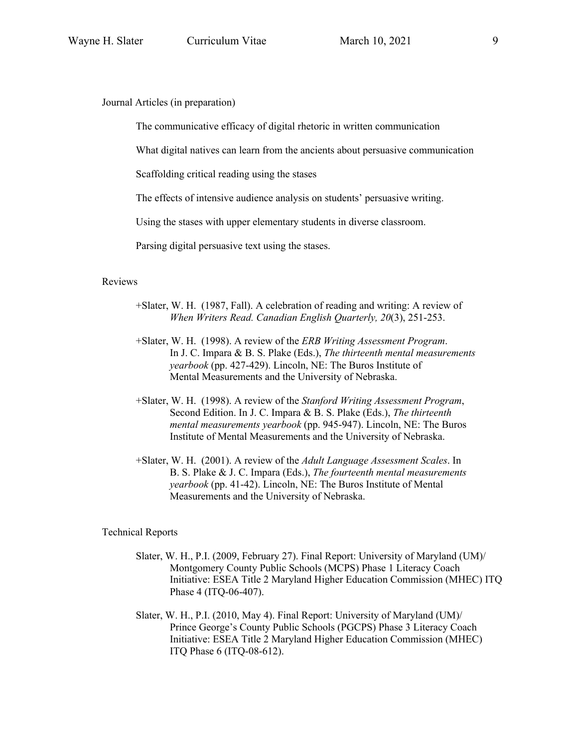Journal Articles (in preparation)

The communicative efficacy of digital rhetoric in written communication

What digital natives can learn from the ancients about persuasive communication

Scaffolding critical reading using the stases

The effects of intensive audience analysis on students' persuasive writing.

Using the stases with upper elementary students in diverse classroom.

Parsing digital persuasive text using the stases.

Reviews

+Slater, W. H. (1987, Fall). A celebration of reading and writing: A review of *When Writers Read. Canadian English Quarterly, 20*(3), 251-253.

+Slater, W. H. (1998). A review of the *ERB Writing Assessment Program*. In J. C. Impara & B. S. Plake (Eds.), *The thirteenth mental measurements yearbook* (pp. 427-429). Lincoln, NE: The Buros Institute of Mental Measurements and the University of Nebraska.

+Slater, W. H. (1998). A review of the *Stanford Writing Assessment Program*, Second Edition. In J. C. Impara & B. S. Plake (Eds.), *The thirteenth mental measurements yearbook* (pp. 945-947). Lincoln, NE: The Buros Institute of Mental Measurements and the University of Nebraska.

+Slater, W. H. (2001). A review of the *Adult Language Assessment Scales*. In B. S. Plake & J. C. Impara (Eds.), *The fourteenth mental measurements yearbook* (pp. 41-42). Lincoln, NE: The Buros Institute of Mental Measurements and the University of Nebraska.

Technical Reports

Slater, W. H., P.I. (2009, February 27). Final Report: University of Maryland (UM)/ Montgomery County Public Schools (MCPS) Phase 1 Literacy Coach Initiative: ESEA Title 2 Maryland Higher Education Commission (MHEC) ITQ Phase 4 (ITQ-06-407).

Slater, W. H., P.I. (2010, May 4). Final Report: University of Maryland (UM)/ Prince George's County Public Schools (PGCPS) Phase 3 Literacy Coach Initiative: ESEA Title 2 Maryland Higher Education Commission (MHEC) ITQ Phase 6 (ITQ-08-612).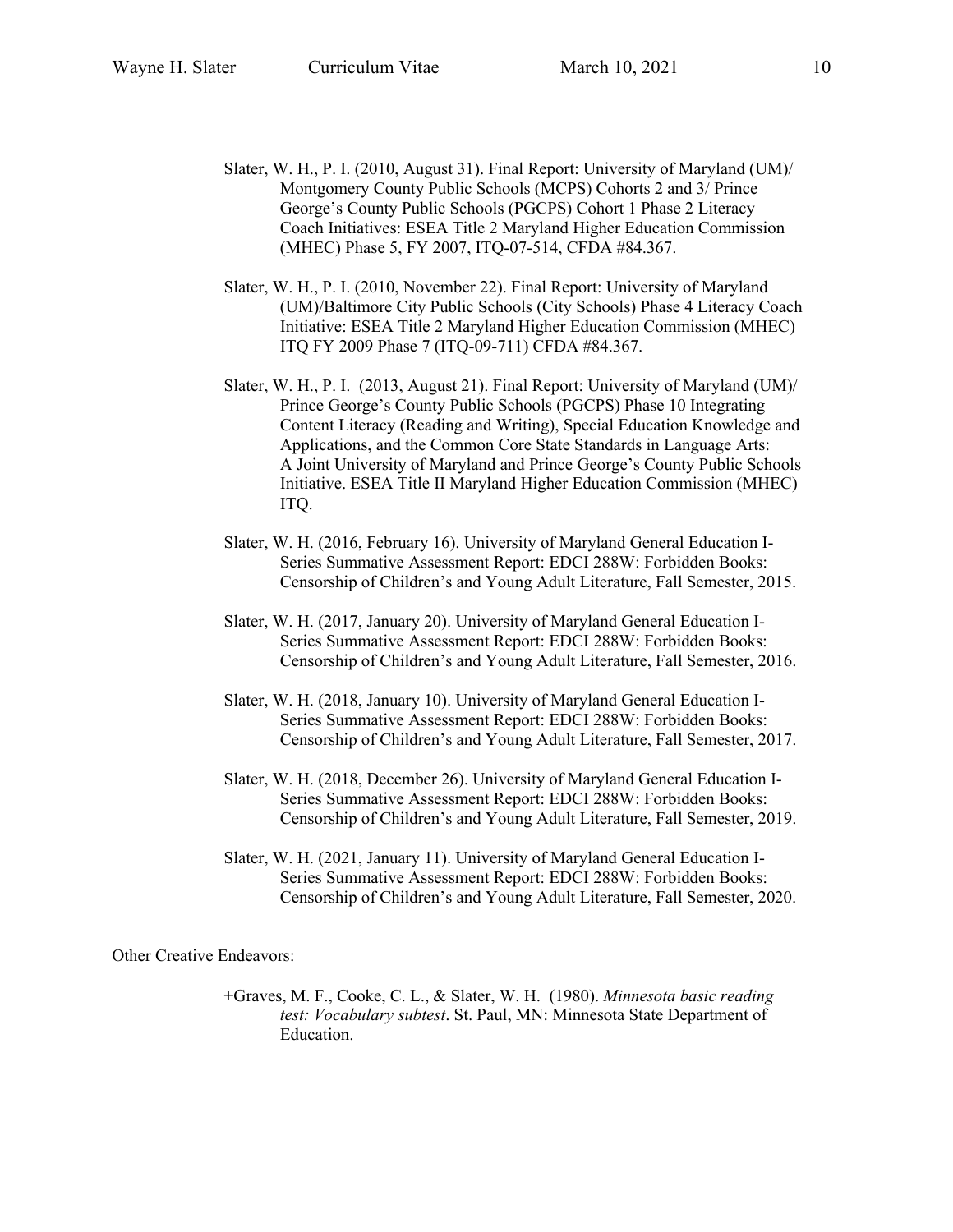Slater, W. H., P. I. (2010, August 31). Final Report: University of Maryland (UM)/ Montgomery County Public Schools (MCPS) Cohorts 2 and 3/ Prince George's County Public Schools (PGCPS) Cohort 1 Phase 2 Literacy Coach Initiatives: ESEA Title 2 Maryland Higher Education Commission (MHEC) Phase 5, FY 2007, ITQ-07-514, CFDA #84.367.

Slater, W. H., P. I. (2010, November 22). Final Report: University of Maryland (UM)/Baltimore City Public Schools (City Schools) Phase 4 Literacy Coach Initiative: ESEA Title 2 Maryland Higher Education Commission (MHEC) ITQ FY 2009 Phase 7 (ITQ-09-711) CFDA #84.367.

Slater, W. H., P. I. (2013, August 21). Final Report: University of Maryland (UM)/ Prince George's County Public Schools (PGCPS) Phase 10 Integrating Content Literacy (Reading and Writing), Special Education Knowledge and Applications, and the Common Core State Standards in Language Arts: A Joint University of Maryland and Prince George's County Public Schools Initiative. ESEA Title II Maryland Higher Education Commission (MHEC) ITQ.

Slater, W. H. (2016, February 16). University of Maryland General Education I-Series Summative Assessment Report: EDCI 288W: Forbidden Books: Censorship of Children's and Young Adult Literature, Fall Semester, 2015.

Slater, W. H. (2017, January 20). University of Maryland General Education I-Series Summative Assessment Report: EDCI 288W: Forbidden Books: Censorship of Children's and Young Adult Literature, Fall Semester, 2016.

Slater, W. H. (2018, January 10). University of Maryland General Education I-Series Summative Assessment Report: EDCI 288W: Forbidden Books: Censorship of Children's and Young Adult Literature, Fall Semester, 2017.

Slater, W. H. (2018, December 26). University of Maryland General Education I-Series Summative Assessment Report: EDCI 288W: Forbidden Books: Censorship of Children's and Young Adult Literature, Fall Semester, 2019.

Slater, W. H. (2021, January 11). University of Maryland General Education I-Series Summative Assessment Report: EDCI 288W: Forbidden Books: Censorship of Children's and Young Adult Literature, Fall Semester, 2020.

Other Creative Endeavors:

+Graves, M. F., Cooke, C. L., & Slater, W. H. (1980). *Minnesota basic reading test: Vocabulary subtest*. St. Paul, MN: Minnesota State Department of Education.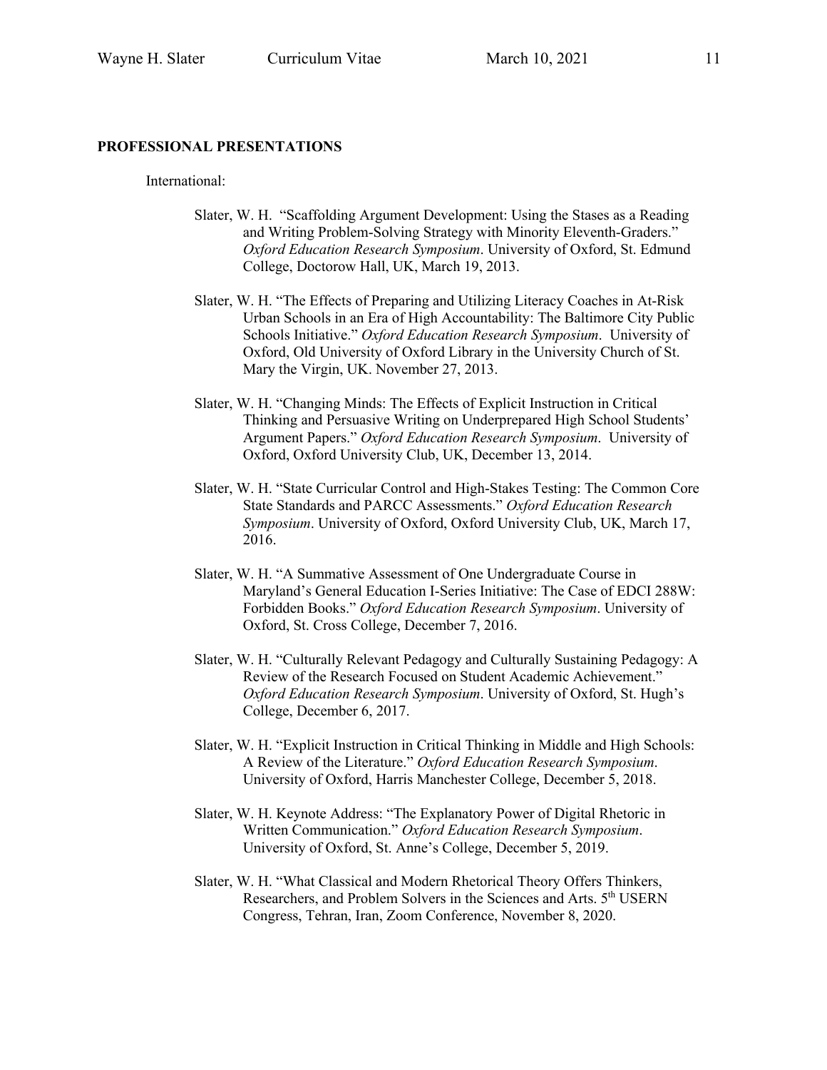**PROFESSIONAL PRESENTATIONS**

International:

Slater, W. H. "Scaffolding Argument Development: Using the Stases as a Reading and Writing Problem-Solving Strategy with Minority Eleventh-Graders." *Oxford Education Research Symposium*. University of Oxford, St. Edmund College, Doctorow Hall, UK, March 19, 2013.

Slater, W. H. "The Effects of Preparing and Utilizing Literacy Coaches in At-Risk Urban Schools in an Era of High Accountability: The Baltimore City Public Schools Initiative." *Oxford Education Research Symposium*. University of Oxford, Old University of Oxford Library in the University Church of St. Mary the Virgin, UK. November 27, 2013.

Slater, W. H. "Changing Minds: The Effects of Explicit Instruction in Critical Thinking and Persuasive Writing on Underprepared High School Students' Argument Papers." *Oxford Education Research Symposium*. University of Oxford, Oxford University Club, UK, December 13, 2014.

Slater, W. H. "State Curricular Control and High-Stakes Testing: The Common Core State Standards and PARCC Assessments." *Oxford Education Research Symposium*. University of Oxford, Oxford University Club, UK, March 17, 2016.

Slater, W. H. "A Summative Assessment of One Undergraduate Course in Maryland's General Education I-Series Initiative: The Case of EDCI 288W: Forbidden Books." *Oxford Education Research Symposium*. University of Oxford, St. Cross College, December 7, 2016.

Slater, W. H. "Culturally Relevant Pedagogy and Culturally Sustaining Pedagogy: A Review of the Research Focused on Student Academic Achievement." *Oxford Education Research Symposium*. University of Oxford, St. Hugh's College, December 6, 2017.

Slater, W. H. "Explicit Instruction in Critical Thinking in Middle and High Schools: A Review of the Literature." *Oxford Education Research Symposium*. University of Oxford, Harris Manchester College, December 5, 2018.

Slater, W. H. Keynote Address: "The Explanatory Power of Digital Rhetoric in Written Communication." *Oxford Education Research Symposium*. University of Oxford, St. Anne's College, December 5, 2019.

Slater, W. H. "What Classical and Modern Rhetorical Theory Offers Thinkers, Researchers, and Problem Solvers in the Sciences and Arts. 5th USERN Congress, Tehran, Iran, Zoom Conference, November 8, 2020.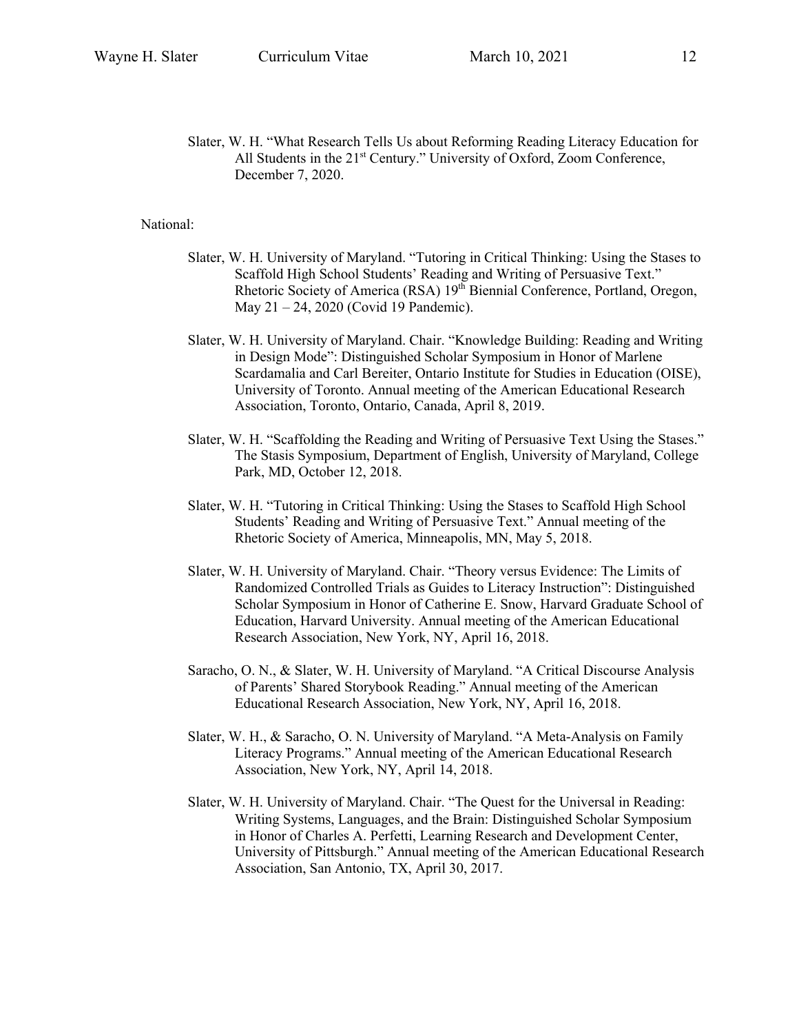Slater, W. H. "What Research Tells Us about Reforming Reading Literacy Education for All Students in the 21st Century." University of Oxford, Zoom Conference, December 7, 2020.

National:

Slater, W. H. University of Maryland. "Tutoring in Critical Thinking: Using the Stases to Scaffold High School Students' Reading and Writing of Persuasive Text." Rhetoric Society of America (RSA) 19th Biennial Conference, Portland, Oregon, May 21 – 24, 2020 (Covid 19 Pandemic).

Slater, W. H. University of Maryland. Chair. "Knowledge Building: Reading and Writing in Design Mode": Distinguished Scholar Symposium in Honor of Marlene Scardamalia and Carl Bereiter, Ontario Institute for Studies in Education (OISE), University of Toronto. Annual meeting of the American Educational Research Association, Toronto, Ontario, Canada, April 8, 2019.

Slater, W. H. "Scaffolding the Reading and Writing of Persuasive Text Using the Stases." The Stasis Symposium, Department of English, University of Maryland, College Park, MD, October 12, 2018.

Slater, W. H. "Tutoring in Critical Thinking: Using the Stases to Scaffold High School Students' Reading and Writing of Persuasive Text." Annual meeting of the Rhetoric Society of America, Minneapolis, MN, May 5, 2018.

Slater, W. H. University of Maryland. Chair. "Theory versus Evidence: The Limits of Randomized Controlled Trials as Guides to Literacy Instruction": Distinguished Scholar Symposium in Honor of Catherine E. Snow, Harvard Graduate School of Education, Harvard University. Annual meeting of the American Educational Research Association, New York, NY, April 16, 2018.

Saracho, O. N., & Slater, W. H. University of Maryland. "A Critical Discourse Analysis of Parents' Shared Storybook Reading." Annual meeting of the American Educational Research Association, New York, NY, April 16, 2018.

Slater, W. H., & Saracho, O. N. University of Maryland. "A Meta-Analysis on Family Literacy Programs." Annual meeting of the American Educational Research Association, New York, NY, April 14, 2018.

Slater, W. H. University of Maryland. Chair. "The Quest for the Universal in Reading: Writing Systems, Languages, and the Brain: Distinguished Scholar Symposium in Honor of Charles A. Perfetti, Learning Research and Development Center, University of Pittsburgh." Annual meeting of the American Educational Research Association, San Antonio, TX, April 30, 2017.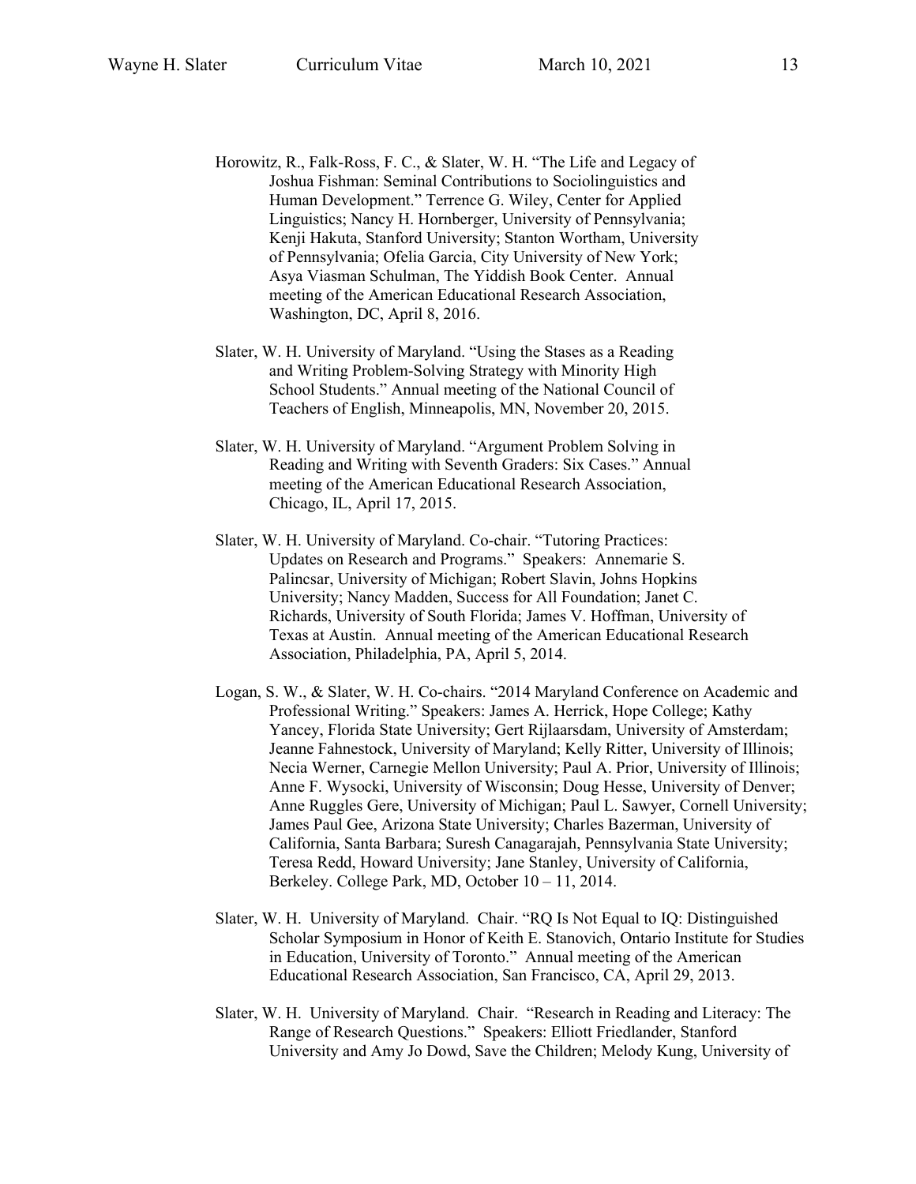Horowitz, R., Falk-Ross, F. C., & Slater, W. H. "The Life and Legacy of Joshua Fishman: Seminal Contributions to Sociolinguistics and Human Development." Terrence G. Wiley, Center for Applied Linguistics; Nancy H. Hornberger, University of Pennsylvania; Kenji Hakuta, Stanford University; Stanton Wortham, University of Pennsylvania; Ofelia Garcia, City University of New York; Asya Viasman Schulman, The Yiddish Book Center. Annual meeting of the American Educational Research Association, Washington, DC, April 8, 2016.

Slater, W. H. University of Maryland. "Using the Stases as a Reading and Writing Problem-Solving Strategy with Minority High School Students." Annual meeting of the National Council of Teachers of English, Minneapolis, MN, November 20, 2015.

Slater, W. H. University of Maryland. "Argument Problem Solving in Reading and Writing with Seventh Graders: Six Cases." Annual meeting of the American Educational Research Association, Chicago, IL, April 17, 2015.

Slater, W. H. University of Maryland. Co-chair. "Tutoring Practices: Updates on Research and Programs." Speakers: Annemarie S. Palincsar, University of Michigan; Robert Slavin, Johns Hopkins University; Nancy Madden, Success for All Foundation; Janet C. Richards, University of South Florida; James V. Hoffman, University of Texas at Austin. Annual meeting of the American Educational Research Association, Philadelphia, PA, April 5, 2014.

Logan, S. W., & Slater, W. H. Co-chairs. "2014 Maryland Conference on Academic and Professional Writing." Speakers: James A. Herrick, Hope College; Kathy Yancey, Florida State University; Gert Rijlaarsdam, University of Amsterdam; Jeanne Fahnestock, University of Maryland; Kelly Ritter, University of Illinois; Necia Werner, Carnegie Mellon University; Paul A. Prior, University of Illinois; Anne F. Wysocki, University of Wisconsin; Doug Hesse, University of Denver; Anne Ruggles Gere, University of Michigan; Paul L. Sawyer, Cornell University; James Paul Gee, Arizona State University; Charles Bazerman, University of California, Santa Barbara; Suresh Canagarajah, Pennsylvania State University; Teresa Redd, Howard University; Jane Stanley, University of California, Berkeley. College Park, MD, October 10 – 11, 2014.

Slater, W. H. University of Maryland. Chair. "RQ Is Not Equal to IQ: Distinguished Scholar Symposium in Honor of Keith E. Stanovich, Ontario Institute for Studies in Education, University of Toronto." Annual meeting of the American Educational Research Association, San Francisco, CA, April 29, 2013.

Slater, W. H. University of Maryland. Chair. "Research in Reading and Literacy: The Range of Research Questions." Speakers: Elliott Friedlander, Stanford University and Amy Jo Dowd, Save the Children; Melody Kung, University of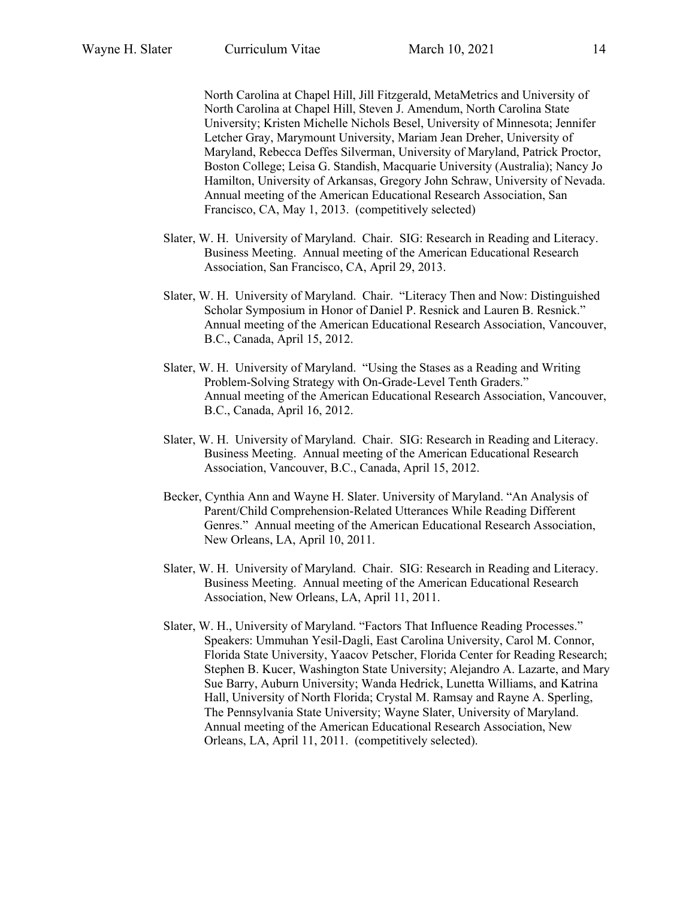North Carolina at Chapel Hill, Jill Fitzgerald, MetaMetrics and University of North Carolina at Chapel Hill, Steven J. Amendum, North Carolina State University; Kristen Michelle Nichols Besel, University of Minnesota; Jennifer Letcher Gray, Marymount University, Mariam Jean Dreher, University of Maryland, Rebecca Deffes Silverman, University of Maryland, Patrick Proctor, Boston College; Leisa G. Standish, Macquarie University (Australia); Nancy Jo Hamilton, University of Arkansas, Gregory John Schraw, University of Nevada. Annual meeting of the American Educational Research Association, San Francisco, CA, May 1, 2013. (competitively selected)

Slater, W. H. University of Maryland. Chair. SIG: Research in Reading and Literacy. Business Meeting. Annual meeting of the American Educational Research Association, San Francisco, CA, April 29, 2013.

Slater, W. H. University of Maryland. Chair. "Literacy Then and Now: Distinguished Scholar Symposium in Honor of Daniel P. Resnick and Lauren B. Resnick." Annual meeting of the American Educational Research Association, Vancouver, B.C., Canada, April 15, 2012.

Slater, W. H. University of Maryland. "Using the Stases as a Reading and Writing Problem-Solving Strategy with On-Grade-Level Tenth Graders." Annual meeting of the American Educational Research Association, Vancouver, B.C., Canada, April 16, 2012.

Slater, W. H. University of Maryland. Chair. SIG: Research in Reading and Literacy. Business Meeting. Annual meeting of the American Educational Research Association, Vancouver, B.C., Canada, April 15, 2012.

Becker, Cynthia Ann and Wayne H. Slater. University of Maryland. "An Analysis of Parent/Child Comprehension-Related Utterances While Reading Different Genres." Annual meeting of the American Educational Research Association, New Orleans, LA, April 10, 2011.

Slater, W. H. University of Maryland. Chair. SIG: Research in Reading and Literacy. Business Meeting. Annual meeting of the American Educational Research Association, New Orleans, LA, April 11, 2011.

Slater, W. H., University of Maryland. "Factors That Influence Reading Processes." Speakers: Ummuhan Yesil-Dagli, East Carolina University, Carol M. Connor, Florida State University, Yaacov Petscher, Florida Center for Reading Research; Stephen B. Kucer, Washington State University; Alejandro A. Lazarte, and Mary Sue Barry, Auburn University; Wanda Hedrick, Lunetta Williams, and Katrina Hall, University of North Florida; Crystal M. Ramsay and Rayne A. Sperling, The Pennsylvania State University; Wayne Slater, University of Maryland. Annual meeting of the American Educational Research Association, New Orleans, LA, April 11, 2011. (competitively selected).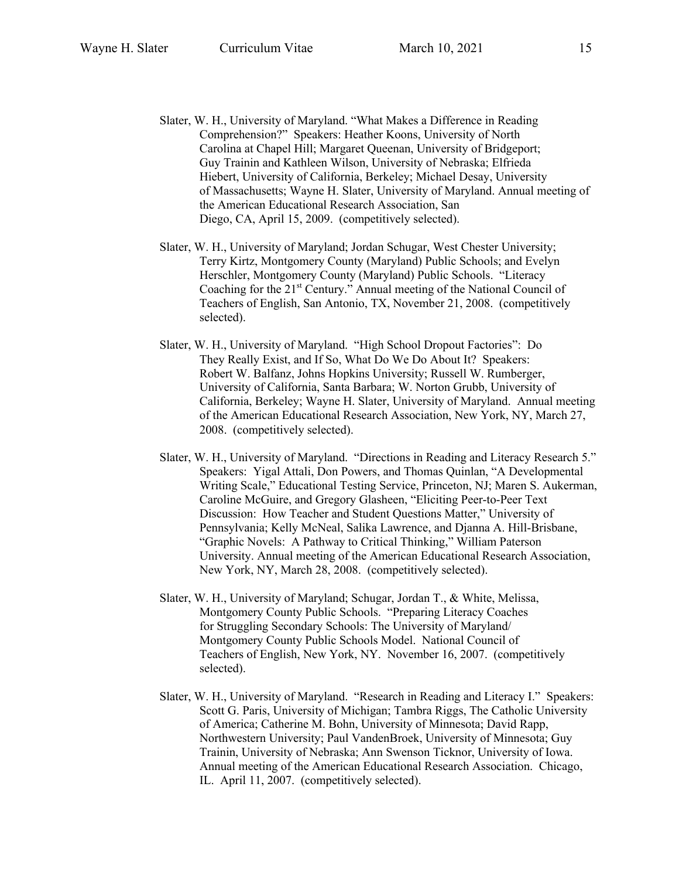Slater, W. H., University of Maryland. "What Makes a Difference in Reading Comprehension?" Speakers: Heather Koons, University of North Carolina at Chapel Hill; Margaret Queenan, University of Bridgeport; Guy Trainin and Kathleen Wilson, University of Nebraska; Elfrieda Hiebert, University of California, Berkeley; Michael Desay, University of Massachusetts; Wayne H. Slater, University of Maryland. Annual meeting of the American Educational Research Association, San Diego, CA, April 15, 2009. (competitively selected).

Slater, W. H., University of Maryland; Jordan Schugar, West Chester University; Terry Kirtz, Montgomery County (Maryland) Public Schools; and Evelyn Herschler, Montgomery County (Maryland) Public Schools. "Literacy Coaching for the 21st Century." Annual meeting of the National Council of Teachers of English, San Antonio, TX, November 21, 2008. (competitively selected).

Slater, W. H., University of Maryland. "High School Dropout Factories": Do They Really Exist, and If So, What Do We Do About It? Speakers: Robert W. Balfanz, Johns Hopkins University; Russell W. Rumberger, University of California, Santa Barbara; W. Norton Grubb, University of California, Berkeley; Wayne H. Slater, University of Maryland. Annual meeting of the American Educational Research Association, New York, NY, March 27, 2008. (competitively selected).

Slater, W. H., University of Maryland. "Directions in Reading and Literacy Research 5." Speakers: Yigal Attali, Don Powers, and Thomas Quinlan, "A Developmental Writing Scale," Educational Testing Service, Princeton, NJ; Maren S. Aukerman, Caroline McGuire, and Gregory Glasheen, "Eliciting Peer-to-Peer Text Discussion: How Teacher and Student Questions Matter," University of Pennsylvania; Kelly McNeal, Salika Lawrence, and Djanna A. Hill-Brisbane, "Graphic Novels: A Pathway to Critical Thinking," William Paterson University. Annual meeting of the American Educational Research Association, New York, NY, March 28, 2008. (competitively selected).

Slater, W. H., University of Maryland; Schugar, Jordan T., & White, Melissa, Montgomery County Public Schools. "Preparing Literacy Coaches for Struggling Secondary Schools: The University of Maryland/ Montgomery County Public Schools Model. National Council of Teachers of English, New York, NY. November 16, 2007. (competitively selected).

Slater, W. H., University of Maryland. "Research in Reading and Literacy I." Speakers: Scott G. Paris, University of Michigan; Tambra Riggs, The Catholic University of America; Catherine M. Bohn, University of Minnesota; David Rapp, Northwestern University; Paul VandenBroek, University of Minnesota; Guy Trainin, University of Nebraska; Ann Swenson Ticknor, University of Iowa. Annual meeting of the American Educational Research Association. Chicago, IL. April 11, 2007. (competitively selected).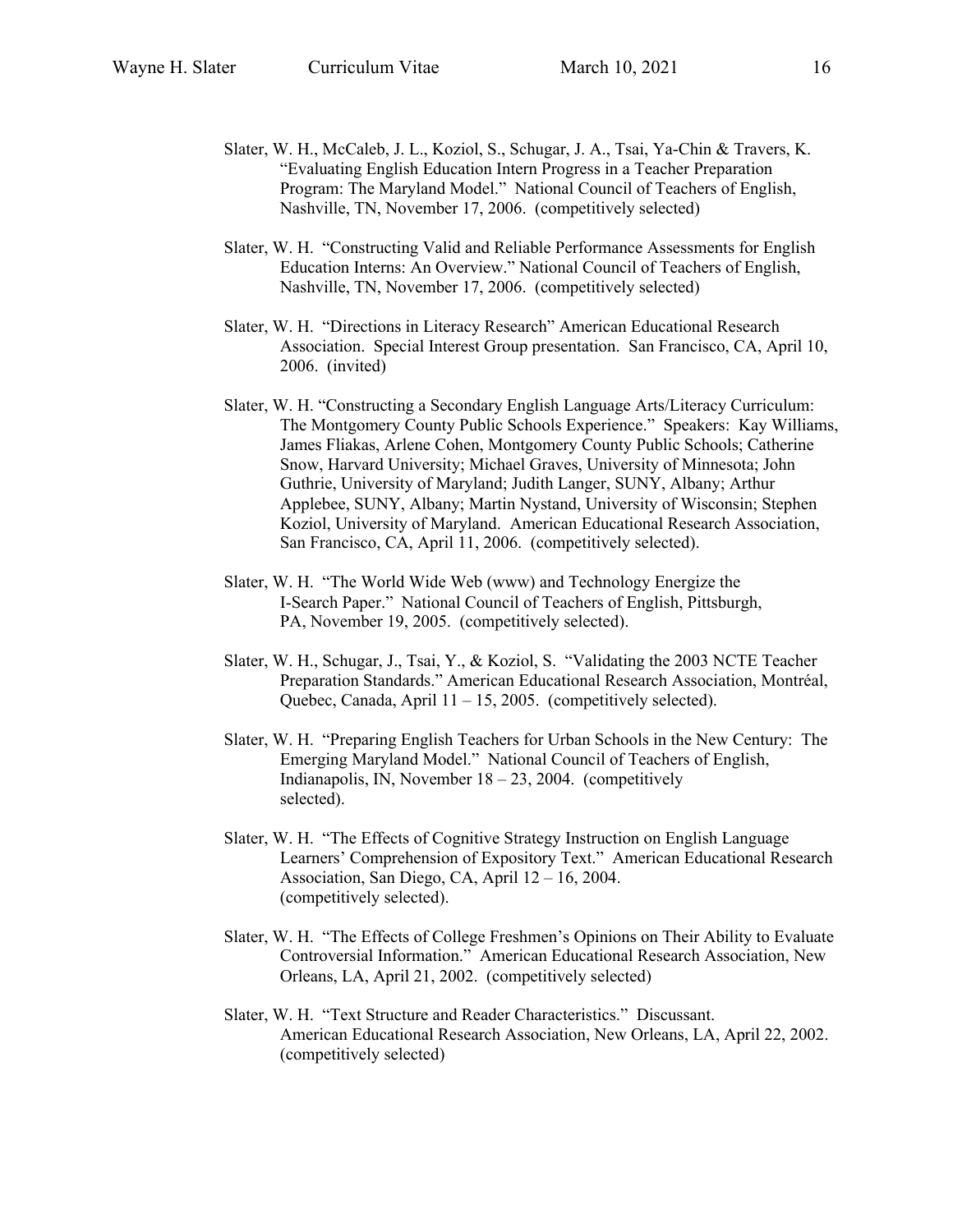Slater, W. H., McCaleb, J. L., Koziol, S., Schugar, J. A., Tsai, Ya-Chin & Travers, K. "Evaluating English Education Intern Progress in a Teacher Preparation Program: The Maryland Model." National Council of Teachers of English, Nashville, TN, November 17, 2006. (competitively selected)

Slater, W. H. "Constructing Valid and Reliable Performance Assessments for English Education Interns: An Overview." National Council of Teachers of English, Nashville, TN, November 17, 2006. (competitively selected)

Slater, W. H. "Directions in Literacy Research" American Educational Research Association. Special Interest Group presentation. San Francisco, CA, April 10, 2006. (invited)

Slater, W. H. "Constructing a Secondary English Language Arts/Literacy Curriculum: The Montgomery County Public Schools Experience." Speakers: Kay Williams, James Fliakas, Arlene Cohen, Montgomery County Public Schools; Catherine Snow, Harvard University; Michael Graves, University of Minnesota; John Guthrie, University of Maryland; Judith Langer, SUNY, Albany; Arthur Applebee, SUNY, Albany; Martin Nystand, University of Wisconsin; Stephen Koziol, University of Maryland. American Educational Research Association, San Francisco, CA, April 11, 2006. (competitively selected).

Slater, W. H. "The World Wide Web (www) and Technology Energize the I-Search Paper." National Council of Teachers of English, Pittsburgh, PA, November 19, 2005. (competitively selected).

Slater, W. H., Schugar, J., Tsai, Y., & Koziol, S. "Validating the 2003 NCTE Teacher Preparation Standards." American Educational Research Association, Montréal, Quebec, Canada, April 11 – 15, 2005. (competitively selected).

Slater, W. H. "Preparing English Teachers for Urban Schools in the New Century: The Emerging Maryland Model." National Council of Teachers of English, Indianapolis, IN, November 18 – 23, 2004. (competitively selected).

Slater, W. H. "The Effects of Cognitive Strategy Instruction on English Language Learners' Comprehension of Expository Text." American Educational Research Association, San Diego, CA, April 12 – 16, 2004. (competitively selected).

Slater, W. H. "The Effects of College Freshmen's Opinions on Their Ability to Evaluate Controversial Information." American Educational Research Association, New Orleans, LA, April 21, 2002. (competitively selected)

Slater, W. H. "Text Structure and Reader Characteristics." Discussant. American Educational Research Association, New Orleans, LA, April 22, 2002. (competitively selected)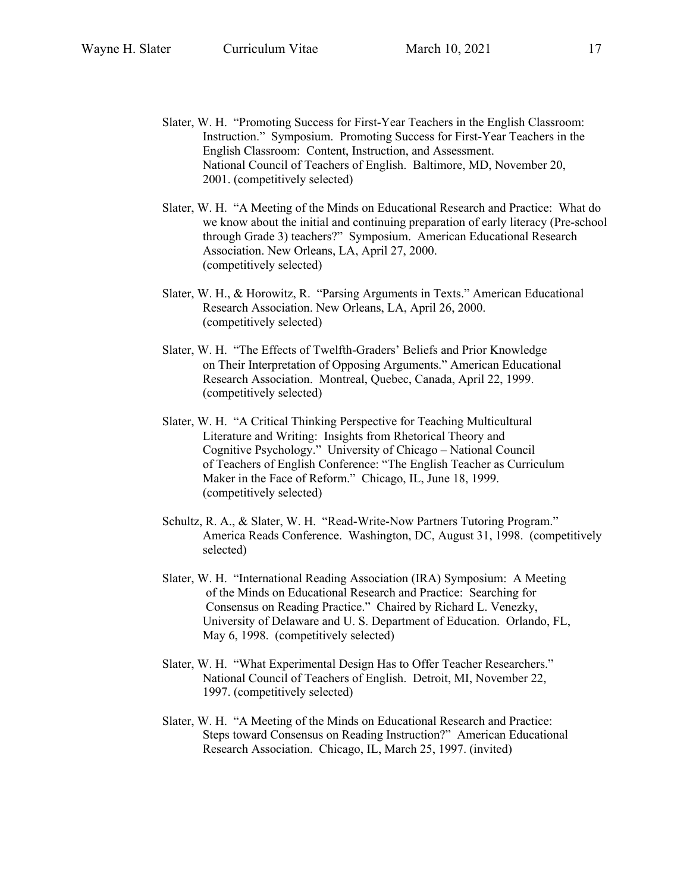Slater, W. H. “Promoting Success for First-Year Teachers in the English Classroom: Instruction.” Symposium. Promoting Success for First-Year Teachers in the English Classroom: Content, Instruction, and Assessment. National Council of Teachers of English. Baltimore, MD, November 20, 2001. (competitively selected)

Slater, W. H. “A Meeting of the Minds on Educational Research and Practice: What do we know about the initial and continuing preparation of early literacy (Pre-school through Grade 3) teachers?” Symposium. American Educational Research Association. New Orleans, LA, April 27, 2000. (competitively selected)

Slater, W. H., & Horowitz, R. “Parsing Arguments in Texts.” American Educational Research Association. New Orleans, LA, April 26, 2000. (competitively selected)

Slater, W. H. “The Effects of Twelfth-Graders’ Beliefs and Prior Knowledge on Their Interpretation of Opposing Arguments.” American Educational Research Association. Montreal, Quebec, Canada, April 22, 1999. (competitively selected)

Slater, W. H. “A Critical Thinking Perspective for Teaching Multicultural Literature and Writing: Insights from Rhetorical Theory and Cognitive Psychology.” University of Chicago – National Council of Teachers of English Conference: “The English Teacher as Curriculum Maker in the Face of Reform.” Chicago, IL, June 18, 1999. (competitively selected)

Schultz, R. A., & Slater, W. H. “Read-Write-Now Partners Tutoring Program.” America Reads Conference. Washington, DC, August 31, 1998. (competitively selected)

Slater, W. H. “International Reading Association (IRA) Symposium: A Meeting of the Minds on Educational Research and Practice: Searching for Consensus on Reading Practice.” Chaired by Richard L. Venezky, University of Delaware and U. S. Department of Education. Orlando, FL, May 6, 1998. (competitively selected)

Slater, W. H. “What Experimental Design Has to Offer Teacher Researchers.” National Council of Teachers of English. Detroit, MI, November 22, 1997. (competitively selected)

Slater, W. H. “A Meeting of the Minds on Educational Research and Practice: Steps toward Consensus on Reading Instruction?” American Educational Research Association. Chicago, IL, March 25, 1997. (invited)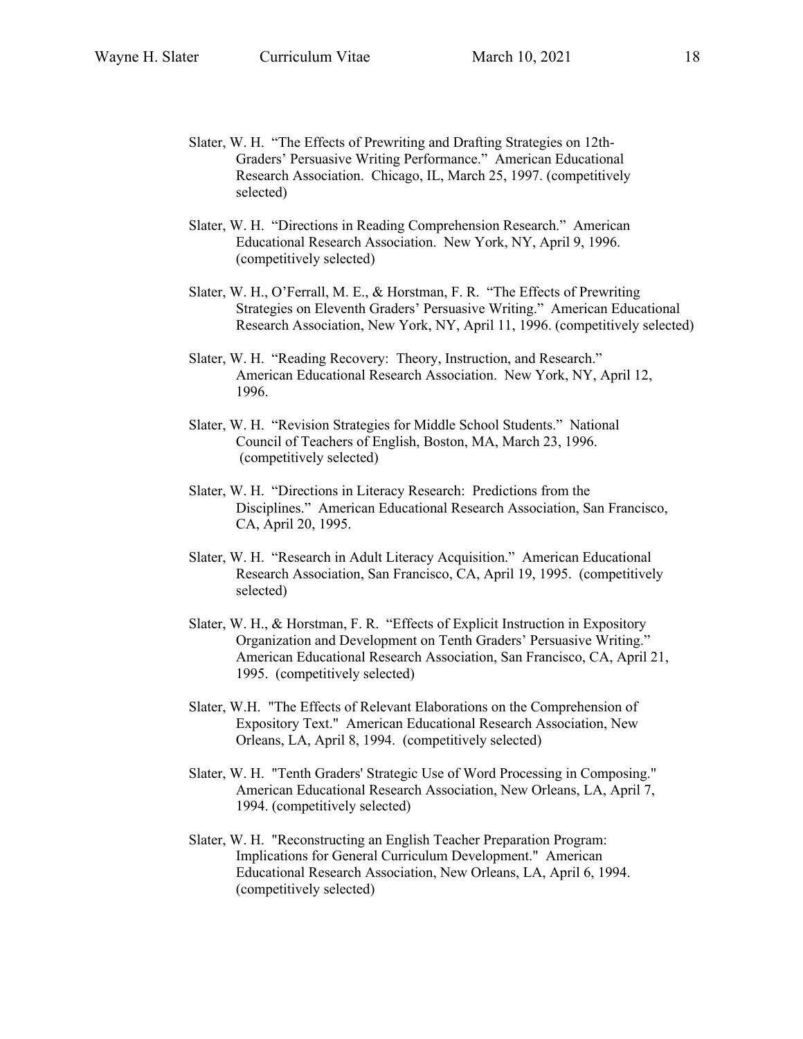Slater, W. H. "The Effects of Prewriting and Drafting Strategies on 12th-Graders' Persuasive Writing Performance." American Educational Research Association. Chicago, IL, March 25, 1997. (competitively selected)

Slater, W. H. "Directions in Reading Comprehension Research." American Educational Research Association. New York, NY, April 9, 1996. (competitively selected)

Slater, W. H., O'Ferrall, M. E., & Horstman, F. R. "The Effects of Prewriting Strategies on Eleventh Graders' Persuasive Writing." American Educational Research Association, New York, NY, April 11, 1996. (competitively selected)

Slater, W. H. "Reading Recovery: Theory, Instruction, and Research." American Educational Research Association. New York, NY, April 12, 1996.

Slater, W. H. "Revision Strategies for Middle School Students." National Council of Teachers of English, Boston, MA, March 23, 1996. (competitively selected)

Slater, W. H. "Directions in Literacy Research: Predictions from the Disciplines." American Educational Research Association, San Francisco, CA, April 20, 1995.

Slater, W. H. "Research in Adult Literacy Acquisition." American Educational Research Association, San Francisco, CA, April 19, 1995. (competitively selected)

Slater, W. H., & Horstman, F. R. "Effects of Explicit Instruction in Expository Organization and Development on Tenth Graders' Persuasive Writing." American Educational Research Association, San Francisco, CA, April 21, 1995. (competitively selected)

Slater, W.H. "The Effects of Relevant Elaborations on the Comprehension of Expository Text." American Educational Research Association, New Orleans, LA, April 8, 1994. (competitively selected)

Slater, W. H. "Tenth Graders' Strategic Use of Word Processing in Composing." American Educational Research Association, New Orleans, LA, April 7, 1994. (competitively selected)

Slater, W. H. "Reconstructing an English Teacher Preparation Program: Implications for General Curriculum Development." American Educational Research Association, New Orleans, LA, April 6, 1994. (competitively selected)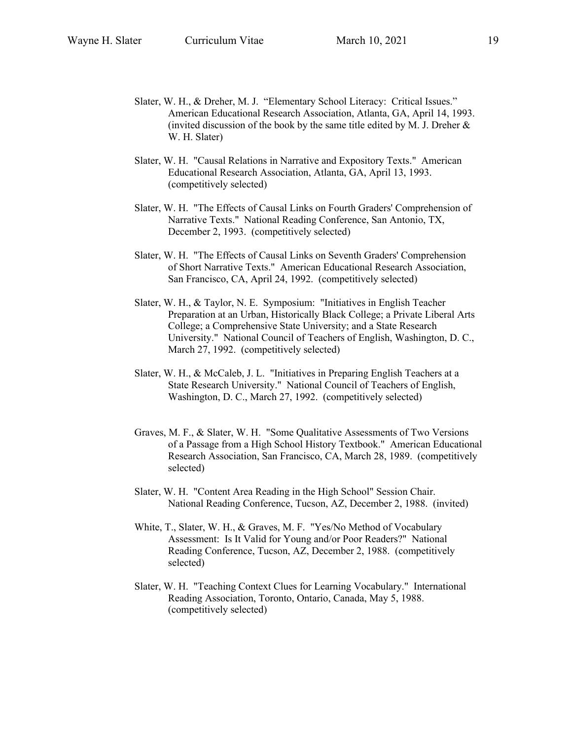Slater, W. H., & Dreher, M. J. "Elementary School Literacy: Critical Issues." American Educational Research Association, Atlanta, GA, April 14, 1993. (invited discussion of the book by the same title edited by M. J. Dreher & W. H. Slater)

Slater, W. H. "Causal Relations in Narrative and Expository Texts." American Educational Research Association, Atlanta, GA, April 13, 1993. (competitively selected)

Slater, W. H. "The Effects of Causal Links on Fourth Graders' Comprehension of Narrative Texts." National Reading Conference, San Antonio, TX, December 2, 1993. (competitively selected)

Slater, W. H. "The Effects of Causal Links on Seventh Graders' Comprehension of Short Narrative Texts." American Educational Research Association, San Francisco, CA, April 24, 1992. (competitively selected)

Slater, W. H., & Taylor, N. E. Symposium: "Initiatives in English Teacher Preparation at an Urban, Historically Black College; a Private Liberal Arts College; a Comprehensive State University; and a State Research University." National Council of Teachers of English, Washington, D. C., March 27, 1992. (competitively selected)

Slater, W. H., & McCaleb, J. L. "Initiatives in Preparing English Teachers at a State Research University." National Council of Teachers of English, Washington, D. C., March 27, 1992. (competitively selected)

Graves, M. F., & Slater, W. H. "Some Qualitative Assessments of Two Versions of a Passage from a High School History Textbook." American Educational Research Association, San Francisco, CA, March 28, 1989. (competitively selected)

Slater, W. H. "Content Area Reading in the High School" Session Chair. National Reading Conference, Tucson, AZ, December 2, 1988. (invited)

White, T., Slater, W. H., & Graves, M. F. "Yes/No Method of Vocabulary Assessment: Is It Valid for Young and/or Poor Readers?" National Reading Conference, Tucson, AZ, December 2, 1988. (competitively selected)

Slater, W. H. "Teaching Context Clues for Learning Vocabulary." International Reading Association, Toronto, Ontario, Canada, May 5, 1988. (competitively selected)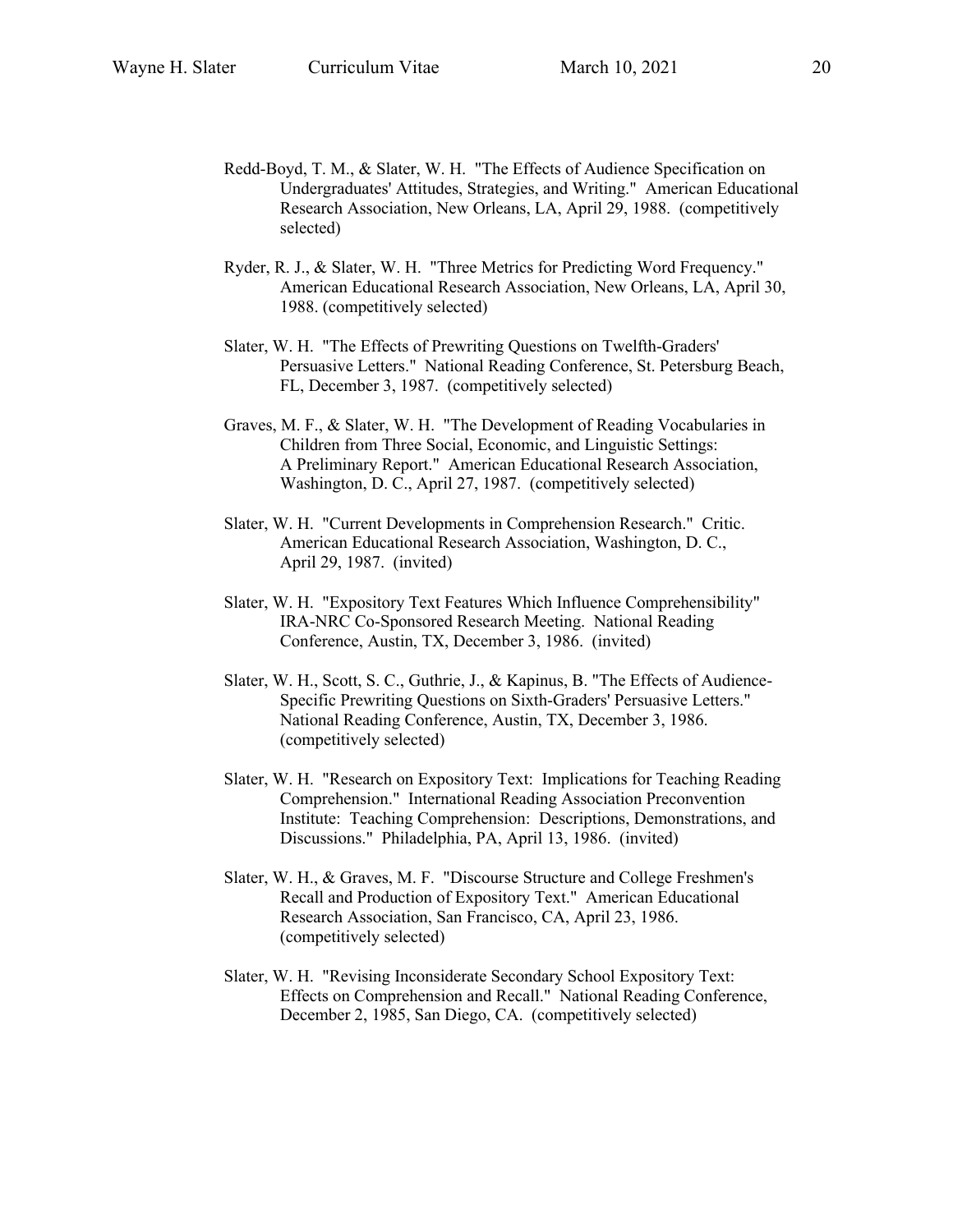Redd-Boyd, T. M., & Slater, W. H. "The Effects of Audience Specification on Undergraduates' Attitudes, Strategies, and Writing." American Educational Research Association, New Orleans, LA, April 29, 1988. (competitively selected)

Ryder, R. J., & Slater, W. H. "Three Metrics for Predicting Word Frequency." American Educational Research Association, New Orleans, LA, April 30, 1988. (competitively selected)

Slater, W. H. "The Effects of Prewriting Questions on Twelfth-Graders' Persuasive Letters." National Reading Conference, St. Petersburg Beach, FL, December 3, 1987. (competitively selected)

Graves, M. F., & Slater, W. H. "The Development of Reading Vocabularies in Children from Three Social, Economic, and Linguistic Settings: A Preliminary Report." American Educational Research Association, Washington, D. C., April 27, 1987. (competitively selected)

Slater, W. H. "Current Developments in Comprehension Research." Critic. American Educational Research Association, Washington, D. C., April 29, 1987. (invited)

Slater, W. H. "Expository Text Features Which Influence Comprehensibility" IRA-NRC Co-Sponsored Research Meeting. National Reading Conference, Austin, TX, December 3, 1986. (invited)

Slater, W. H., Scott, S. C., Guthrie, J., & Kapinus, B. "The Effects of Audience-Specific Prewriting Questions on Sixth-Graders' Persuasive Letters." National Reading Conference, Austin, TX, December 3, 1986. (competitively selected)

Slater, W. H. "Research on Expository Text: Implications for Teaching Reading Comprehension." International Reading Association Preconvention Institute: Teaching Comprehension: Descriptions, Demonstrations, and Discussions." Philadelphia, PA, April 13, 1986. (invited)

Slater, W. H., & Graves, M. F. "Discourse Structure and College Freshmen's Recall and Production of Expository Text." American Educational Research Association, San Francisco, CA, April 23, 1986. (competitively selected)

Slater, W. H. "Revising Inconsiderate Secondary School Expository Text: Effects on Comprehension and Recall." National Reading Conference, December 2, 1985, San Diego, CA. (competitively selected)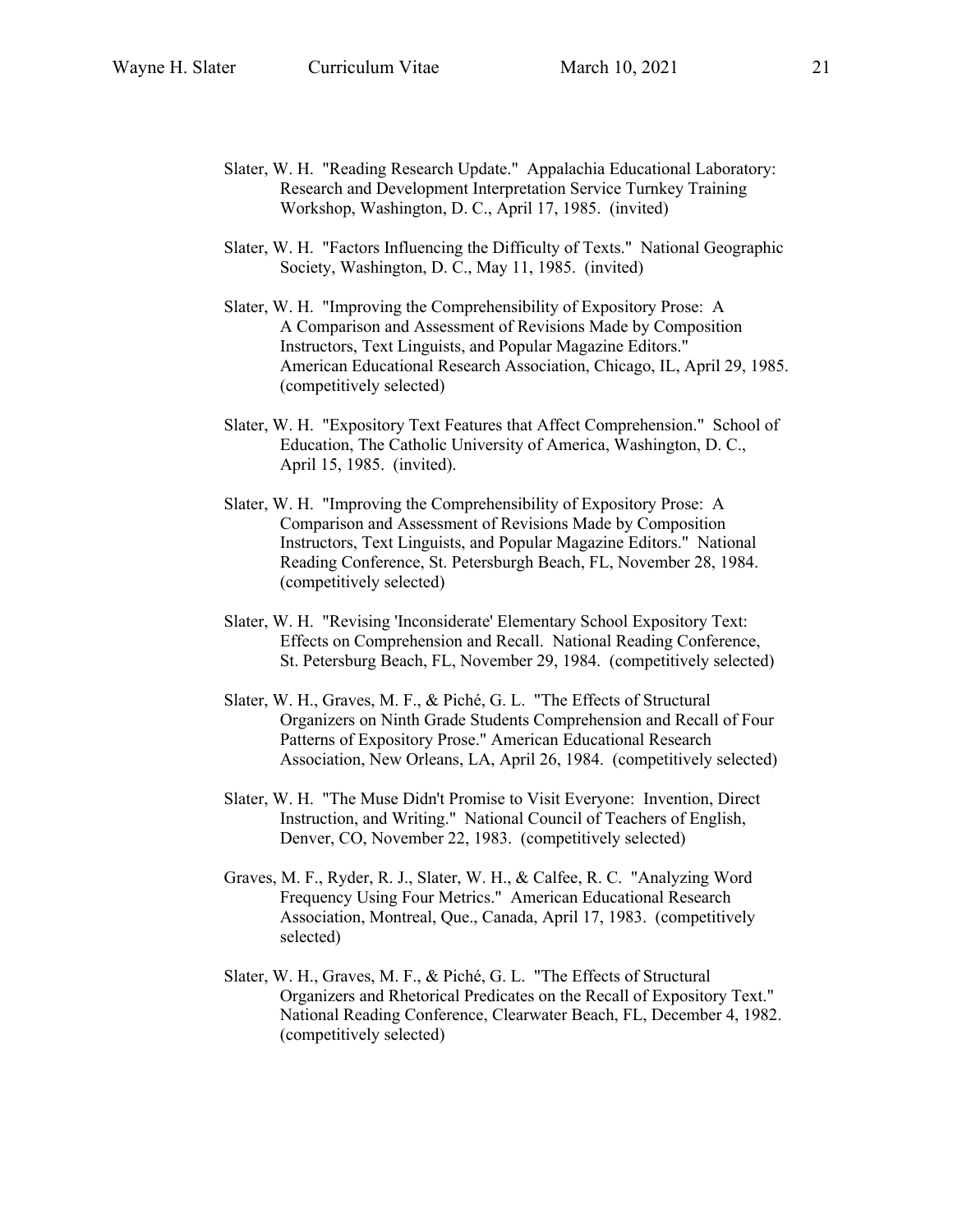Slater, W. H. "Reading Research Update." Appalachia Educational Laboratory: Research and Development Interpretation Service Turnkey Training Workshop, Washington, D. C., April 17, 1985. (invited)

Slater, W. H. "Factors Influencing the Difficulty of Texts." National Geographic Society, Washington, D. C., May 11, 1985. (invited)

Slater, W. H. "Improving the Comprehensibility of Expository Prose: A A Comparison and Assessment of Revisions Made by Composition Instructors, Text Linguists, and Popular Magazine Editors." American Educational Research Association, Chicago, IL, April 29, 1985. (competitively selected)

Slater, W. H. "Expository Text Features that Affect Comprehension." School of Education, The Catholic University of America, Washington, D. C., April 15, 1985. (invited).

Slater, W. H. "Improving the Comprehensibility of Expository Prose: A Comparison and Assessment of Revisions Made by Composition Instructors, Text Linguists, and Popular Magazine Editors." National Reading Conference, St. Petersburgh Beach, FL, November 28, 1984. (competitively selected)

Slater, W. H. "Revising 'Inconsiderate' Elementary School Expository Text: Effects on Comprehension and Recall. National Reading Conference, St. Petersburg Beach, FL, November 29, 1984. (competitively selected)

Slater, W. H., Graves, M. F., & Piché, G. L. "The Effects of Structural Organizers on Ninth Grade Students Comprehension and Recall of Four Patterns of Expository Prose." American Educational Research Association, New Orleans, LA, April 26, 1984. (competitively selected)

Slater, W. H. "The Muse Didn't Promise to Visit Everyone: Invention, Direct Instruction, and Writing." National Council of Teachers of English, Denver, CO, November 22, 1983. (competitively selected)

Graves, M. F., Ryder, R. J., Slater, W. H., & Calfee, R. C. "Analyzing Word Frequency Using Four Metrics." American Educational Research Association, Montreal, Que., Canada, April 17, 1983. (competitively selected)

Slater, W. H., Graves, M. F., & Piché, G. L. "The Effects of Structural Organizers and Rhetorical Predicates on the Recall of Expository Text." National Reading Conference, Clearwater Beach, FL, December 4, 1982. (competitively selected)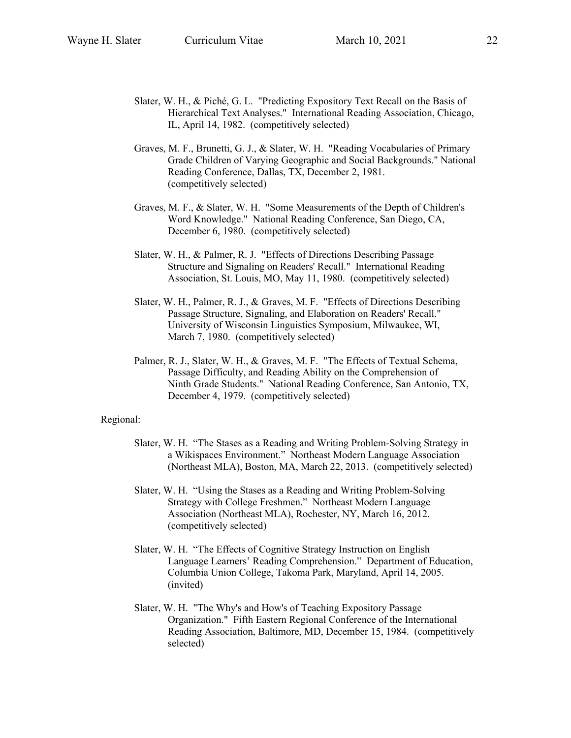Slater, W. H., & Piché, G. L. "Predicting Expository Text Recall on the Basis of Hierarchical Text Analyses." International Reading Association, Chicago, IL, April 14, 1982. (competitively selected)

Graves, M. F., Brunetti, G. J., & Slater, W. H. "Reading Vocabularies of Primary Grade Children of Varying Geographic and Social Backgrounds." National Reading Conference, Dallas, TX, December 2, 1981. (competitively selected)

Graves, M. F., & Slater, W. H. "Some Measurements of the Depth of Children's Word Knowledge." National Reading Conference, San Diego, CA, December 6, 1980. (competitively selected)

Slater, W. H., & Palmer, R. J. "Effects of Directions Describing Passage Structure and Signaling on Readers' Recall." International Reading Association, St. Louis, MO, May 11, 1980. (competitively selected)

Slater, W. H., Palmer, R. J., & Graves, M. F. "Effects of Directions Describing Passage Structure, Signaling, and Elaboration on Readers' Recall." University of Wisconsin Linguistics Symposium, Milwaukee, WI, March 7, 1980. (competitively selected)

Palmer, R. J., Slater, W. H., & Graves, M. F. "The Effects of Textual Schema, Passage Difficulty, and Reading Ability on the Comprehension of Ninth Grade Students." National Reading Conference, San Antonio, TX, December 4, 1979. (competitively selected)

Regional:

Slater, W. H. "The Stases as a Reading and Writing Problem-Solving Strategy in a Wikispaces Environment." Northeast Modern Language Association (Northeast MLA), Boston, MA, March 22, 2013. (competitively selected)

Slater, W. H. "Using the Stases as a Reading and Writing Problem-Solving Strategy with College Freshmen." Northeast Modern Language Association (Northeast MLA), Rochester, NY, March 16, 2012. (competitively selected)

Slater, W. H. "The Effects of Cognitive Strategy Instruction on English Language Learners' Reading Comprehension." Department of Education, Columbia Union College, Takoma Park, Maryland, April 14, 2005. (invited)

Slater, W. H. "The Why's and How's of Teaching Expository Passage Organization." Fifth Eastern Regional Conference of the International Reading Association, Baltimore, MD, December 15, 1984. (competitively selected)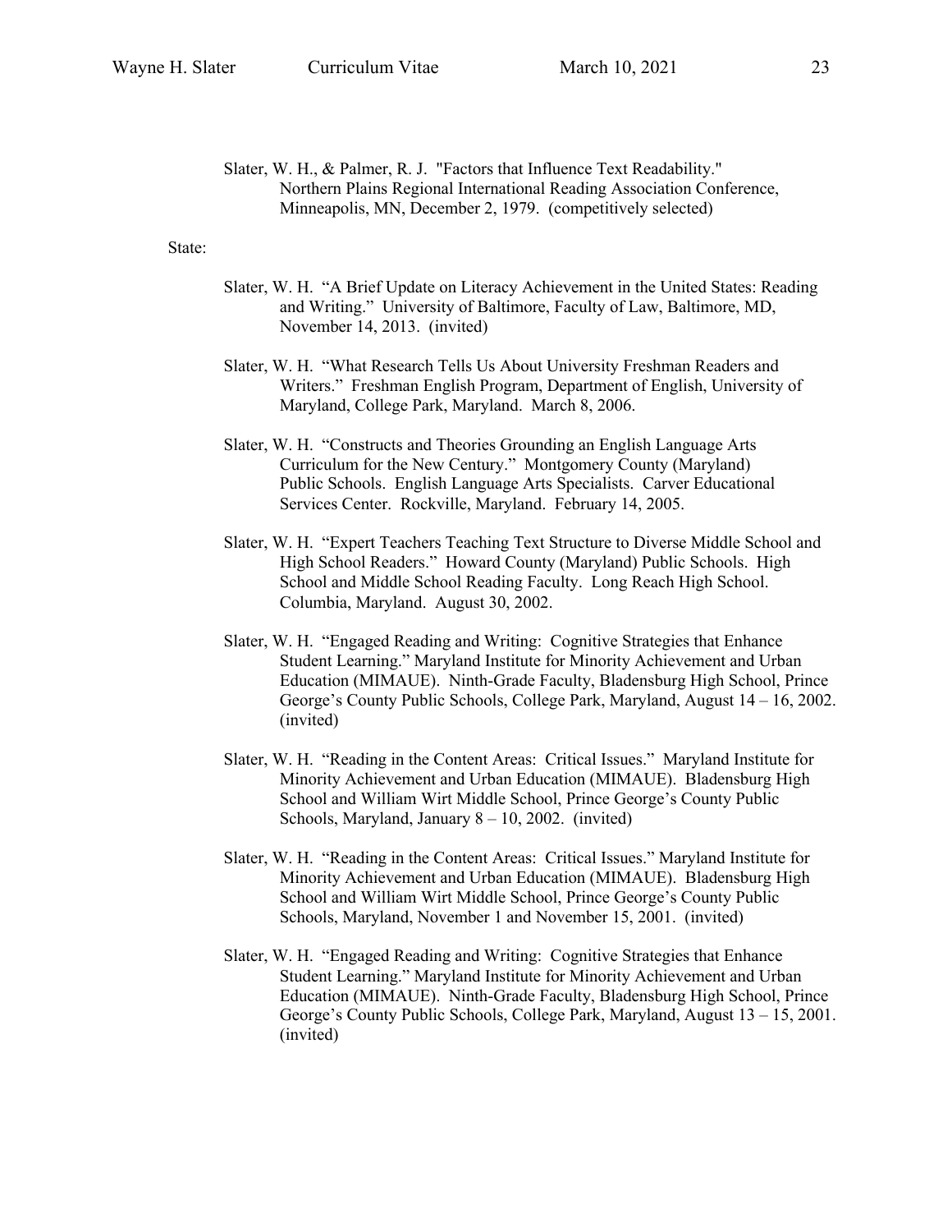Slater, W. H., & Palmer, R. J. "Factors that Influence Text Readability." Northern Plains Regional International Reading Association Conference, Minneapolis, MN, December 2, 1979. (competitively selected)

State:

Slater, W. H. "A Brief Update on Literacy Achievement in the United States: Reading and Writing." University of Baltimore, Faculty of Law, Baltimore, MD, November 14, 2013. (invited)

Slater, W. H. "What Research Tells Us About University Freshman Readers and Writers." Freshman English Program, Department of English, University of Maryland, College Park, Maryland. March 8, 2006.

Slater, W. H. "Constructs and Theories Grounding an English Language Arts Curriculum for the New Century." Montgomery County (Maryland) Public Schools. English Language Arts Specialists. Carver Educational Services Center. Rockville, Maryland. February 14, 2005.

Slater, W. H. "Expert Teachers Teaching Text Structure to Diverse Middle School and High School Readers." Howard County (Maryland) Public Schools. High School and Middle School Reading Faculty. Long Reach High School. Columbia, Maryland. August 30, 2002.

Slater, W. H. "Engaged Reading and Writing: Cognitive Strategies that Enhance Student Learning." Maryland Institute for Minority Achievement and Urban Education (MIMAUE). Ninth-Grade Faculty, Bladensburg High School, Prince George's County Public Schools, College Park, Maryland, August 14 – 16, 2002. (invited)

Slater, W. H. "Reading in the Content Areas: Critical Issues." Maryland Institute for Minority Achievement and Urban Education (MIMAUE). Bladensburg High School and William Wirt Middle School, Prince George's County Public Schools, Maryland, January 8 – 10, 2002. (invited)

Slater, W. H. "Reading in the Content Areas: Critical Issues." Maryland Institute for Minority Achievement and Urban Education (MIMAUE). Bladensburg High School and William Wirt Middle School, Prince George's County Public Schools, Maryland, November 1 and November 15, 2001. (invited)

Slater, W. H. "Engaged Reading and Writing: Cognitive Strategies that Enhance Student Learning." Maryland Institute for Minority Achievement and Urban Education (MIMAUE). Ninth-Grade Faculty, Bladensburg High School, Prince George's County Public Schools, College Park, Maryland, August 13 – 15, 2001. (invited)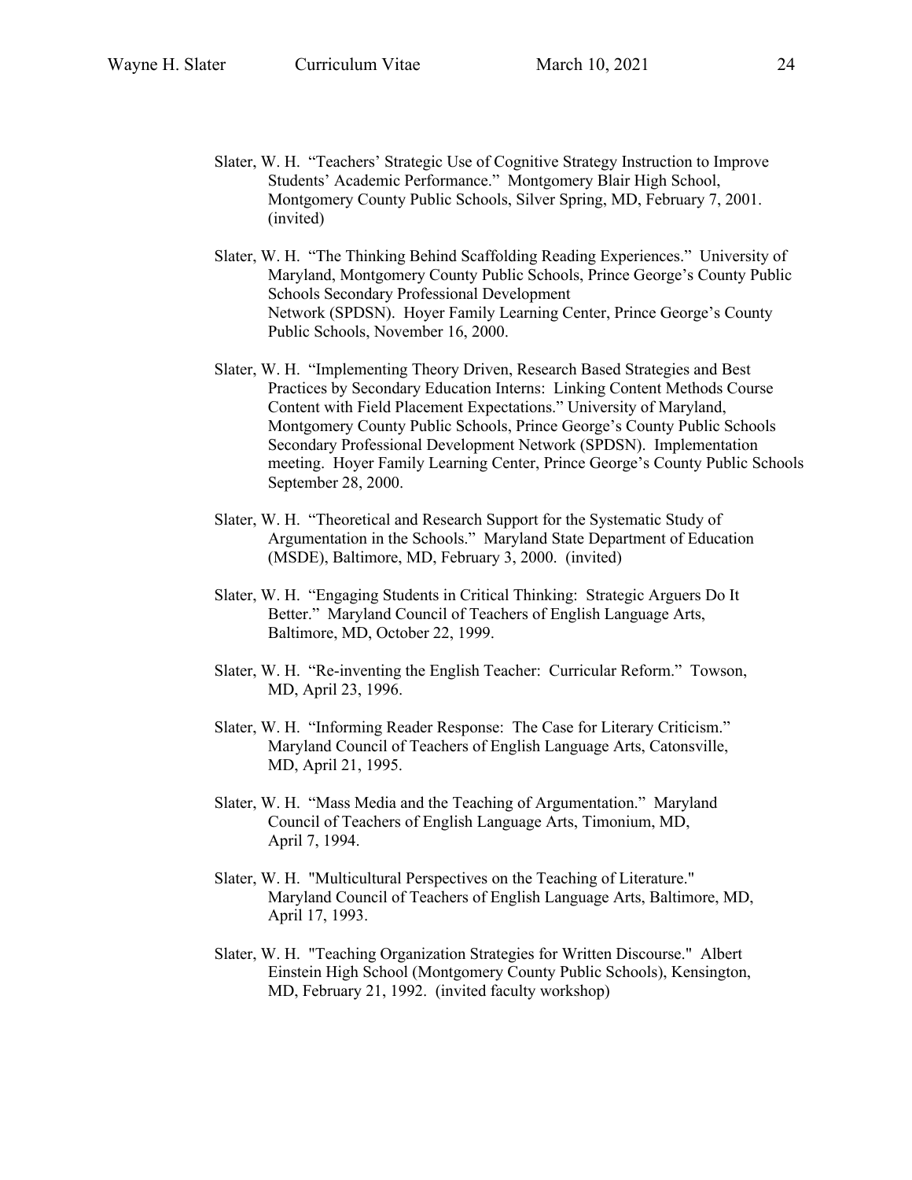Slater, W. H. "Teachers' Strategic Use of Cognitive Strategy Instruction to Improve Students' Academic Performance." Montgomery Blair High School, Montgomery County Public Schools, Silver Spring, MD, February 7, 2001. (invited)

Slater, W. H. "The Thinking Behind Scaffolding Reading Experiences." University of Maryland, Montgomery County Public Schools, Prince George's County Public Schools Secondary Professional Development Network (SPDSN). Hoyer Family Learning Center, Prince George's County Public Schools, November 16, 2000.

Slater, W. H. "Implementing Theory Driven, Research Based Strategies and Best Practices by Secondary Education Interns: Linking Content Methods Course Content with Field Placement Expectations." University of Maryland, Montgomery County Public Schools, Prince George's County Public Schools Secondary Professional Development Network (SPDSN). Implementation meeting. Hoyer Family Learning Center, Prince George's County Public Schools September 28, 2000.

Slater, W. H. "Theoretical and Research Support for the Systematic Study of Argumentation in the Schools." Maryland State Department of Education (MSDE), Baltimore, MD, February 3, 2000. (invited)

Slater, W. H. "Engaging Students in Critical Thinking: Strategic Arguers Do It Better." Maryland Council of Teachers of English Language Arts, Baltimore, MD, October 22, 1999.

Slater, W. H. "Re-inventing the English Teacher: Curricular Reform." Towson, MD, April 23, 1996.

Slater, W. H. "Informing Reader Response: The Case for Literary Criticism." Maryland Council of Teachers of English Language Arts, Catonsville, MD, April 21, 1995.

Slater, W. H. "Mass Media and the Teaching of Argumentation." Maryland Council of Teachers of English Language Arts, Timonium, MD, April 7, 1994.

Slater, W. H. "Multicultural Perspectives on the Teaching of Literature." Maryland Council of Teachers of English Language Arts, Baltimore, MD, April 17, 1993.

Slater, W. H. "Teaching Organization Strategies for Written Discourse." Albert Einstein High School (Montgomery County Public Schools), Kensington, MD, February 21, 1992. (invited faculty workshop)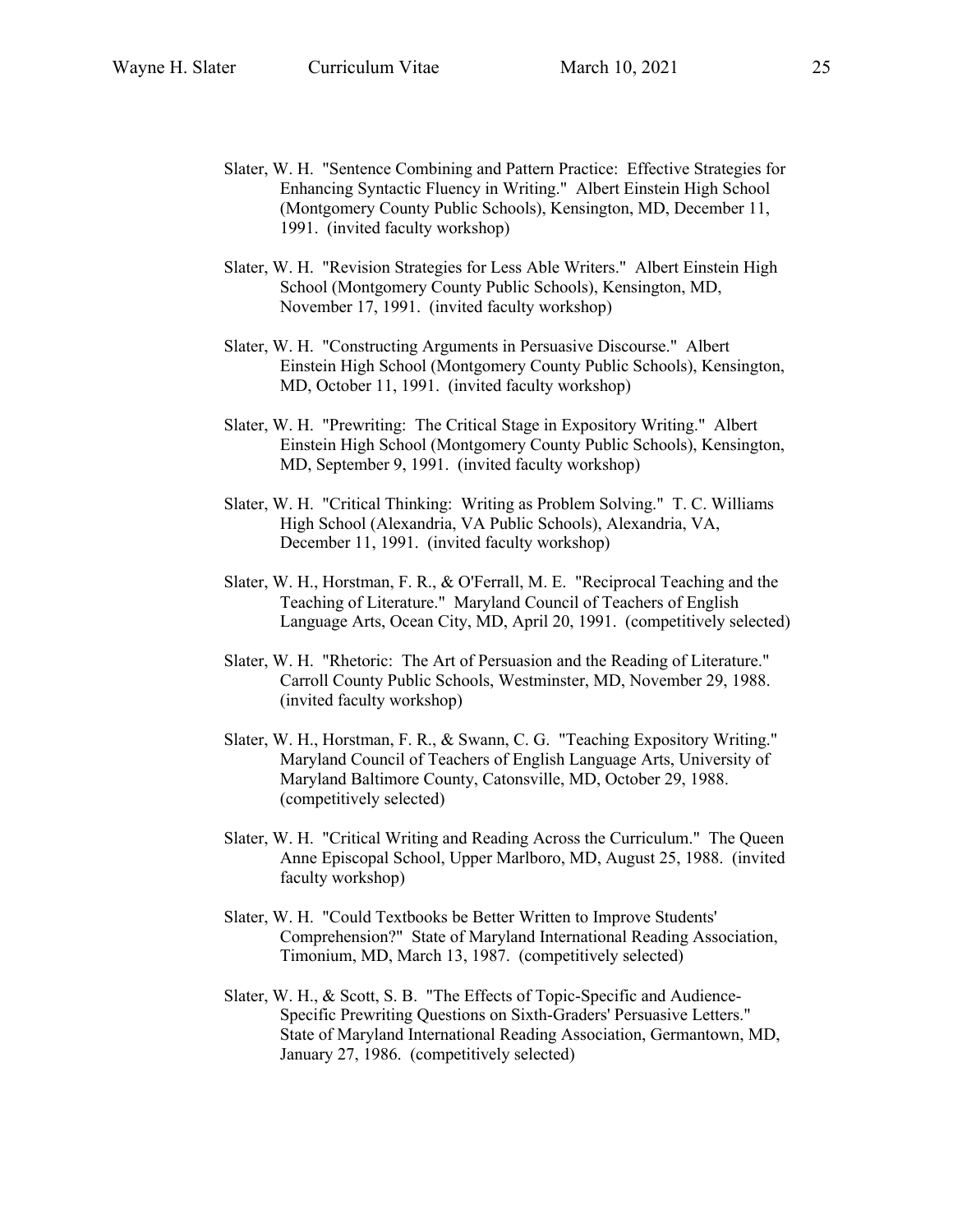Slater, W. H. "Sentence Combining and Pattern Practice: Effective Strategies for Enhancing Syntactic Fluency in Writing." Albert Einstein High School (Montgomery County Public Schools), Kensington, MD, December 11, 1991. (invited faculty workshop)

Slater, W. H. "Revision Strategies for Less Able Writers." Albert Einstein High School (Montgomery County Public Schools), Kensington, MD, November 17, 1991. (invited faculty workshop)

Slater, W. H. "Constructing Arguments in Persuasive Discourse." Albert Einstein High School (Montgomery County Public Schools), Kensington, MD, October 11, 1991. (invited faculty workshop)

Slater, W. H. "Prewriting: The Critical Stage in Expository Writing." Albert Einstein High School (Montgomery County Public Schools), Kensington, MD, September 9, 1991. (invited faculty workshop)

Slater, W. H. "Critical Thinking: Writing as Problem Solving." T. C. Williams High School (Alexandria, VA Public Schools), Alexandria, VA, December 11, 1991. (invited faculty workshop)

Slater, W. H., Horstman, F. R., & O'Ferrall, M. E. "Reciprocal Teaching and the Teaching of Literature." Maryland Council of Teachers of English Language Arts, Ocean City, MD, April 20, 1991. (competitively selected)

Slater, W. H. "Rhetoric: The Art of Persuasion and the Reading of Literature." Carroll County Public Schools, Westminster, MD, November 29, 1988. (invited faculty workshop)

Slater, W. H., Horstman, F. R., & Swann, C. G. "Teaching Expository Writing." Maryland Council of Teachers of English Language Arts, University of Maryland Baltimore County, Catonsville, MD, October 29, 1988. (competitively selected)

Slater, W. H. "Critical Writing and Reading Across the Curriculum." The Queen Anne Episcopal School, Upper Marlboro, MD, August 25, 1988. (invited faculty workshop)

Slater, W. H. "Could Textbooks be Better Written to Improve Students' Comprehension?" State of Maryland International Reading Association, Timonium, MD, March 13, 1987. (competitively selected)

Slater, W. H., & Scott, S. B. "The Effects of Topic-Specific and Audience-Specific Prewriting Questions on Sixth-Graders' Persuasive Letters." State of Maryland International Reading Association, Germantown, MD, January 27, 1986. (competitively selected)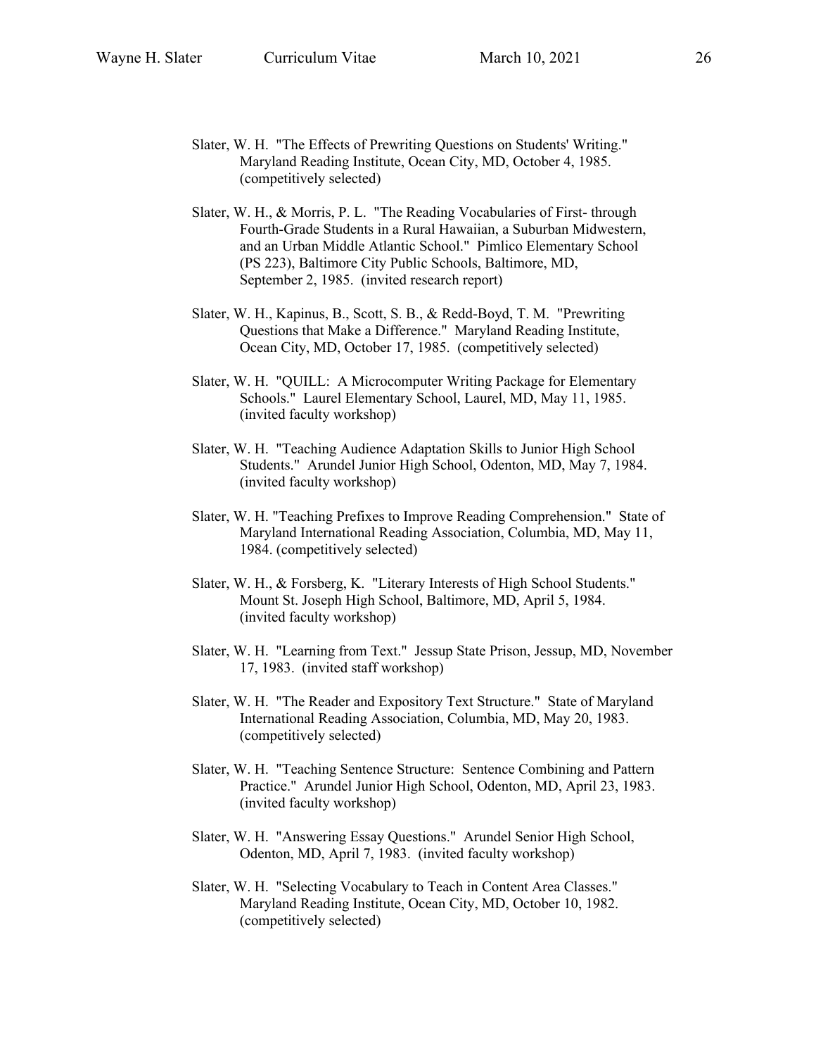Slater, W. H. "The Effects of Prewriting Questions on Students' Writing." Maryland Reading Institute, Ocean City, MD, October 4, 1985. (competitively selected)

Slater, W. H., & Morris, P. L. "The Reading Vocabularies of First- through Fourth-Grade Students in a Rural Hawaiian, a Suburban Midwestern, and an Urban Middle Atlantic School." Pimlico Elementary School (PS 223), Baltimore City Public Schools, Baltimore, MD, September 2, 1985. (invited research report)

Slater, W. H., Kapinus, B., Scott, S. B., & Redd-Boyd, T. M. "Prewriting Questions that Make a Difference." Maryland Reading Institute, Ocean City, MD, October 17, 1985. (competitively selected)

Slater, W. H. "QUILL: A Microcomputer Writing Package for Elementary Schools." Laurel Elementary School, Laurel, MD, May 11, 1985. (invited faculty workshop)

Slater, W. H. "Teaching Audience Adaptation Skills to Junior High School Students." Arundel Junior High School, Odenton, MD, May 7, 1984. (invited faculty workshop)

Slater, W. H. "Teaching Prefixes to Improve Reading Comprehension." State of Maryland International Reading Association, Columbia, MD, May 11, 1984. (competitively selected)

Slater, W. H., & Forsberg, K. "Literary Interests of High School Students." Mount St. Joseph High School, Baltimore, MD, April 5, 1984. (invited faculty workshop)

Slater, W. H. "Learning from Text." Jessup State Prison, Jessup, MD, November 17, 1983. (invited staff workshop)

Slater, W. H. "The Reader and Expository Text Structure." State of Maryland International Reading Association, Columbia, MD, May 20, 1983. (competitively selected)

Slater, W. H. "Teaching Sentence Structure: Sentence Combining and Pattern Practice." Arundel Junior High School, Odenton, MD, April 23, 1983. (invited faculty workshop)

Slater, W. H. "Answering Essay Questions." Arundel Senior High School, Odenton, MD, April 7, 1983. (invited faculty workshop)

Slater, W. H. "Selecting Vocabulary to Teach in Content Area Classes." Maryland Reading Institute, Ocean City, MD, October 10, 1982. (competitively selected)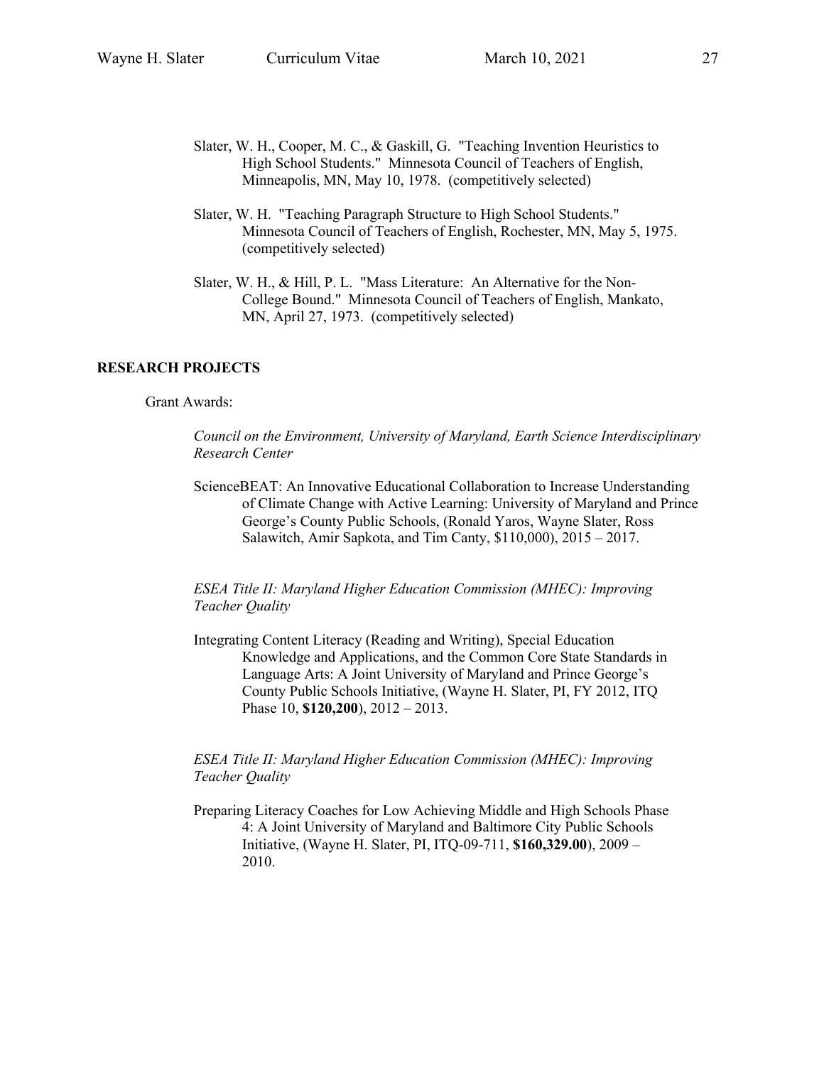Slater, W. H., Cooper, M. C., & Gaskill, G. "Teaching Invention Heuristics to High School Students." Minnesota Council of Teachers of English, Minneapolis, MN, May 10, 1978. (competitively selected)

Slater, W. H. "Teaching Paragraph Structure to High School Students." Minnesota Council of Teachers of English, Rochester, MN, May 5, 1975. (competitively selected)

Slater, W. H., & Hill, P. L. "Mass Literature: An Alternative for the Non-College Bound." Minnesota Council of Teachers of English, Mankato, MN, April 27, 1973. (competitively selected)

## RESEARCH PROJECTS

Grant Awards:

*Council on the Environment, University of Maryland, Earth Science Interdisciplinary Research Center*

ScienceBEAT: An Innovative Educational Collaboration to Increase Understanding of Climate Change with Active Learning: University of Maryland and Prince George's County Public Schools, (Ronald Yaros, Wayne Slater, Ross Salawitch, Amir Sapkota, and Tim Canty, $110,000), 2015 – 2017.

*ESEA Title II: Maryland Higher Education Commission (MHEC): Improving Teacher Quality*

Integrating Content Literacy (Reading and Writing), Special Education Knowledge and Applications, and the Common Core State Standards in Language Arts: A Joint University of Maryland and Prince George's County Public Schools Initiative, (Wayne H. Slater, PI, FY 2012, ITQ Phase 10, **$120,200**), 2012 – 2013.

*ESEA Title II: Maryland Higher Education Commission (MHEC): Improving Teacher Quality*

Preparing Literacy Coaches for Low Achieving Middle and High Schools Phase 4: A Joint University of Maryland and Baltimore City Public Schools Initiative, (Wayne H. Slater, PI, ITQ-09-711, **$160,329.00**), 2009 – 2010.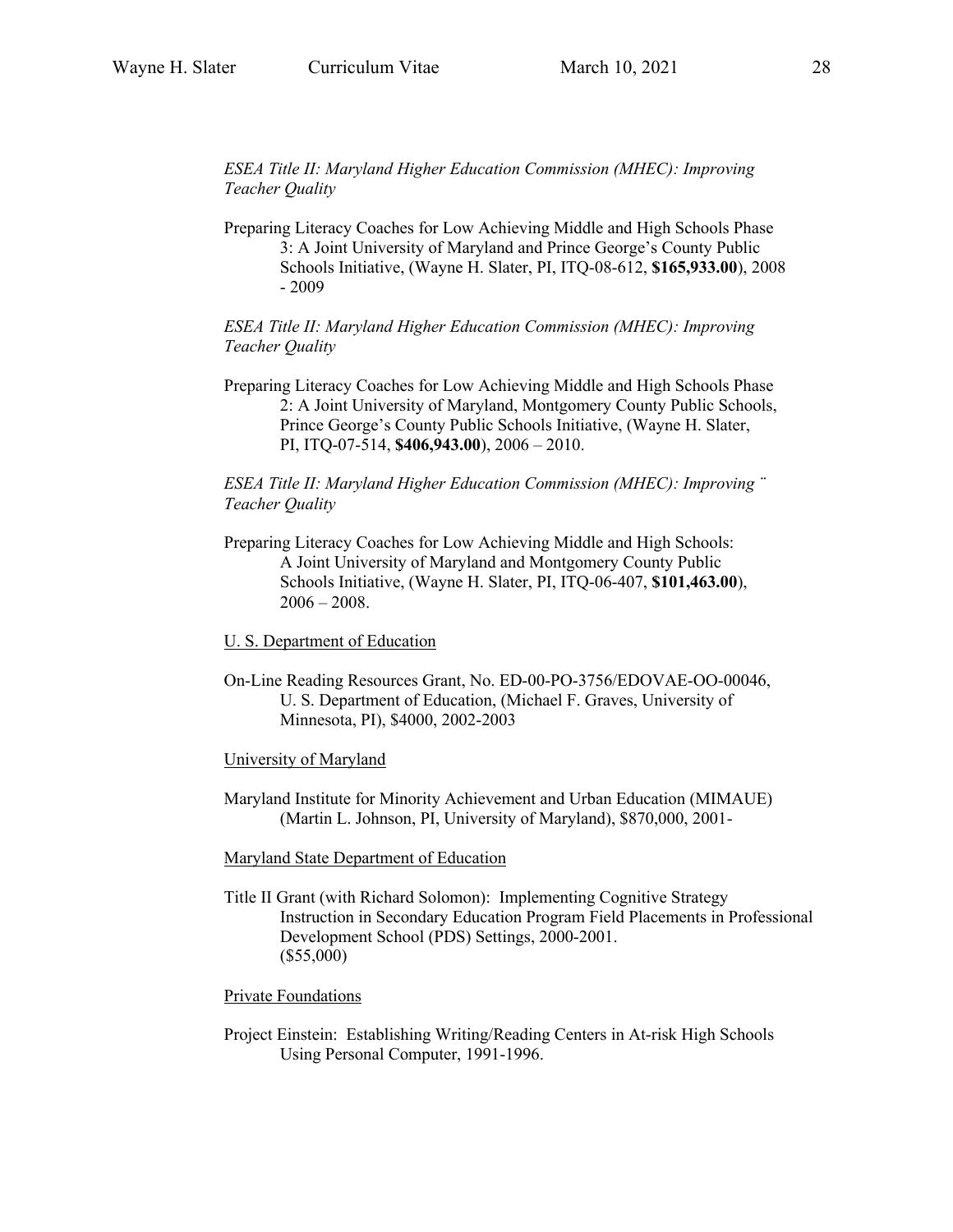*ESEA Title II: Maryland Higher Education Commission (MHEC): Improving Teacher Quality*

Preparing Literacy Coaches for Low Achieving Middle and High Schools Phase 3: A Joint University of Maryland and Prince George's County Public Schools Initiative, (Wayne H. Slater, PI, ITQ-08-612, **$165,933.00**), 2008 - 2009

*ESEA Title II: Maryland Higher Education Commission (MHEC): Improving Teacher Quality*

Preparing Literacy Coaches for Low Achieving Middle and High Schools Phase 2: A Joint University of Maryland, Montgomery County Public Schools, Prince George's County Public Schools Initiative, (Wayne H. Slater, PI, ITQ-07-514, **$406,943.00**), 2006 – 2010.

*ESEA Title II: Maryland Higher Education Commission (MHEC): Improving ¨ Teacher Quality*

Preparing Literacy Coaches for Low Achieving Middle and High Schools: A Joint University of Maryland and Montgomery County Public Schools Initiative, (Wayne H. Slater, PI, ITQ-06-407, **$101,463.00**), 2006 – 2008.

<u>U. S. Department of Education</u>

On-Line Reading Resources Grant, No. ED-00-PO-3756/EDOVAE-OO-00046, U. S. Department of Education, (Michael F. Graves, University of Minnesota, PI), $4000, 2002-2003

<u>University of Maryland</u>

Maryland Institute for Minority Achievement and Urban Education (MIMAUE) (Martin L. Johnson, PI, University of Maryland), $870,000, 2001-

<u>Maryland State Department of Education</u>

Title II Grant (with Richard Solomon): Implementing Cognitive Strategy Instruction in Secondary Education Program Field Placements in Professional Development School (PDS) Settings, 2000-2001. ($55,000)

<u>Private Foundations</u>

Project Einstein: Establishing Writing/Reading Centers in At-risk High Schools Using Personal Computer, 1991-1996.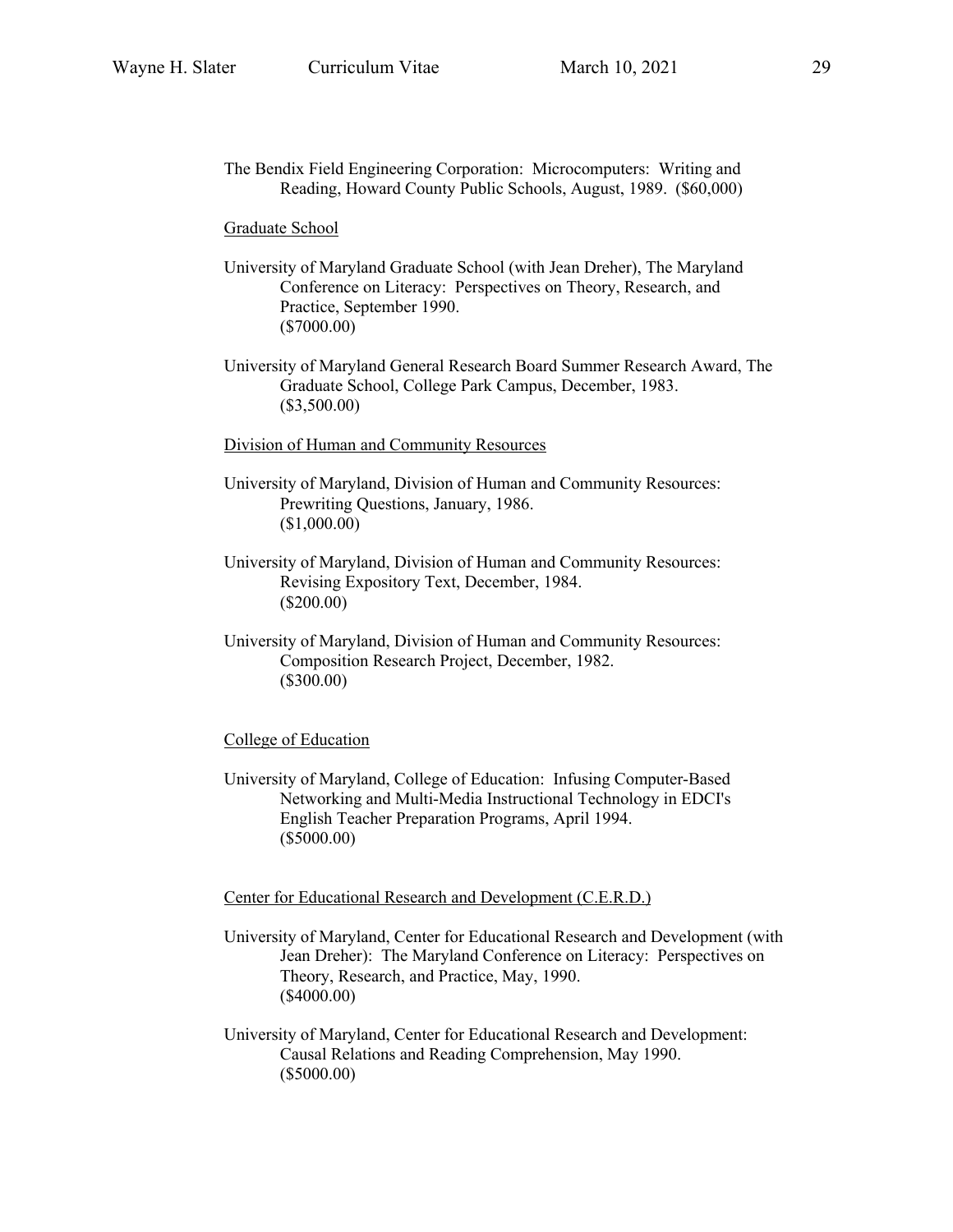The Bendix Field Engineering Corporation: Microcomputers: Writing and Reading, Howard County Public Schools, August, 1989. ($60,000)

Graduate School

University of Maryland Graduate School (with Jean Dreher), The Maryland Conference on Literacy: Perspectives on Theory, Research, and Practice, September 1990. ($7000.00)

University of Maryland General Research Board Summer Research Award, The Graduate School, College Park Campus, December, 1983. ($3,500.00)

Division of Human and Community Resources

University of Maryland, Division of Human and Community Resources: Prewriting Questions, January, 1986. ($1,000.00)

University of Maryland, Division of Human and Community Resources: Revising Expository Text, December, 1984. ($200.00)

University of Maryland, Division of Human and Community Resources: Composition Research Project, December, 1982. ($300.00)

College of Education

University of Maryland, College of Education: Infusing Computer-Based Networking and Multi-Media Instructional Technology in EDCI's English Teacher Preparation Programs, April 1994. ($5000.00)

Center for Educational Research and Development (C.E.R.D.)

University of Maryland, Center for Educational Research and Development (with Jean Dreher): The Maryland Conference on Literacy: Perspectives on Theory, Research, and Practice, May, 1990. ($4000.00)

University of Maryland, Center for Educational Research and Development: Causal Relations and Reading Comprehension, May 1990. ($5000.00)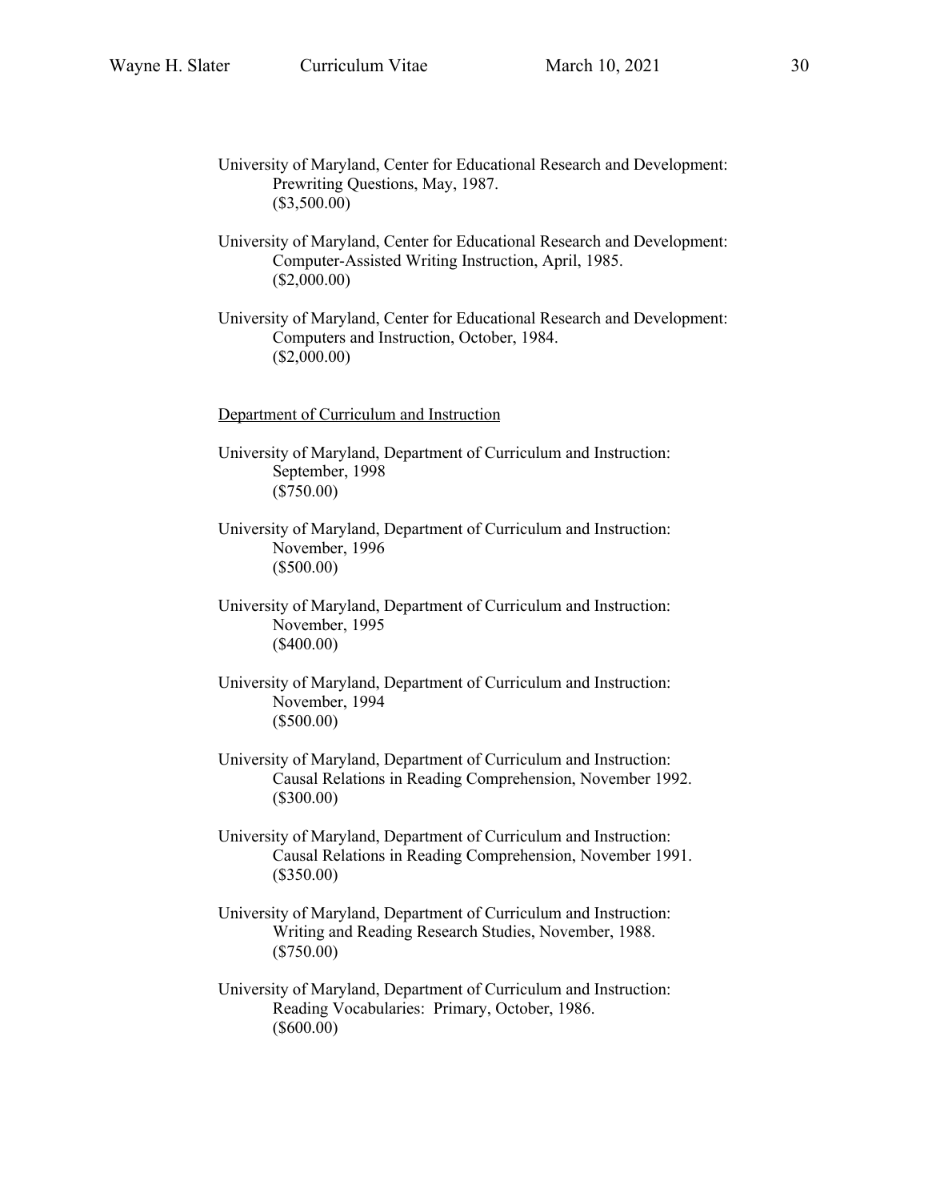University of Maryland, Center for Educational Research and Development:
Prewriting Questions, May, 1987.
($3,500.00)

University of Maryland, Center for Educational Research and Development:
Computer-Assisted Writing Instruction, April, 1985.
($2,000.00)

University of Maryland, Center for Educational Research and Development:
Computers and Instruction, October, 1984.
($2,000.00)

Department of Curriculum and Instruction

University of Maryland, Department of Curriculum and Instruction:
September, 1998
($750.00)

University of Maryland, Department of Curriculum and Instruction:
November, 1996
($500.00)

University of Maryland, Department of Curriculum and Instruction:
November, 1995
($400.00)

University of Maryland, Department of Curriculum and Instruction:
November, 1994
($500.00)

University of Maryland, Department of Curriculum and Instruction:
Causal Relations in Reading Comprehension, November 1992.
($300.00)

University of Maryland, Department of Curriculum and Instruction:
Causal Relations in Reading Comprehension, November 1991.
($350.00)

University of Maryland, Department of Curriculum and Instruction:
Writing and Reading Research Studies, November, 1988.
($750.00)

University of Maryland, Department of Curriculum and Instruction:
Reading Vocabularies: Primary, October, 1986.
($600.00)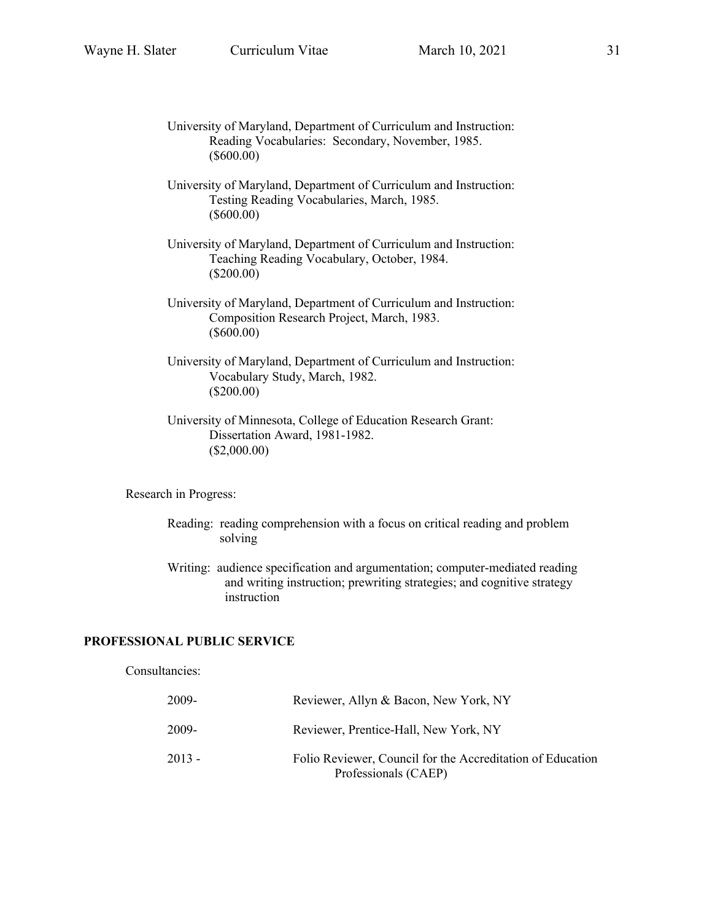University of Maryland, Department of Curriculum and Instruction:
Reading Vocabularies: Secondary, November, 1985.
($600.00)

University of Maryland, Department of Curriculum and Instruction:
Testing Reading Vocabularies, March, 1985.
($600.00)

University of Maryland, Department of Curriculum and Instruction:
Teaching Reading Vocabulary, October, 1984.
($200.00)

University of Maryland, Department of Curriculum and Instruction:
Composition Research Project, March, 1983.
($600.00)

University of Maryland, Department of Curriculum and Instruction:
Vocabulary Study, March, 1982.
($200.00)

University of Minnesota, College of Education Research Grant:
Dissertation Award, 1981-1982.
($2,000.00)

Research in Progress:

Reading: reading comprehension with a focus on critical reading and problem solving

Writing: audience specification and argumentation; computer-mediated reading and writing instruction; prewriting strategies; and cognitive strategy instruction

## PROFESSIONAL PUBLIC SERVICE

Consultancies:

| | |
|---|---|
| 2009- | Reviewer, Allyn & Bacon, New York, NY |
| 2009- | Reviewer, Prentice-Hall, New York, NY |
| 2013 - | Folio Reviewer, Council for the Accreditation of Education Professionals (CAEP) |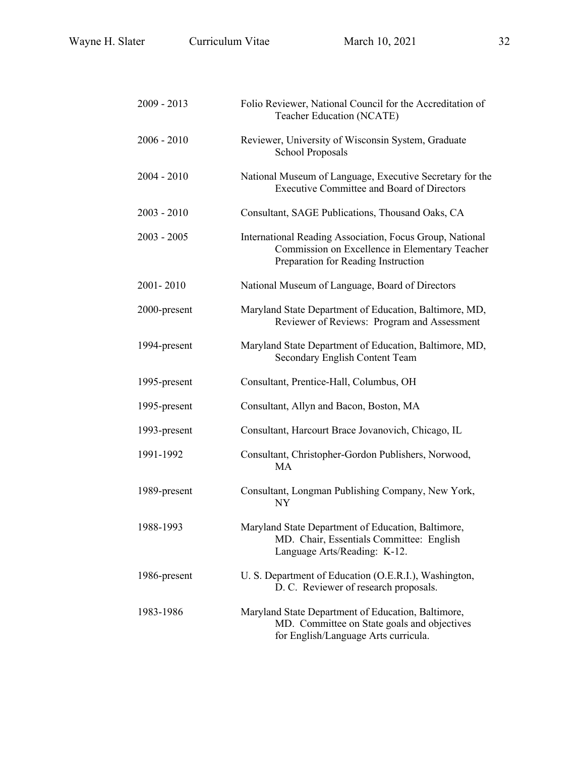| | |
|---|---|
| 2009 - 2013 | Folio Reviewer, National Council for the Accreditation of Teacher Education (NCATE) |
| 2006 - 2010 | Reviewer, University of Wisconsin System, Graduate School Proposals |
| 2004 - 2010 | National Museum of Language, Executive Secretary for the Executive Committee and Board of Directors |
| 2003 - 2010 | Consultant, SAGE Publications, Thousand Oaks, CA |
| 2003 - 2005 | International Reading Association, Focus Group, National Commission on Excellence in Elementary Teacher Preparation for Reading Instruction |
| 2001- 2010 | National Museum of Language, Board of Directors |
| 2000-present | Maryland State Department of Education, Baltimore, MD, Reviewer of Reviews: Program and Assessment |
| 1994-present | Maryland State Department of Education, Baltimore, MD, Secondary English Content Team |
| 1995-present | Consultant, Prentice-Hall, Columbus, OH |
| 1995-present | Consultant, Allyn and Bacon, Boston, MA |
| 1993-present | Consultant, Harcourt Brace Jovanovich, Chicago, IL |
| 1991-1992 | Consultant, Christopher-Gordon Publishers, Norwood, MA |
| 1989-present | Consultant, Longman Publishing Company, New York, NY |
| 1988-1993 | Maryland State Department of Education, Baltimore, MD. Chair, Essentials Committee: English Language Arts/Reading: K-12. |
| 1986-present | U. S. Department of Education (O.E.R.I.), Washington, D. C. Reviewer of research proposals. |
| 1983-1986 | Maryland State Department of Education, Baltimore, MD. Committee on State goals and objectives for English/Language Arts curricula. |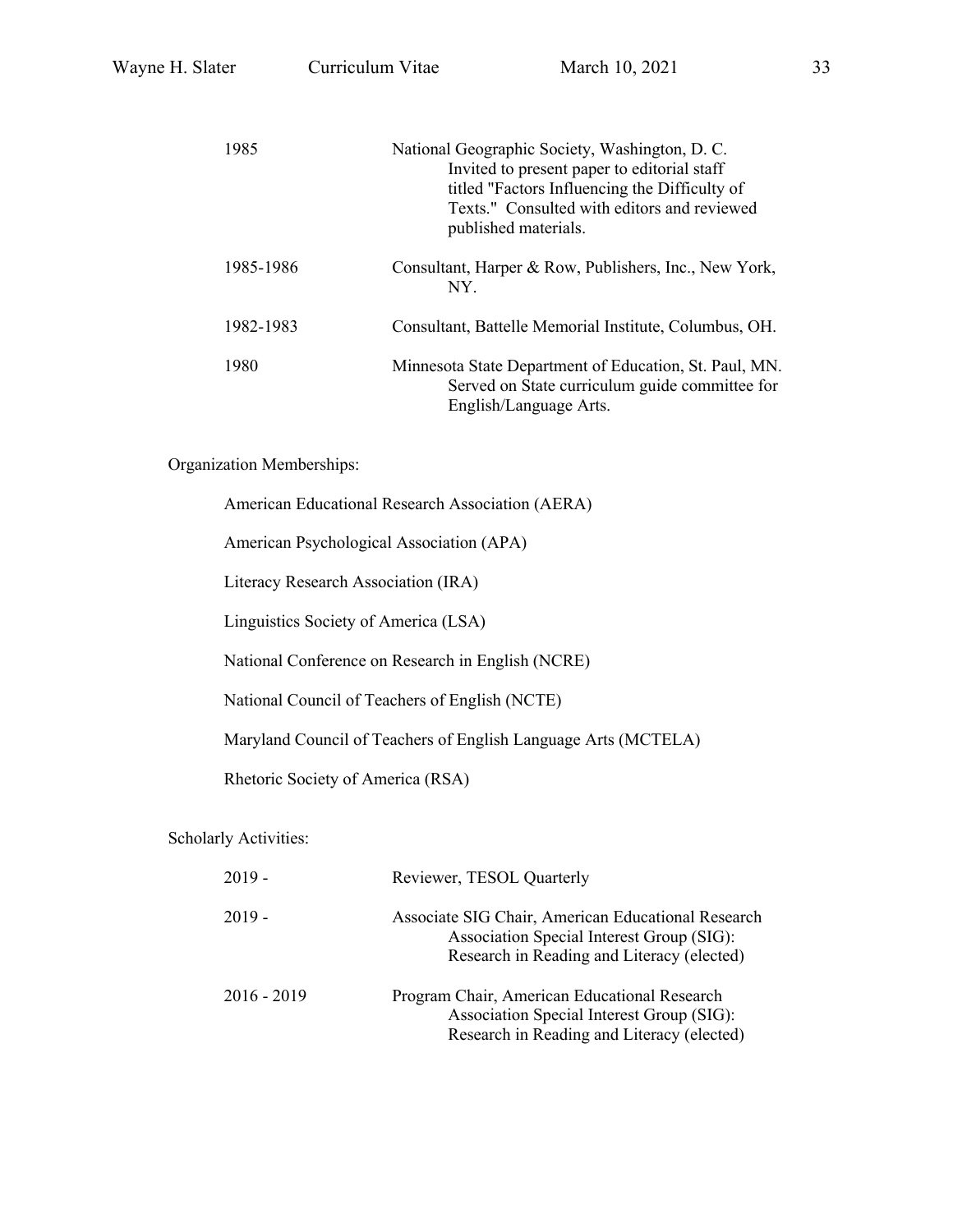1985 National Geographic Society, Washington, D. C. Invited to present paper to editorial staff titled "Factors Influencing the Difficulty of Texts." Consulted with editors and reviewed published materials.

1985-1986 Consultant, Harper & Row, Publishers, Inc., New York, NY.

1982-1983 Consultant, Battelle Memorial Institute, Columbus, OH.

1980 Minnesota State Department of Education, St. Paul, MN. Served on State curriculum guide committee for English/Language Arts.

Organization Memberships:

American Educational Research Association (AERA)

American Psychological Association (APA)

Literacy Research Association (IRA)

Linguistics Society of America (LSA)

National Conference on Research in English (NCRE)

National Council of Teachers of English (NCTE)

Maryland Council of Teachers of English Language Arts (MCTELA)

Rhetoric Society of America (RSA)

Scholarly Activities:

2019 - Reviewer, TESOL Quarterly

2019 - Associate SIG Chair, American Educational Research Association Special Interest Group (SIG): Research in Reading and Literacy (elected)

2016 - 2019 Program Chair, American Educational Research Association Special Interest Group (SIG): Research in Reading and Literacy (elected)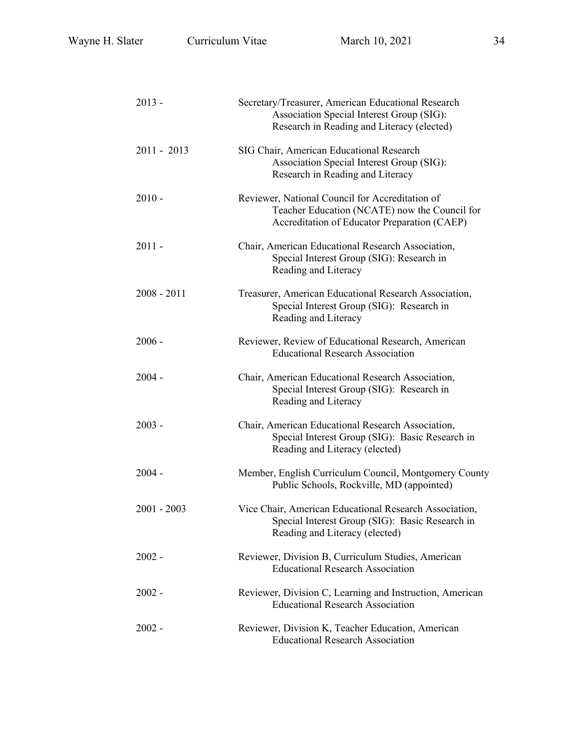| | |
|---|---|
| 2013 - | Secretary/Treasurer, American Educational Research Association Special Interest Group (SIG): Research in Reading and Literacy (elected) |
| 2011 - 2013 | SIG Chair, American Educational Research Association Special Interest Group (SIG): Research in Reading and Literacy |
| 2010 - | Reviewer, National Council for Accreditation of Teacher Education (NCATE) now the Council for Accreditation of Educator Preparation (CAEP) |
| 2011 - | Chair, American Educational Research Association, Special Interest Group (SIG): Research in Reading and Literacy |
| 2008 - 2011 | Treasurer, American Educational Research Association, Special Interest Group (SIG): Research in Reading and Literacy |
| 2006 - | Reviewer, Review of Educational Research, American Educational Research Association |
| 2004 - | Chair, American Educational Research Association, Special Interest Group (SIG): Research in Reading and Literacy |
| 2003 - | Chair, American Educational Research Association, Special Interest Group (SIG): Basic Research in Reading and Literacy (elected) |
| 2004 - | Member, English Curriculum Council, Montgomery County Public Schools, Rockville, MD (appointed) |
| 2001 - 2003 | Vice Chair, American Educational Research Association, Special Interest Group (SIG): Basic Research in Reading and Literacy (elected) |
| 2002 - | Reviewer, Division B, Curriculum Studies, American Educational Research Association |
| 2002 - | Reviewer, Division C, Learning and Instruction, American Educational Research Association |
| 2002 - | Reviewer, Division K, Teacher Education, American Educational Research Association |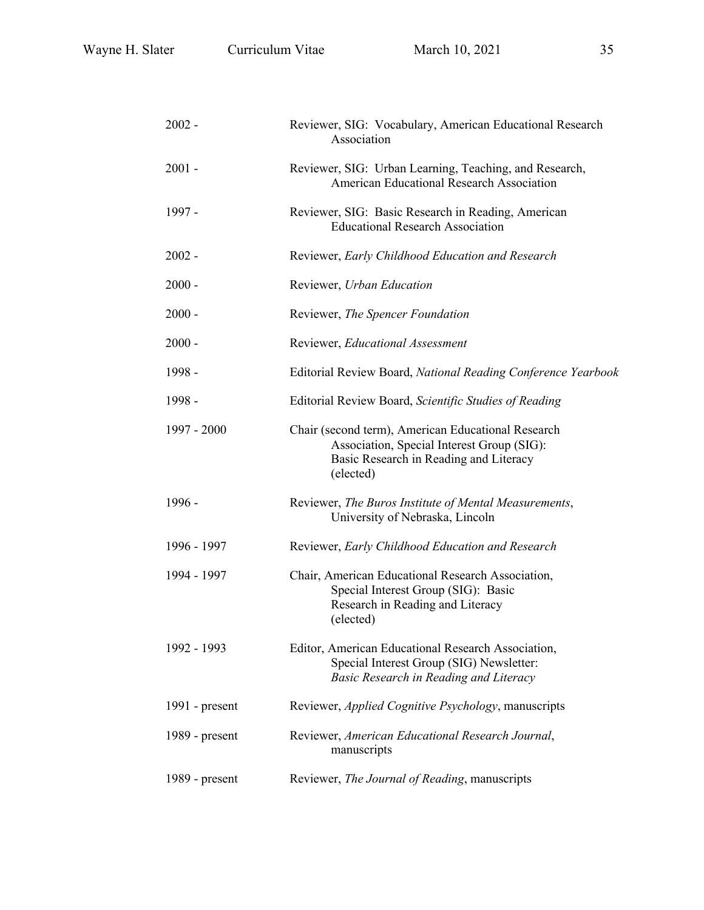| | |
|---|---|
| 2002 - | Reviewer, SIG: Vocabulary, American Educational Research Association |
| 2001 - | Reviewer, SIG: Urban Learning, Teaching, and Research, American Educational Research Association |
| 1997 - | Reviewer, SIG: Basic Research in Reading, American Educational Research Association |
| 2002 - | Reviewer, *Early Childhood Education and Research* |
| 2000 - | Reviewer, *Urban Education* |
| 2000 - | Reviewer, *The Spencer Foundation* |
| 2000 - | Reviewer, *Educational Assessment* |
| 1998 - | Editorial Review Board, *National Reading Conference Yearbook* |
| 1998 - | Editorial Review Board, *Scientific Studies of Reading* |
| 1997 - 2000 | Chair (second term), American Educational Research Association, Special Interest Group (SIG): Basic Research in Reading and Literacy (elected) |
| 1996 - | Reviewer, *The Buros Institute of Mental Measurements*, University of Nebraska, Lincoln |
| 1996 - 1997 | Reviewer, *Early Childhood Education and Research* |
| 1994 - 1997 | Chair, American Educational Research Association, Special Interest Group (SIG): Basic Research in Reading and Literacy (elected) |
| 1992 - 1993 | Editor, American Educational Research Association, Special Interest Group (SIG) Newsletter: *Basic Research in Reading and Literacy* |
| 1991 - present | Reviewer, *Applied Cognitive Psychology*, manuscripts |
| 1989 - present | Reviewer, *American Educational Research Journal*, manuscripts |
| 1989 - present | Reviewer, *The Journal of Reading*, manuscripts |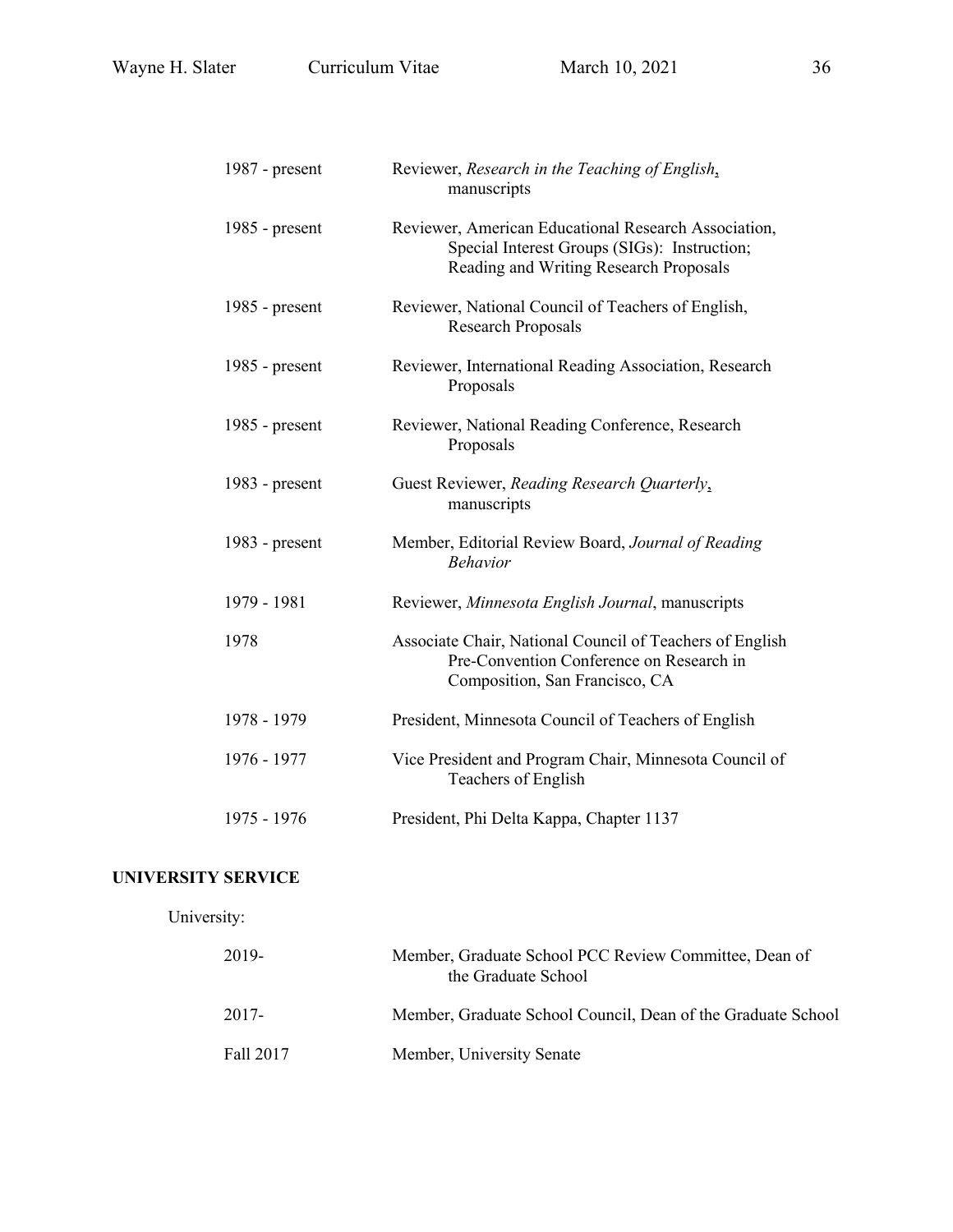| | |
|---|---|
| 1987 - present | Reviewer, *Research in the Teaching of English*, manuscripts |
| 1985 - present | Reviewer, American Educational Research Association, Special Interest Groups (SIGs): Instruction; Reading and Writing Research Proposals |
| 1985 - present | Reviewer, National Council of Teachers of English, Research Proposals |
| 1985 - present | Reviewer, International Reading Association, Research Proposals |
| 1985 - present | Reviewer, National Reading Conference, Research Proposals |
| 1983 - present | Guest Reviewer, *Reading Research Quarterly*, manuscripts |
| 1983 - present | Member, Editorial Review Board, *Journal of Reading Behavior* |
| 1979 - 1981 | Reviewer, *Minnesota English Journal*, manuscripts |
| 1978 | Associate Chair, National Council of Teachers of English Pre-Convention Conference on Research in Composition, San Francisco, CA |
| 1978 - 1979 | President, Minnesota Council of Teachers of English |
| 1976 - 1977 | Vice President and Program Chair, Minnesota Council of Teachers of English |
| 1975 - 1976 | President, Phi Delta Kappa, Chapter 1137 |

## UNIVERSITY SERVICE

University:

| | |
|---|---|
| 2019- | Member, Graduate School PCC Review Committee, Dean of the Graduate School |
| 2017- | Member, Graduate School Council, Dean of the Graduate School |
| Fall 2017 | Member, University Senate |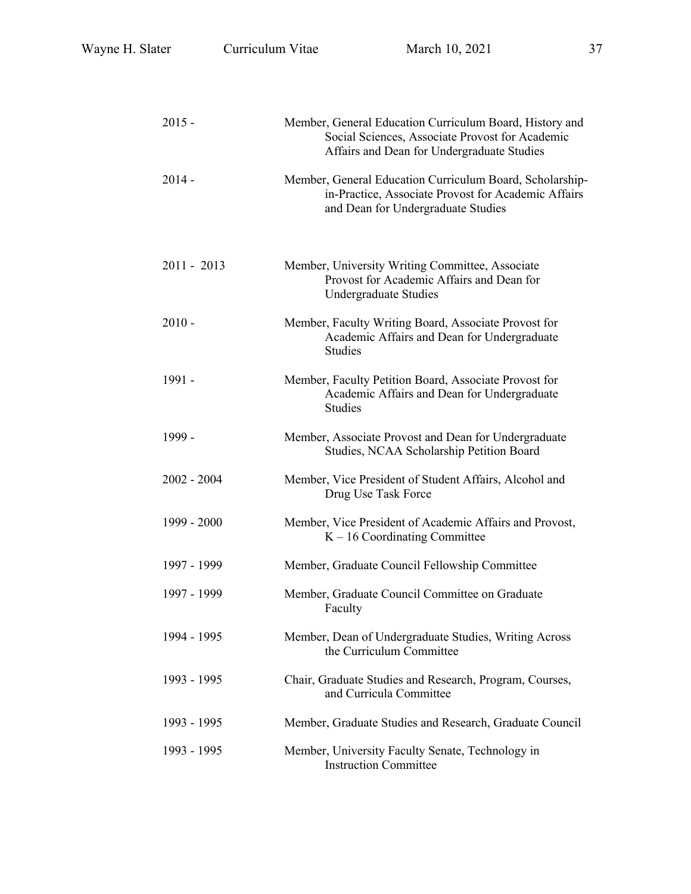| | |
|---|---|
| 2015 - | Member, General Education Curriculum Board, History and Social Sciences, Associate Provost for Academic Affairs and Dean for Undergraduate Studies |
| 2014 - | Member, General Education Curriculum Board, Scholarship-in-Practice, Associate Provost for Academic Affairs and Dean for Undergraduate Studies |
| 2011 - 2013 | Member, University Writing Committee, Associate Provost for Academic Affairs and Dean for Undergraduate Studies |
| 2010 - | Member, Faculty Writing Board, Associate Provost for Academic Affairs and Dean for Undergraduate Studies |
| 1991 - | Member, Faculty Petition Board, Associate Provost for Academic Affairs and Dean for Undergraduate Studies |
| 1999 - | Member, Associate Provost and Dean for Undergraduate Studies, NCAA Scholarship Petition Board |
| 2002 - 2004 | Member, Vice President of Student Affairs, Alcohol and Drug Use Task Force |
| 1999 - 2000 | Member, Vice President of Academic Affairs and Provost, K – 16 Coordinating Committee |
| 1997 - 1999 | Member, Graduate Council Fellowship Committee |
| 1997 - 1999 | Member, Graduate Council Committee on Graduate Faculty |
| 1994 - 1995 | Member, Dean of Undergraduate Studies, Writing Across the Curriculum Committee |
| 1993 - 1995 | Chair, Graduate Studies and Research, Program, Courses, and Curricula Committee |
| 1993 - 1995 | Member, Graduate Studies and Research, Graduate Council |
| 1993 - 1995 | Member, University Faculty Senate, Technology in Instruction Committee |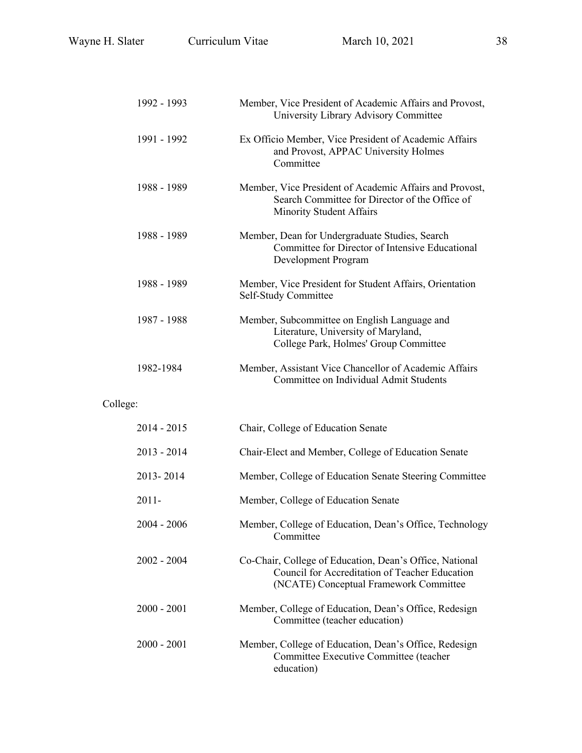| | |
|---|---|
| 1992 - 1993 | Member, Vice President of Academic Affairs and Provost, University Library Advisory Committee |
| 1991 - 1992 | Ex Officio Member, Vice President of Academic Affairs and Provost, APPAC University Holmes Committee |
| 1988 - 1989 | Member, Vice President of Academic Affairs and Provost, Search Committee for Director of the Office of Minority Student Affairs |
| 1988 - 1989 | Member, Dean for Undergraduate Studies, Search Committee for Director of Intensive Educational Development Program |
| 1988 - 1989 | Member, Vice President for Student Affairs, Orientation Self-Study Committee |
| 1987 - 1988 | Member, Subcommittee on English Language and Literature, University of Maryland, College Park, Holmes' Group Committee |
| 1982-1984 | Member, Assistant Vice Chancellor of Academic Affairs Committee on Individual Admit Students |

College:

| | |
|---|---|
| 2014 - 2015 | Chair, College of Education Senate |
| 2013 - 2014 | Chair-Elect and Member, College of Education Senate |
| 2013- 2014 | Member, College of Education Senate Steering Committee |
| 2011- | Member, College of Education Senate |
| 2004 - 2006 | Member, College of Education, Dean's Office, Technology Committee |
| 2002 - 2004 | Co-Chair, College of Education, Dean's Office, National Council for Accreditation of Teacher Education (NCATE) Conceptual Framework Committee |
| 2000 - 2001 | Member, College of Education, Dean's Office, Redesign Committee (teacher education) |
| 2000 - 2001 | Member, College of Education, Dean's Office, Redesign Committee Executive Committee (teacher education) |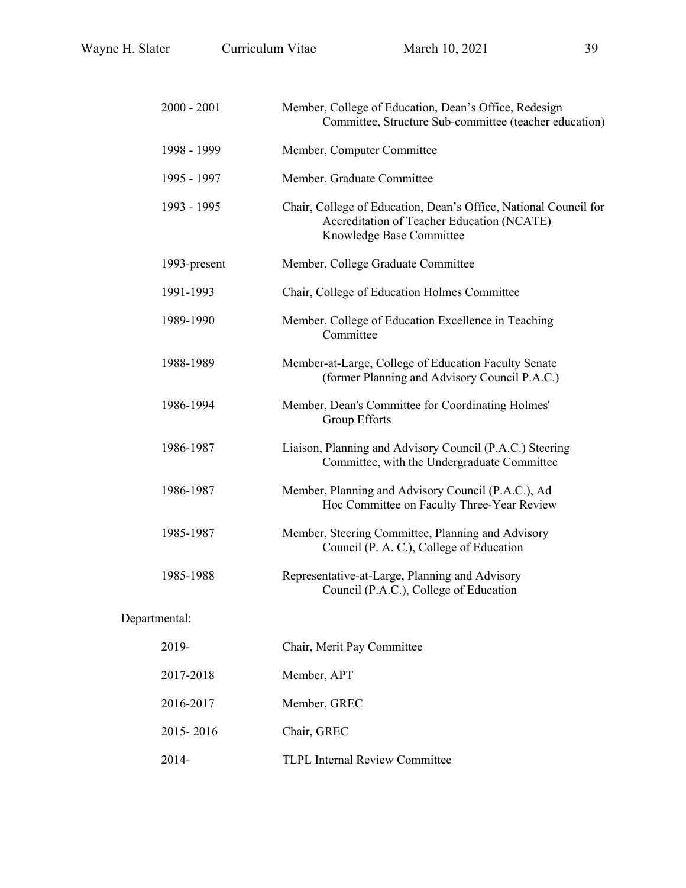| | |
|---|---|
| 2000 - 2001 | Member, College of Education, Dean's Office, Redesign Committee, Structure Sub-committee (teacher education) |
| 1998 - 1999 | Member, Computer Committee |
| 1995 - 1997 | Member, Graduate Committee |
| 1993 - 1995 | Chair, College of Education, Dean's Office, National Council for Accreditation of Teacher Education (NCATE) Knowledge Base Committee |
| 1993-present | Member, College Graduate Committee |
| 1991-1993 | Chair, College of Education Holmes Committee |
| 1989-1990 | Member, College of Education Excellence in Teaching Committee |
| 1988-1989 | Member-at-Large, College of Education Faculty Senate (former Planning and Advisory Council P.A.C.) |
| 1986-1994 | Member, Dean's Committee for Coordinating Holmes' Group Efforts |
| 1986-1987 | Liaison, Planning and Advisory Council (P.A.C.) Steering Committee, with the Undergraduate Committee |
| 1986-1987 | Member, Planning and Advisory Council (P.A.C.), Ad Hoc Committee on Faculty Three-Year Review |
| 1985-1987 | Member, Steering Committee, Planning and Advisory Council (P. A. C.), College of Education |
| 1985-1988 | Representative-at-Large, Planning and Advisory Council (P.A.C.), College of Education |

Departmental:

| | |
|---|---|
| 2019- | Chair, Merit Pay Committee |
| 2017-2018 | Member, APT |
| 2016-2017 | Member, GREC |
| 2015- 2016 | Chair, GREC |
| 2014- | TLPL Internal Review Committee |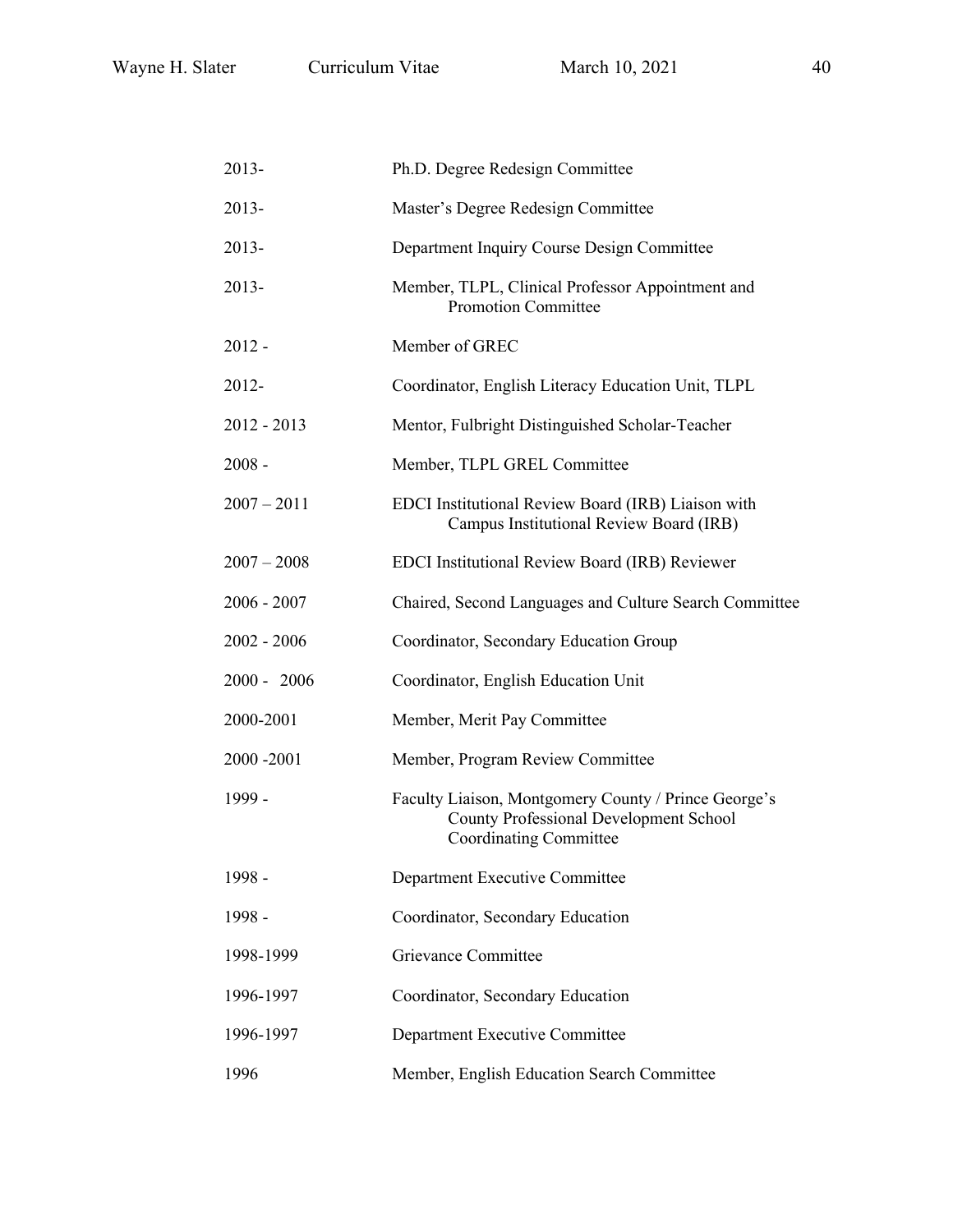| | |
|---|---|
| 2013- | Ph.D. Degree Redesign Committee |
| 2013- | Master's Degree Redesign Committee |
| 2013- | Department Inquiry Course Design Committee |
| 2013- | Member, TLPL, Clinical Professor Appointment and Promotion Committee |
| 2012 - | Member of GREC |
| 2012- | Coordinator, English Literacy Education Unit, TLPL |
| 2012 - 2013 | Mentor, Fulbright Distinguished Scholar-Teacher |
| 2008 - | Member, TLPL GREL Committee |
| 2007 – 2011 | EDCI Institutional Review Board (IRB) Liaison with Campus Institutional Review Board (IRB) |
| 2007 – 2008 | EDCI Institutional Review Board (IRB) Reviewer |
| 2006 - 2007 | Chaired, Second Languages and Culture Search Committee |
| 2002 - 2006 | Coordinator, Secondary Education Group |
| 2000 - 2006 | Coordinator, English Education Unit |
| 2000-2001 | Member, Merit Pay Committee |
| 2000 -2001 | Member, Program Review Committee |
| 1999 - | Faculty Liaison, Montgomery County / Prince George's County Professional Development School Coordinating Committee |
| 1998 - | Department Executive Committee |
| 1998 - | Coordinator, Secondary Education |
| 1998-1999 | Grievance Committee |
| 1996-1997 | Coordinator, Secondary Education |
| 1996-1997 | Department Executive Committee |
| 1996 | Member, English Education Search Committee |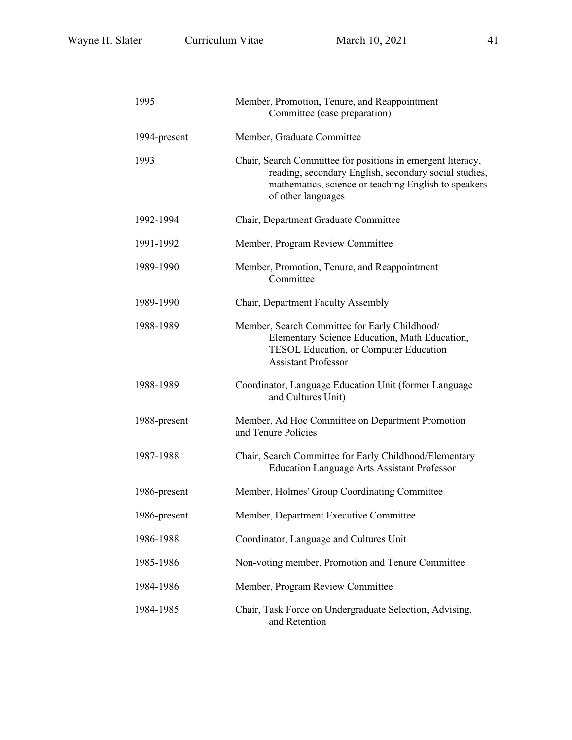| | |
|---|---|
| 1995 | Member, Promotion, Tenure, and Reappointment Committee (case preparation) |
| 1994-present | Member, Graduate Committee |
| 1993 | Chair, Search Committee for positions in emergent literacy, reading, secondary English, secondary social studies, mathematics, science or teaching English to speakers of other languages |
| 1992-1994 | Chair, Department Graduate Committee |
| 1991-1992 | Member, Program Review Committee |
| 1989-1990 | Member, Promotion, Tenure, and Reappointment Committee |
| 1989-1990 | Chair, Department Faculty Assembly |
| 1988-1989 | Member, Search Committee for Early Childhood/ Elementary Science Education, Math Education, TESOL Education, or Computer Education Assistant Professor |
| 1988-1989 | Coordinator, Language Education Unit (former Language and Cultures Unit) |
| 1988-present | Member, Ad Hoc Committee on Department Promotion and Tenure Policies |
| 1987-1988 | Chair, Search Committee for Early Childhood/Elementary Education Language Arts Assistant Professor |
| 1986-present | Member, Holmes' Group Coordinating Committee |
| 1986-present | Member, Department Executive Committee |
| 1986-1988 | Coordinator, Language and Cultures Unit |
| 1985-1986 | Non-voting member, Promotion and Tenure Committee |
| 1984-1986 | Member, Program Review Committee |
| 1984-1985 | Chair, Task Force on Undergraduate Selection, Advising, and Retention |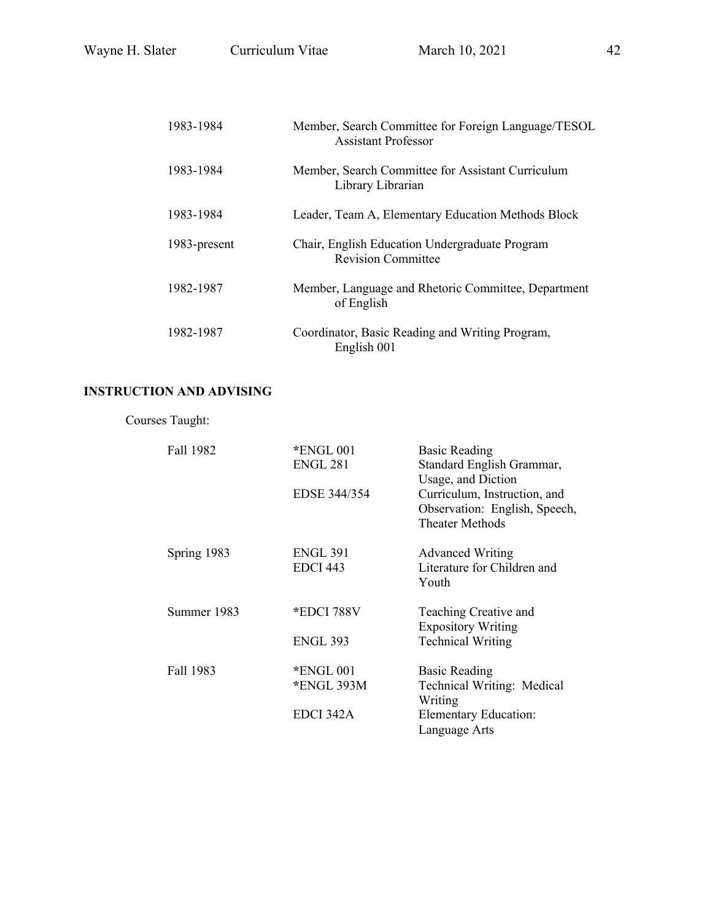| | |
|---|---|
| 1983-1984 | Member, Search Committee for Foreign Language/TESOL Assistant Professor |
| 1983-1984 | Member, Search Committee for Assistant Curriculum Library Librarian |
| 1983-1984 | Leader, Team A, Elementary Education Methods Block |
| 1983-present | Chair, English Education Undergraduate Program Revision Committee |
| 1982-1987 | Member, Language and Rhetoric Committee, Department of English |
| 1982-1987 | Coordinator, Basic Reading and Writing Program, English 001 |

## INSTRUCTION AND ADVISING

Courses Taught:

| | | |
|---|---|---|
| Fall 1982 | *ENGL 001 | Basic Reading |
| | ENGL 281 | Standard English Grammar, Usage, and Diction |
| | EDSE 344/354 | Curriculum, Instruction, and Observation: English, Speech, Theater Methods |
| Spring 1983 | ENGL 391 | Advanced Writing |
| | EDCI 443 | Literature for Children and Youth |
| Summer 1983 | *EDCI 788V | Teaching Creative and Expository Writing |
| | ENGL 393 | Technical Writing |
| Fall 1983 | *ENGL 001 | Basic Reading |
| | *ENGL 393M | Technical Writing: Medical Writing |
| | EDCI 342A | Elementary Education: Language Arts |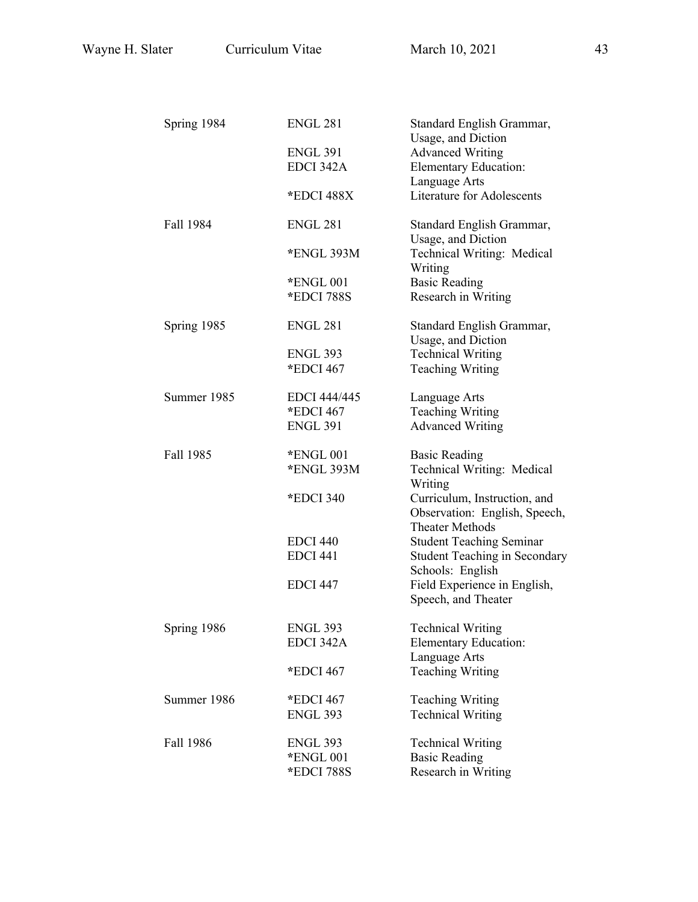| | | |
|---|---|---|
| Spring 1984 | ENGL 281 | Standard English Grammar, Usage, and Diction |
| | ENGL 391 | Advanced Writing |
| | EDCI 342A | Elementary Education: Language Arts |
| | *EDCI 488X | Literature for Adolescents |
| Fall 1984 | ENGL 281 | Standard English Grammar, Usage, and Diction |
| | *ENGL 393M | Technical Writing: Medical Writing |
| | *ENGL 001 | Basic Reading |
| | *EDCI 788S | Research in Writing |
| Spring 1985 | ENGL 281 | Standard English Grammar, Usage, and Diction |
| | ENGL 393 | Technical Writing |
| | *EDCI 467 | Teaching Writing |
| Summer 1985 | EDCI 444/445 | Language Arts |
| | *EDCI 467 | Teaching Writing |
| | ENGL 391 | Advanced Writing |
| Fall 1985 | *ENGL 001 | Basic Reading |
| | *ENGL 393M | Technical Writing: Medical Writing |
| | *EDCI 340 | Curriculum, Instruction, and Observation: English, Speech, Theater Methods |
| | EDCI 440 | Student Teaching Seminar |
| | EDCI 441 | Student Teaching in Secondary Schools: English |
| | EDCI 447 | Field Experience in English, Speech, and Theater |
| Spring 1986 | ENGL 393 | Technical Writing |
| | EDCI 342A | Elementary Education: Language Arts |
| | *EDCI 467 | Teaching Writing |
| Summer 1986 | *EDCI 467 | Teaching Writing |
| | ENGL 393 | Technical Writing |
| Fall 1986 | ENGL 393 | Technical Writing |
| | *ENGL 001 | Basic Reading |
| | *EDCI 788S | Research in Writing |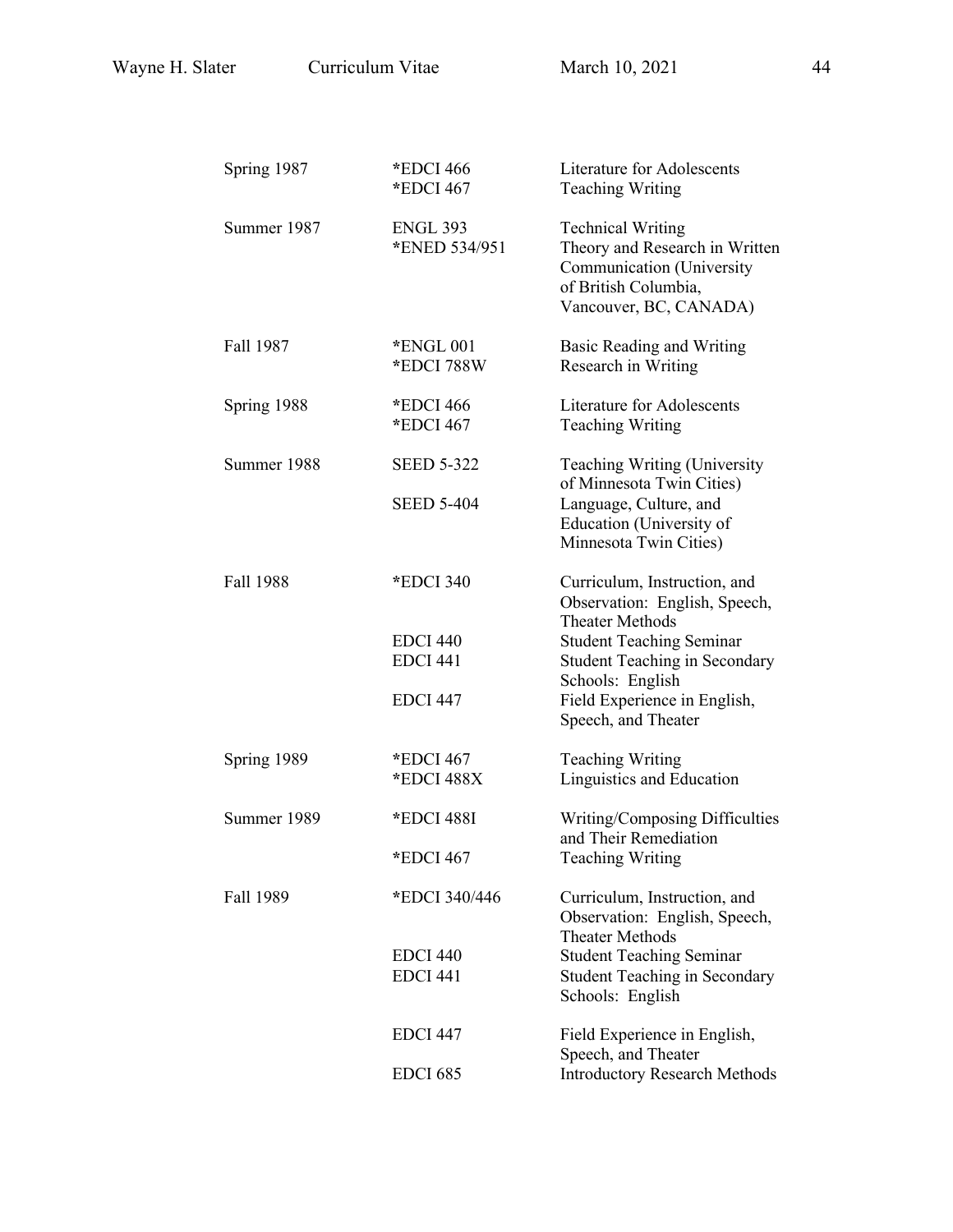| | | |
|---|---|---|
| Spring 1987 | *EDCI 466 | Literature for Adolescents |
| | *EDCI 467 | Teaching Writing |
| Summer 1987 | ENGL 393 | Technical Writing |
| | *ENED 534/951 | Theory and Research in Written Communication (University of British Columbia, Vancouver, BC, CANADA) |
| Fall 1987 | *ENGL 001 | Basic Reading and Writing |
| | *EDCI 788W | Research in Writing |
| Spring 1988 | *EDCI 466 | Literature for Adolescents |
| | *EDCI 467 | Teaching Writing |
| Summer 1988 | SEED 5-322 | Teaching Writing (University of Minnesota Twin Cities) |
| | SEED 5-404 | Language, Culture, and Education (University of Minnesota Twin Cities) |
| Fall 1988 | *EDCI 340 | Curriculum, Instruction, and Observation: English, Speech, Theater Methods |
| | EDCI 440 | Student Teaching Seminar |
| | EDCI 441 | Student Teaching in Secondary Schools: English |
| | EDCI 447 | Field Experience in English, Speech, and Theater |
| Spring 1989 | *EDCI 467 | Teaching Writing |
| | *EDCI 488X | Linguistics and Education |
| Summer 1989 | *EDCI 488I | Writing/Composing Difficulties and Their Remediation |
| | *EDCI 467 | Teaching Writing |
| Fall 1989 | *EDCI 340/446 | Curriculum, Instruction, and Observation: English, Speech, Theater Methods |
| | EDCI 440 | Student Teaching Seminar |
| | EDCI 441 | Student Teaching in Secondary Schools: English |
| | EDCI 447 | Field Experience in English, Speech, and Theater |
| | EDCI 685 | Introductory Research Methods |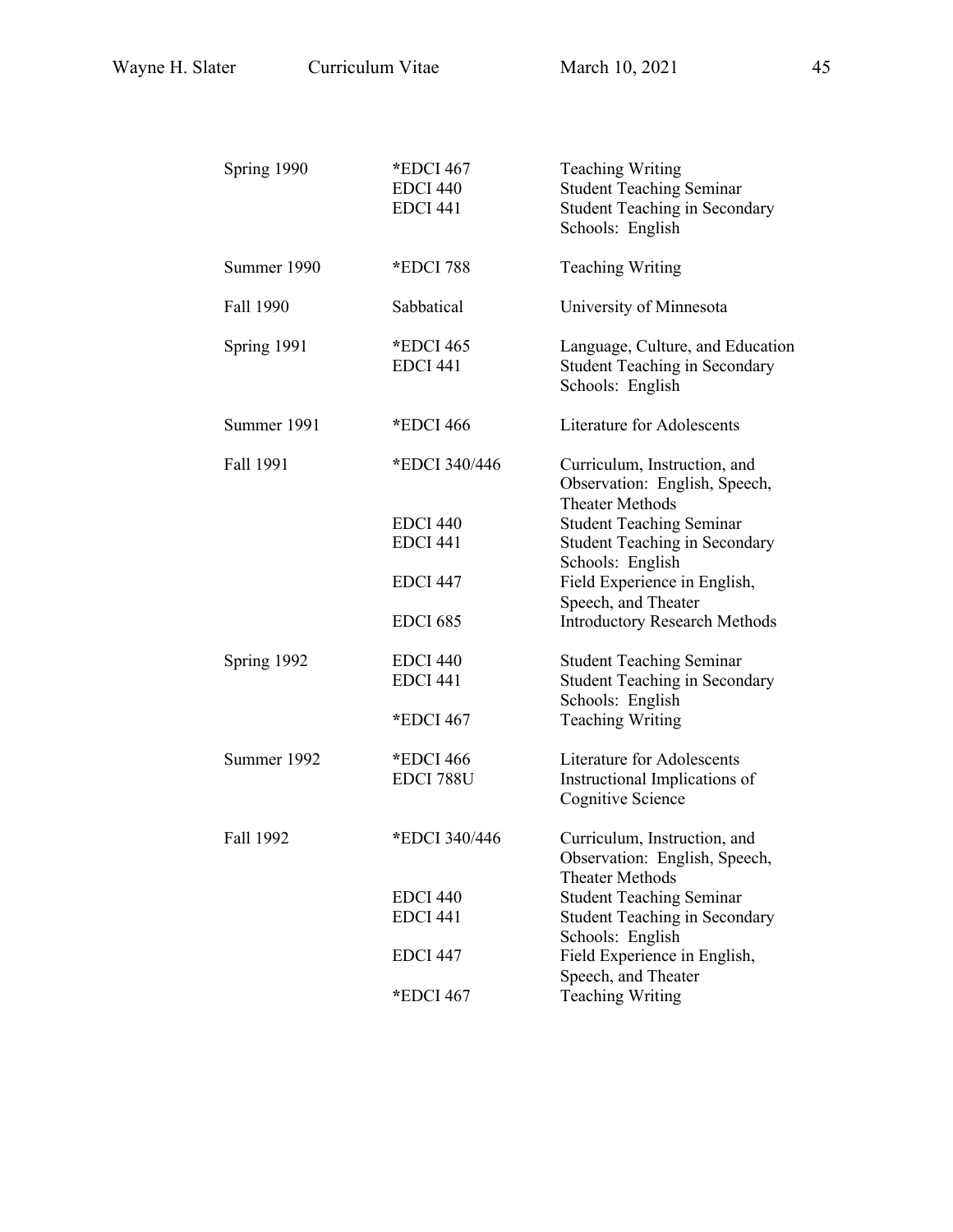| | | |
|---|---|---|
| Spring 1990 | *EDCI 467 | Teaching Writing |
| | EDCI 440 | Student Teaching Seminar |
| | EDCI 441 | Student Teaching in Secondary Schools: English |
| Summer 1990 | *EDCI 788 | Teaching Writing |
| Fall 1990 | Sabbatical | University of Minnesota |
| Spring 1991 | *EDCI 465 | Language, Culture, and Education |
| | EDCI 441 | Student Teaching in Secondary Schools: English |
| Summer 1991 | *EDCI 466 | Literature for Adolescents |
| Fall 1991 | *EDCI 340/446 | Curriculum, Instruction, and Observation: English, Speech, Theater Methods |
| | EDCI 440 | Student Teaching Seminar |
| | EDCI 441 | Student Teaching in Secondary Schools: English |
| | EDCI 447 | Field Experience in English, Speech, and Theater |
| | EDCI 685 | Introductory Research Methods |
| Spring 1992 | EDCI 440 | Student Teaching Seminar |
| | EDCI 441 | Student Teaching in Secondary Schools: English |
| | *EDCI 467 | Teaching Writing |
| Summer 1992 | *EDCI 466 | Literature for Adolescents |
| | EDCI 788U | Instructional Implications of Cognitive Science |
| Fall 1992 | *EDCI 340/446 | Curriculum, Instruction, and Observation: English, Speech, Theater Methods |
| | EDCI 440 | Student Teaching Seminar |
| | EDCI 441 | Student Teaching in Secondary Schools: English |
| | EDCI 447 | Field Experience in English, Speech, and Theater |
| | *EDCI 467 | Teaching Writing |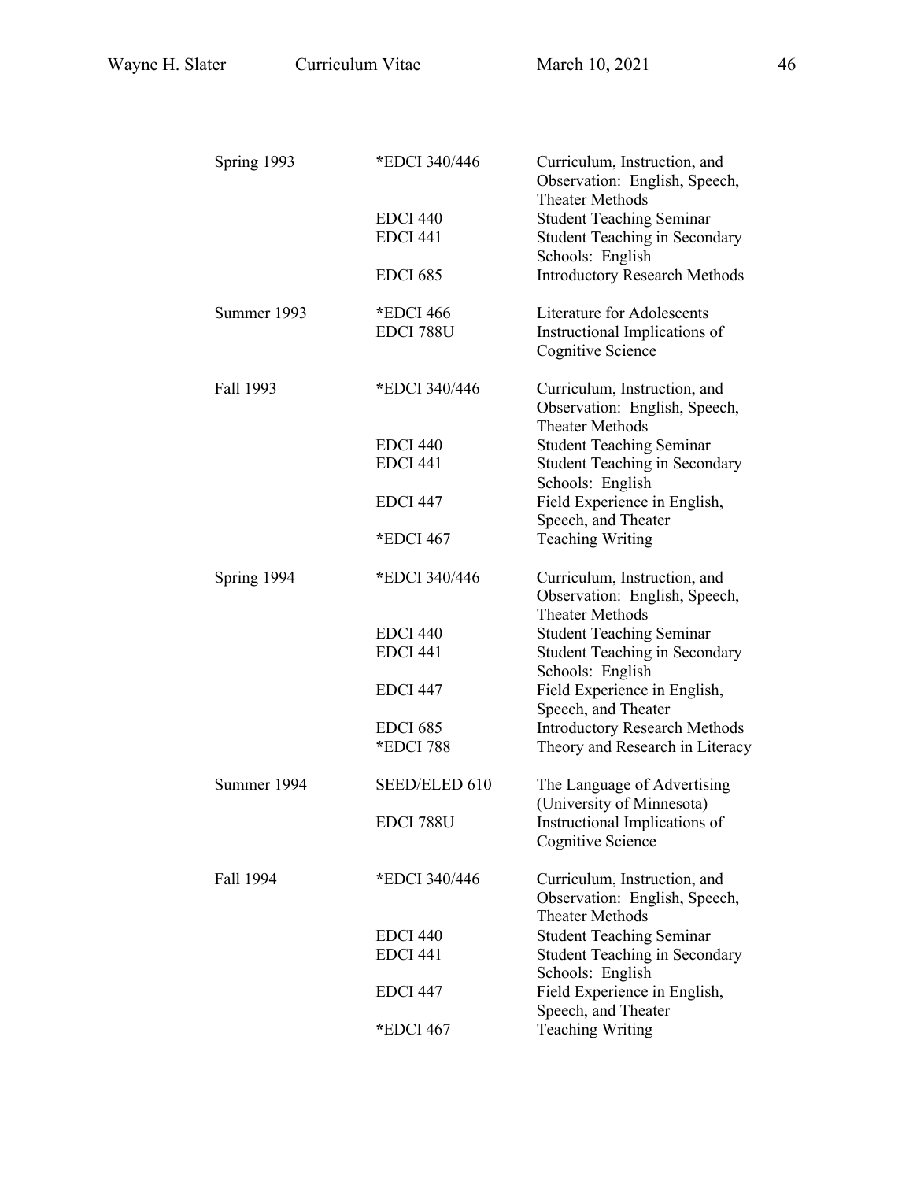| | | |
|---|---|---|
| Spring 1993 | *EDCI 340/446 | Curriculum, Instruction, and Observation: English, Speech, Theater Methods |
| | EDCI 440 | Student Teaching Seminar |
| | EDCI 441 | Student Teaching in Secondary Schools: English |
| | EDCI 685 | Introductory Research Methods |
| Summer 1993 | *EDCI 466 | Literature for Adolescents |
| | EDCI 788U | Instructional Implications of Cognitive Science |
| Fall 1993 | *EDCI 340/446 | Curriculum, Instruction, and Observation: English, Speech, Theater Methods |
| | EDCI 440 | Student Teaching Seminar |
| | EDCI 441 | Student Teaching in Secondary Schools: English |
| | EDCI 447 | Field Experience in English, Speech, and Theater |
| | *EDCI 467 | Teaching Writing |
| Spring 1994 | *EDCI 340/446 | Curriculum, Instruction, and Observation: English, Speech, Theater Methods |
| | EDCI 440 | Student Teaching Seminar |
| | EDCI 441 | Student Teaching in Secondary Schools: English |
| | EDCI 447 | Field Experience in English, Speech, and Theater |
| | EDCI 685 | Introductory Research Methods |
| | *EDCI 788 | Theory and Research in Literacy |
| Summer 1994 | SEED/ELED 610 | The Language of Advertising (University of Minnesota) |
| | EDCI 788U | Instructional Implications of Cognitive Science |
| Fall 1994 | *EDCI 340/446 | Curriculum, Instruction, and Observation: English, Speech, Theater Methods |
| | EDCI 440 | Student Teaching Seminar |
| | EDCI 441 | Student Teaching in Secondary Schools: English |
| | EDCI 447 | Field Experience in English, Speech, and Theater |
| | *EDCI 467 | Teaching Writing |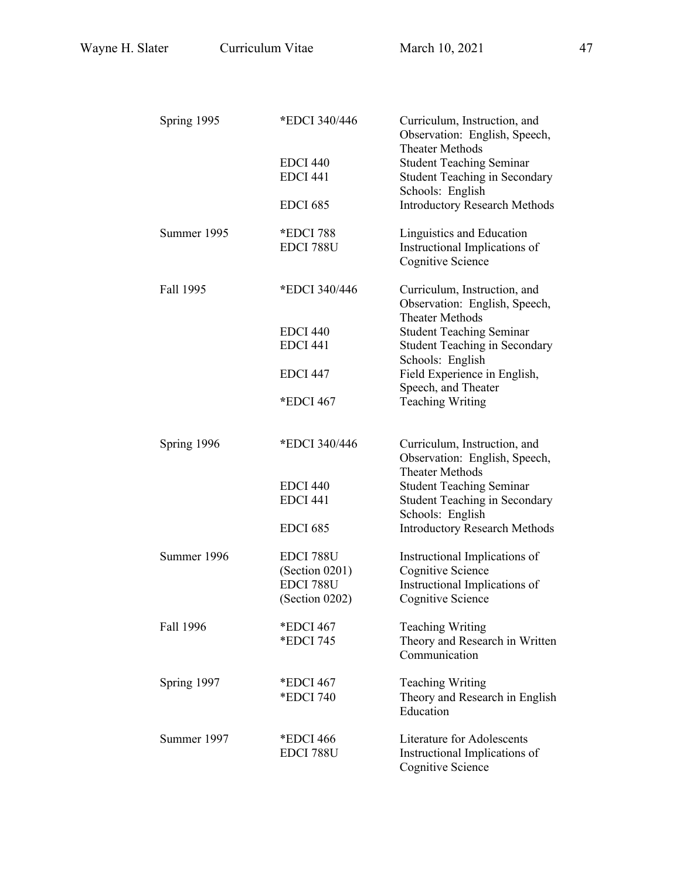| | | |
|---|---|---|
| Spring 1995 | *EDCI 340/446 | Curriculum, Instruction, and Observation: English, Speech, Theater Methods |
| | EDCI 440 | Student Teaching Seminar |
| | EDCI 441 | Student Teaching in Secondary Schools: English |
| | EDCI 685 | Introductory Research Methods |
| Summer 1995 | *EDCI 788 | Linguistics and Education |
| | EDCI 788U | Instructional Implications of Cognitive Science |
| Fall 1995 | *EDCI 340/446 | Curriculum, Instruction, and Observation: English, Speech, Theater Methods |
| | EDCI 440 | Student Teaching Seminar |
| | EDCI 441 | Student Teaching in Secondary Schools: English |
| | EDCI 447 | Field Experience in English, Speech, and Theater |
| | *EDCI 467 | Teaching Writing |
| Spring 1996 | *EDCI 340/446 | Curriculum, Instruction, and Observation: English, Speech, Theater Methods |
| | EDCI 440 | Student Teaching Seminar |
| | EDCI 441 | Student Teaching in Secondary Schools: English |
| | EDCI 685 | Introductory Research Methods |
| Summer 1996 | EDCI 788U (Section 0201) | Instructional Implications of Cognitive Science |
| | EDCI 788U (Section 0202) | Instructional Implications of Cognitive Science |
| Fall 1996 | *EDCI 467 | Teaching Writing |
| | *EDCI 745 | Theory and Research in Written Communication |
| Spring 1997 | *EDCI 467 | Teaching Writing |
| | *EDCI 740 | Theory and Research in English Education |
| Summer 1997 | *EDCI 466 | Literature for Adolescents |
| | EDCI 788U | Instructional Implications of Cognitive Science |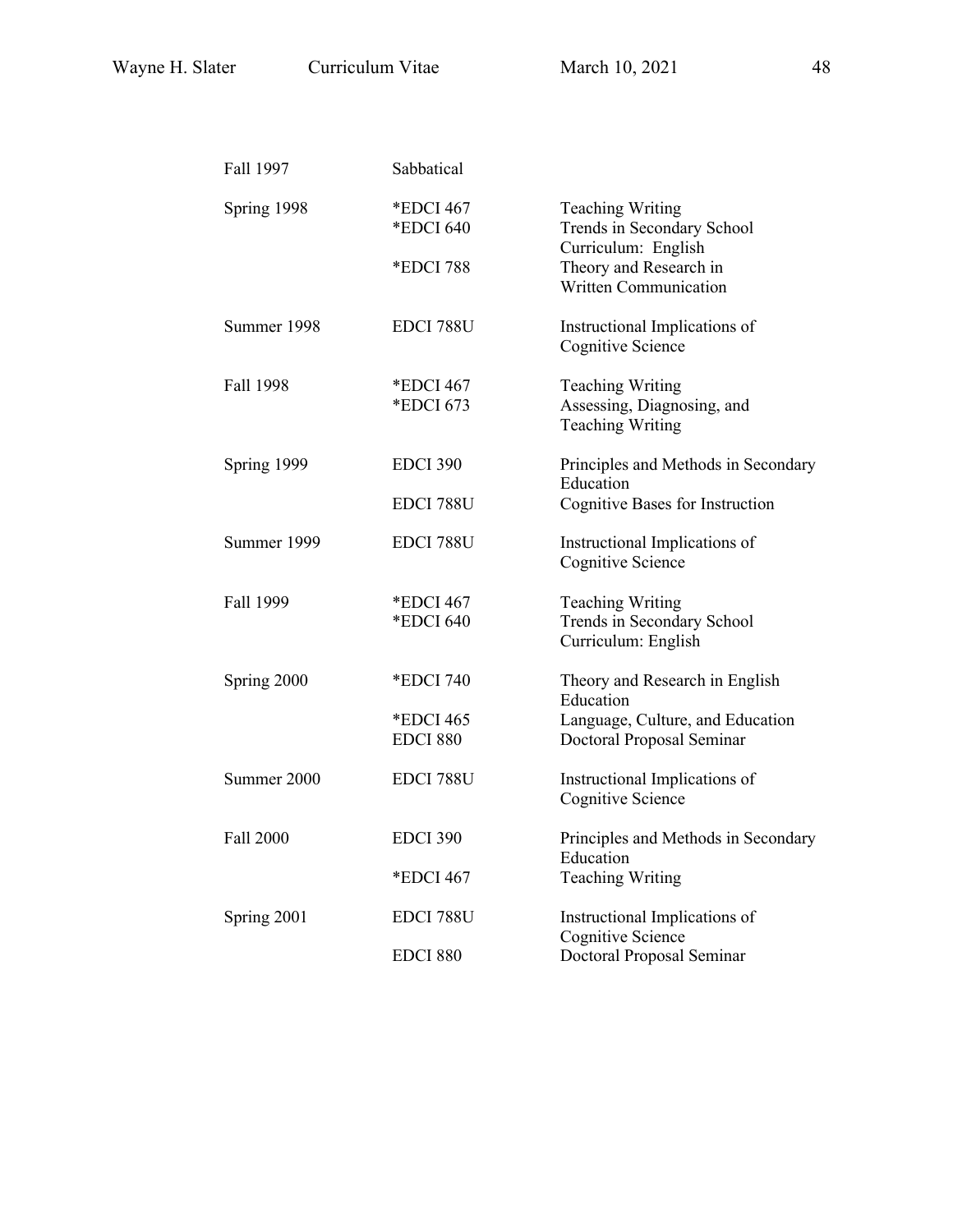| | | |
|---|---|---|
| Fall 1997 | Sabbatical | |
| Spring 1998 | *EDCI 467 | Teaching Writing |
| | *EDCI 640 | Trends in Secondary School Curriculum: English |
| | *EDCI 788 | Theory and Research in Written Communication |
| Summer 1998 | EDCI 788U | Instructional Implications of Cognitive Science |
| Fall 1998 | *EDCI 467 | Teaching Writing |
| | *EDCI 673 | Assessing, Diagnosing, and Teaching Writing |
| Spring 1999 | EDCI 390 | Principles and Methods in Secondary Education |
| | EDCI 788U | Cognitive Bases for Instruction |
| Summer 1999 | EDCI 788U | Instructional Implications of Cognitive Science |
| Fall 1999 | *EDCI 467 | Teaching Writing |
| | *EDCI 640 | Trends in Secondary School Curriculum: English |
| Spring 2000 | *EDCI 740 | Theory and Research in English Education |
| | *EDCI 465 | Language, Culture, and Education |
| | EDCI 880 | Doctoral Proposal Seminar |
| Summer 2000 | EDCI 788U | Instructional Implications of Cognitive Science |
| Fall 2000 | EDCI 390 | Principles and Methods in Secondary Education |
| | *EDCI 467 | Teaching Writing |
| Spring 2001 | EDCI 788U | Instructional Implications of Cognitive Science |
| | EDCI 880 | Doctoral Proposal Seminar |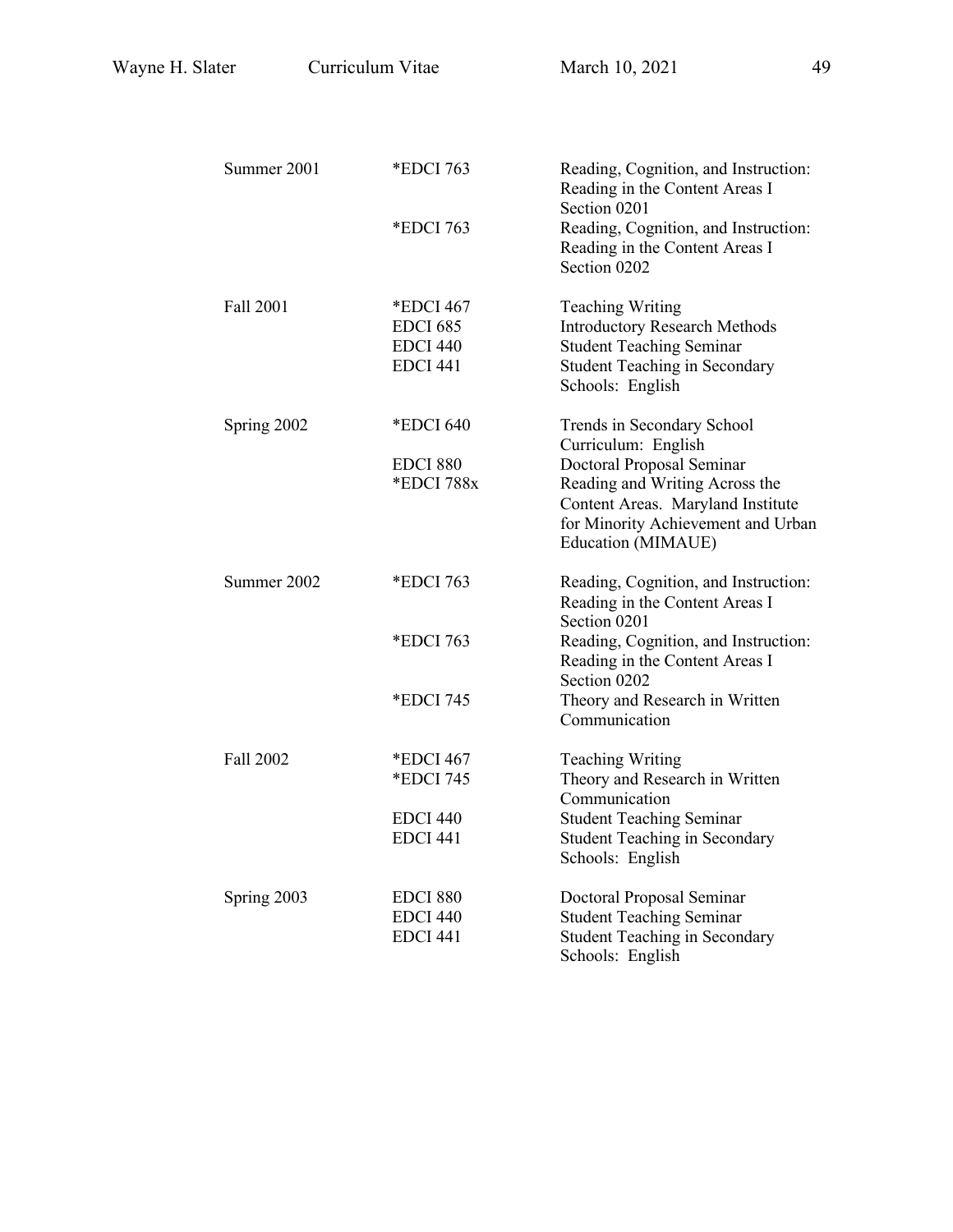| | | |
|---|---|---|
| Summer 2001 | *EDCI 763 | Reading, Cognition, and Instruction: Reading in the Content Areas I Section 0201 |
| | *EDCI 763 | Reading, Cognition, and Instruction: Reading in the Content Areas I Section 0202 |
| Fall 2001 | *EDCI 467 | Teaching Writing |
| | EDCI 685 | Introductory Research Methods |
| | EDCI 440 | Student Teaching Seminar |
| | EDCI 441 | Student Teaching in Secondary Schools: English |
| Spring 2002 | *EDCI 640 | Trends in Secondary School Curriculum: English |
| | EDCI 880 | Doctoral Proposal Seminar |
| | *EDCI 788x | Reading and Writing Across the Content Areas. Maryland Institute for Minority Achievement and Urban Education (MIMAUE) |
| Summer 2002 | *EDCI 763 | Reading, Cognition, and Instruction: Reading in the Content Areas I Section 0201 |
| | *EDCI 763 | Reading, Cognition, and Instruction: Reading in the Content Areas I Section 0202 |
| | *EDCI 745 | Theory and Research in Written Communication |
| Fall 2002 | *EDCI 467 | Teaching Writing |
| | *EDCI 745 | Theory and Research in Written Communication |
| | EDCI 440 | Student Teaching Seminar |
| | EDCI 441 | Student Teaching in Secondary Schools: English |
| Spring 2003 | EDCI 880 | Doctoral Proposal Seminar |
| | EDCI 440 | Student Teaching Seminar |
| | EDCI 441 | Student Teaching in Secondary Schools: English |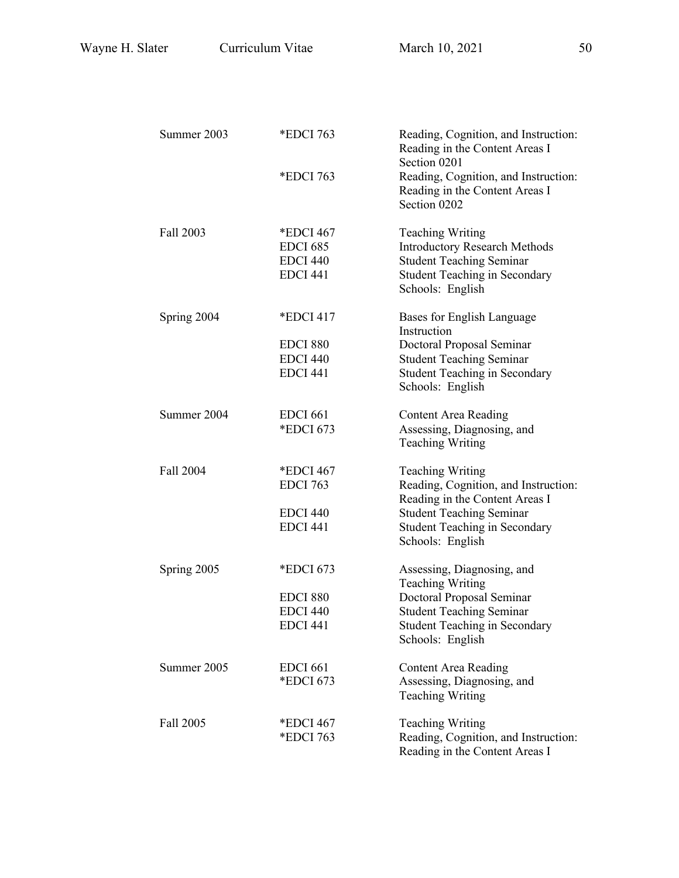| | | |
|---|---|---|
| Summer 2003 | *EDCI 763 | Reading, Cognition, and Instruction: Reading in the Content Areas I Section 0201 |
| | *EDCI 763 | Reading, Cognition, and Instruction: Reading in the Content Areas I Section 0202 |
| Fall 2003 | *EDCI 467 | Teaching Writing |
| | EDCI 685 | Introductory Research Methods |
| | EDCI 440 | Student Teaching Seminar |
| | EDCI 441 | Student Teaching in Secondary Schools: English |
| Spring 2004 | *EDCI 417 | Bases for English Language Instruction |
| | EDCI 880 | Doctoral Proposal Seminar |
| | EDCI 440 | Student Teaching Seminar |
| | EDCI 441 | Student Teaching in Secondary Schools: English |
| Summer 2004 | EDCI 661 | Content Area Reading |
| | *EDCI 673 | Assessing, Diagnosing, and Teaching Writing |
| Fall 2004 | *EDCI 467 | Teaching Writing |
| | EDCI 763 | Reading, Cognition, and Instruction: Reading in the Content Areas I |
| | EDCI 440 | Student Teaching Seminar |
| | EDCI 441 | Student Teaching in Secondary Schools: English |
| Spring 2005 | *EDCI 673 | Assessing, Diagnosing, and Teaching Writing |
| | EDCI 880 | Doctoral Proposal Seminar |
| | EDCI 440 | Student Teaching Seminar |
| | EDCI 441 | Student Teaching in Secondary Schools: English |
| Summer 2005 | EDCI 661 | Content Area Reading |
| | *EDCI 673 | Assessing, Diagnosing, and Teaching Writing |
| Fall 2005 | *EDCI 467 | Teaching Writing |
| | *EDCI 763 | Reading, Cognition, and Instruction: Reading in the Content Areas I |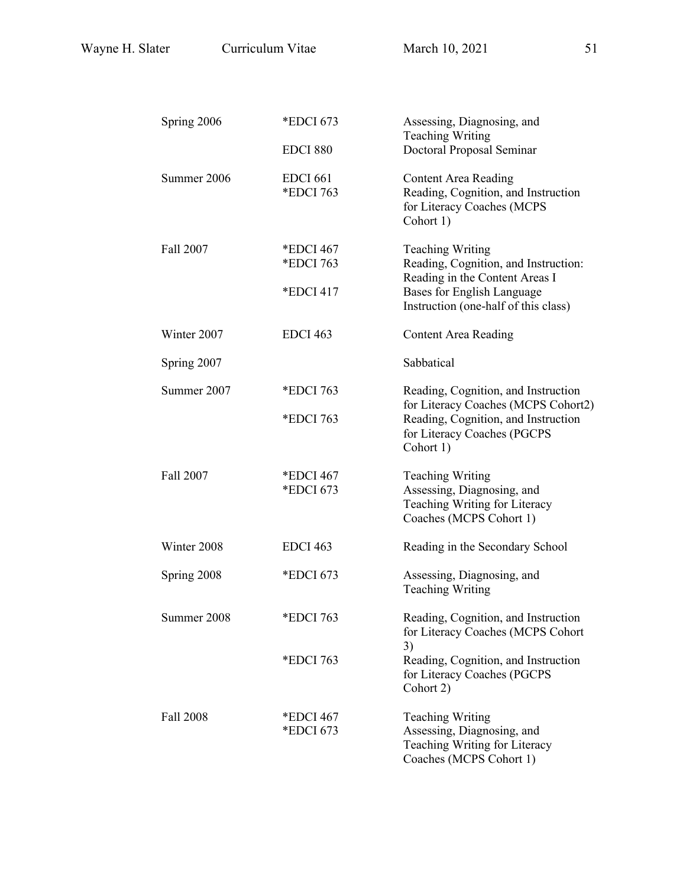| | | |
|---|---|---|
| Spring 2006 | *EDCI 673 | Assessing, Diagnosing, and Teaching Writing |
| | EDCI 880 | Doctoral Proposal Seminar |
| Summer 2006 | EDCI 661 | Content Area Reading |
| | *EDCI 763 | Reading, Cognition, and Instruction for Literacy Coaches (MCPS Cohort 1) |
| Fall 2007 | *EDCI 467 | Teaching Writing |
| | *EDCI 763 | Reading, Cognition, and Instruction: Reading in the Content Areas I |
| | *EDCI 417 | Bases for English Language Instruction (one-half of this class) |
| Winter 2007 | EDCI 463 | Content Area Reading |
| Spring 2007 | | Sabbatical |
| Summer 2007 | *EDCI 763 | Reading, Cognition, and Instruction for Literacy Coaches (MCPS Cohort2) |
| | *EDCI 763 | Reading, Cognition, and Instruction for Literacy Coaches (PGCPS Cohort 1) |
| Fall 2007 | *EDCI 467 | Teaching Writing |
| | *EDCI 673 | Assessing, Diagnosing, and Teaching Writing for Literacy Coaches (MCPS Cohort 1) |
| Winter 2008 | EDCI 463 | Reading in the Secondary School |
| Spring 2008 | *EDCI 673 | Assessing, Diagnosing, and Teaching Writing |
| Summer 2008 | *EDCI 763 | Reading, Cognition, and Instruction for Literacy Coaches (MCPS Cohort 3) |
| | *EDCI 763 | Reading, Cognition, and Instruction for Literacy Coaches (PGCPS Cohort 2) |
| Fall 2008 | *EDCI 467 | Teaching Writing |
| | *EDCI 673 | Assessing, Diagnosing, and Teaching Writing for Literacy Coaches (MCPS Cohort 1) |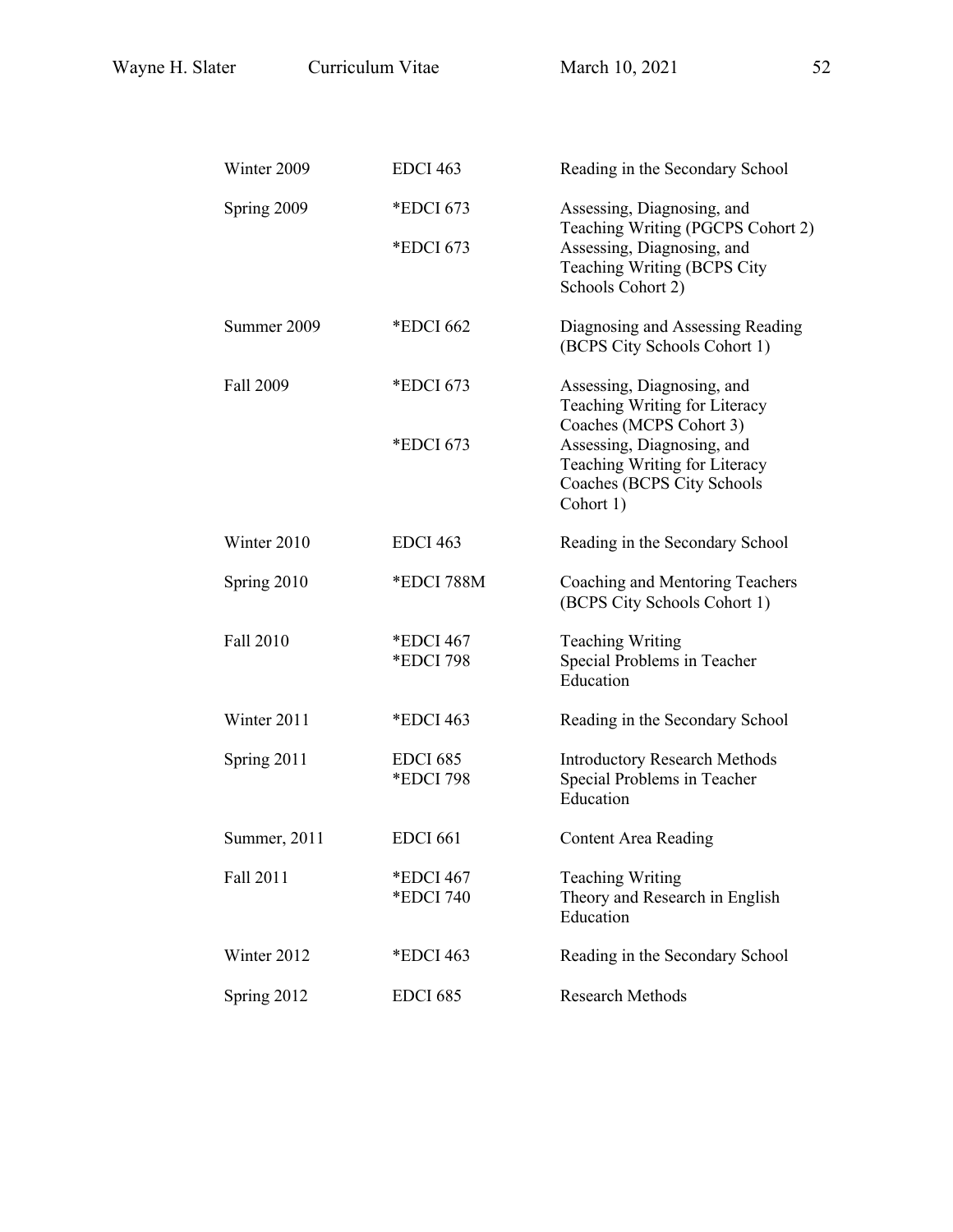| | | |
|---|---|---|
| Winter 2009 | EDCI 463 | Reading in the Secondary School |
| Spring 2009 | *EDCI 673 | Assessing, Diagnosing, and Teaching Writing (PGCPS Cohort 2) |
| | *EDCI 673 | Assessing, Diagnosing, and Teaching Writing (BCPS City Schools Cohort 2) |
| Summer 2009 | *EDCI 662 | Diagnosing and Assessing Reading (BCPS City Schools Cohort 1) |
| Fall 2009 | *EDCI 673 | Assessing, Diagnosing, and Teaching Writing for Literacy Coaches (MCPS Cohort 3) |
| | *EDCI 673 | Assessing, Diagnosing, and Teaching Writing for Literacy Coaches (BCPS City Schools Cohort 1) |
| Winter 2010 | EDCI 463 | Reading in the Secondary School |
| Spring 2010 | *EDCI 788M | Coaching and Mentoring Teachers (BCPS City Schools Cohort 1) |
| Fall 2010 | *EDCI 467 | Teaching Writing |
| | *EDCI 798 | Special Problems in Teacher Education |
| Winter 2011 | *EDCI 463 | Reading in the Secondary School |
| Spring 2011 | EDCI 685 | Introductory Research Methods |
| | *EDCI 798 | Special Problems in Teacher Education |
| Summer, 2011 | EDCI 661 | Content Area Reading |
| Fall 2011 | *EDCI 467 | Teaching Writing |
| | *EDCI 740 | Theory and Research in English Education |
| Winter 2012 | *EDCI 463 | Reading in the Secondary School |
| Spring 2012 | EDCI 685 | Research Methods |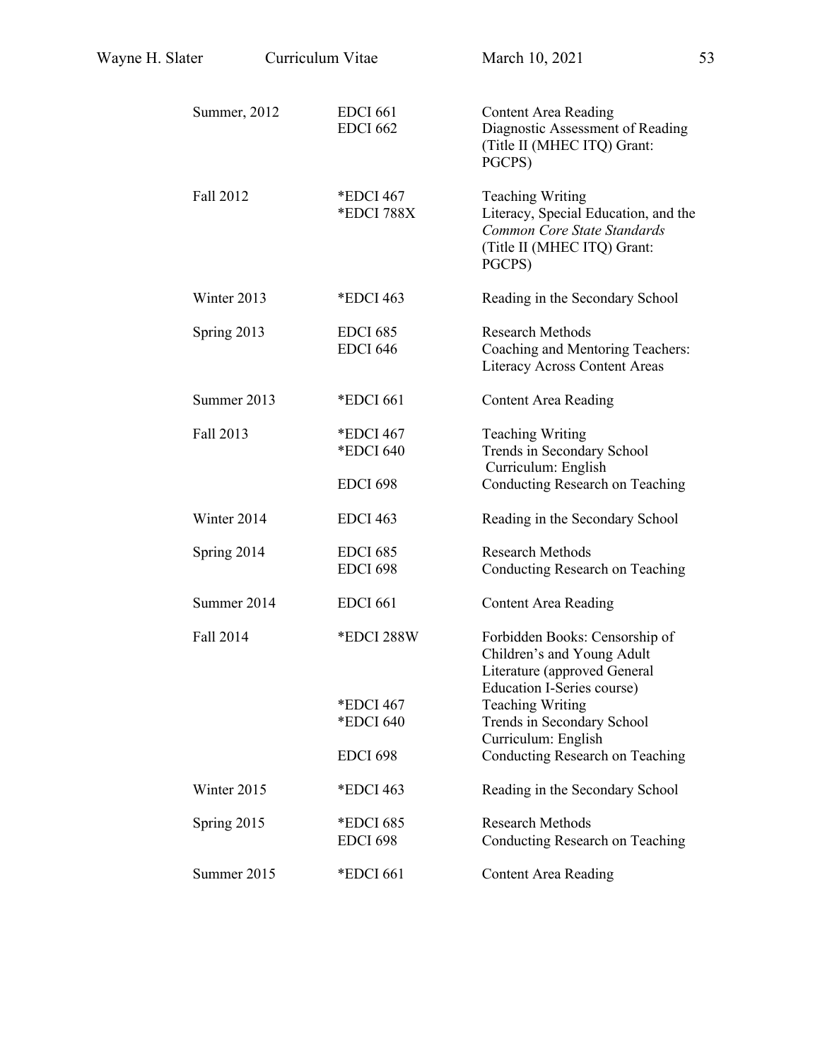| | | |
|---|---|---|
| Summer, 2012 | EDCI 661 | Content Area Reading |
| | EDCI 662 | Diagnostic Assessment of Reading (Title II (MHEC ITQ) Grant: PGCPS) |
| Fall 2012 | *EDCI 467 | Teaching Writing |
| | *EDCI 788X | Literacy, Special Education, and the *Common Core State Standards* (Title II (MHEC ITQ) Grant: PGCPS) |
| Winter 2013 | *EDCI 463 | Reading in the Secondary School |
| Spring 2013 | EDCI 685 | Research Methods |
| | EDCI 646 | Coaching and Mentoring Teachers: Literacy Across Content Areas |
| Summer 2013 | *EDCI 661 | Content Area Reading |
| Fall 2013 | *EDCI 467 | Teaching Writing |
| | *EDCI 640 | Trends in Secondary School Curriculum: English |
| | EDCI 698 | Conducting Research on Teaching |
| Winter 2014 | EDCI 463 | Reading in the Secondary School |
| Spring 2014 | EDCI 685 | Research Methods |
| | EDCI 698 | Conducting Research on Teaching |
| Summer 2014 | EDCI 661 | Content Area Reading |
| Fall 2014 | *EDCI 288W | Forbidden Books: Censorship of Children's and Young Adult Literature (approved General Education I-Series course) |
| | *EDCI 467 | Teaching Writing |
| | *EDCI 640 | Trends in Secondary School Curriculum: English |
| | EDCI 698 | Conducting Research on Teaching |
| Winter 2015 | *EDCI 463 | Reading in the Secondary School |
| Spring 2015 | *EDCI 685 | Research Methods |
| | EDCI 698 | Conducting Research on Teaching |
| Summer 2015 | *EDCI 661 | Content Area Reading |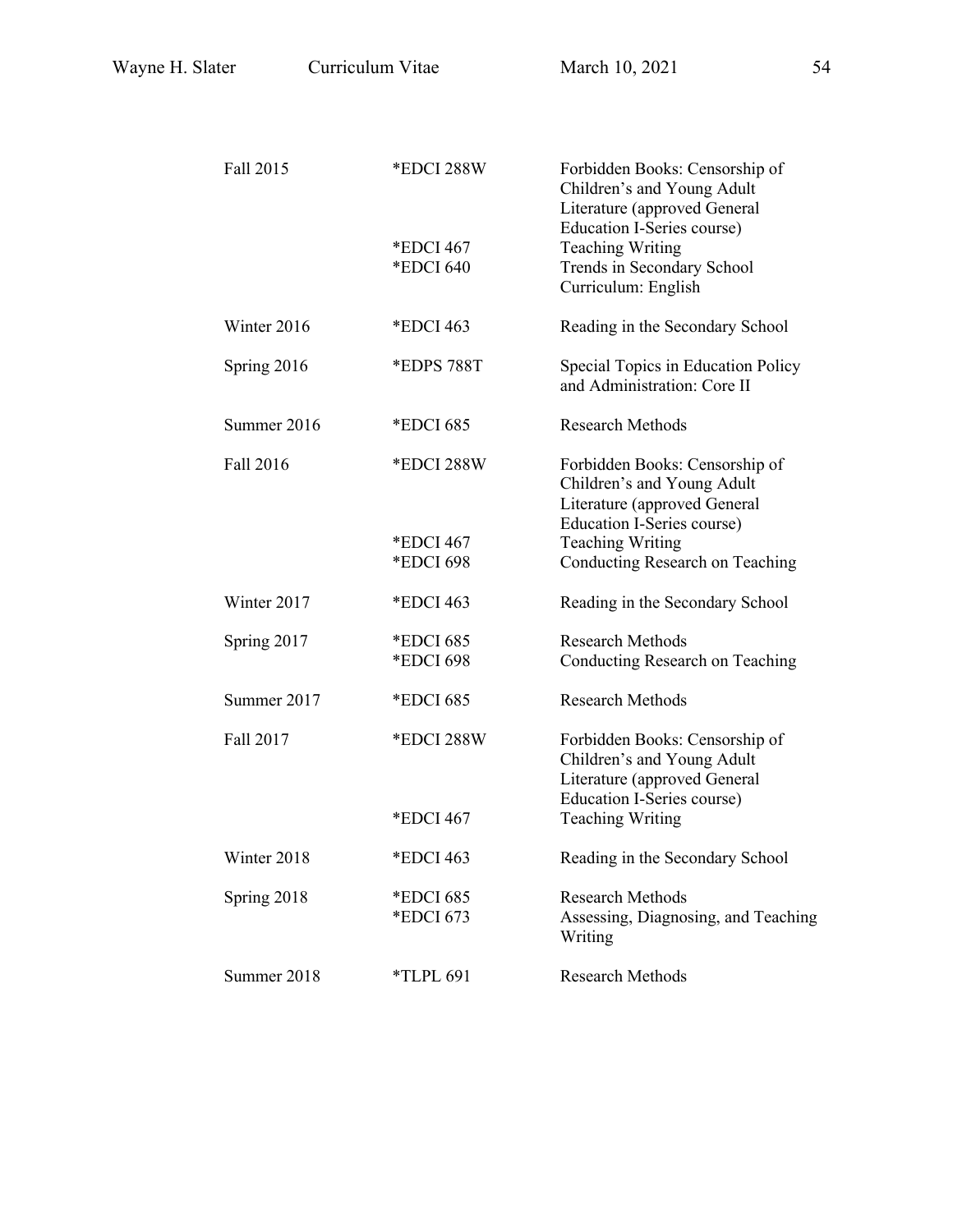| | | |
|---|---|---|
| Fall 2015 | *EDCI 288W | Forbidden Books: Censorship of Children's and Young Adult Literature (approved General Education I-Series course) |
| | *EDCI 467 | Teaching Writing |
| | *EDCI 640 | Trends in Secondary School Curriculum: English |
| Winter 2016 | *EDCI 463 | Reading in the Secondary School |
| Spring 2016 | *EDPS 788T | Special Topics in Education Policy and Administration: Core II |
| Summer 2016 | *EDCI 685 | Research Methods |
| Fall 2016 | *EDCI 288W | Forbidden Books: Censorship of Children's and Young Adult Literature (approved General Education I-Series course) |
| | *EDCI 467 | Teaching Writing |
| | *EDCI 698 | Conducting Research on Teaching |
| Winter 2017 | *EDCI 463 | Reading in the Secondary School |
| Spring 2017 | *EDCI 685 | Research Methods |
| | *EDCI 698 | Conducting Research on Teaching |
| Summer 2017 | *EDCI 685 | Research Methods |
| Fall 2017 | *EDCI 288W | Forbidden Books: Censorship of Children's and Young Adult Literature (approved General Education I-Series course) |
| | *EDCI 467 | Teaching Writing |
| Winter 2018 | *EDCI 463 | Reading in the Secondary School |
| Spring 2018 | *EDCI 685 | Research Methods |
| | *EDCI 673 | Assessing, Diagnosing, and Teaching Writing |
| Summer 2018 | *TLPL 691 | Research Methods |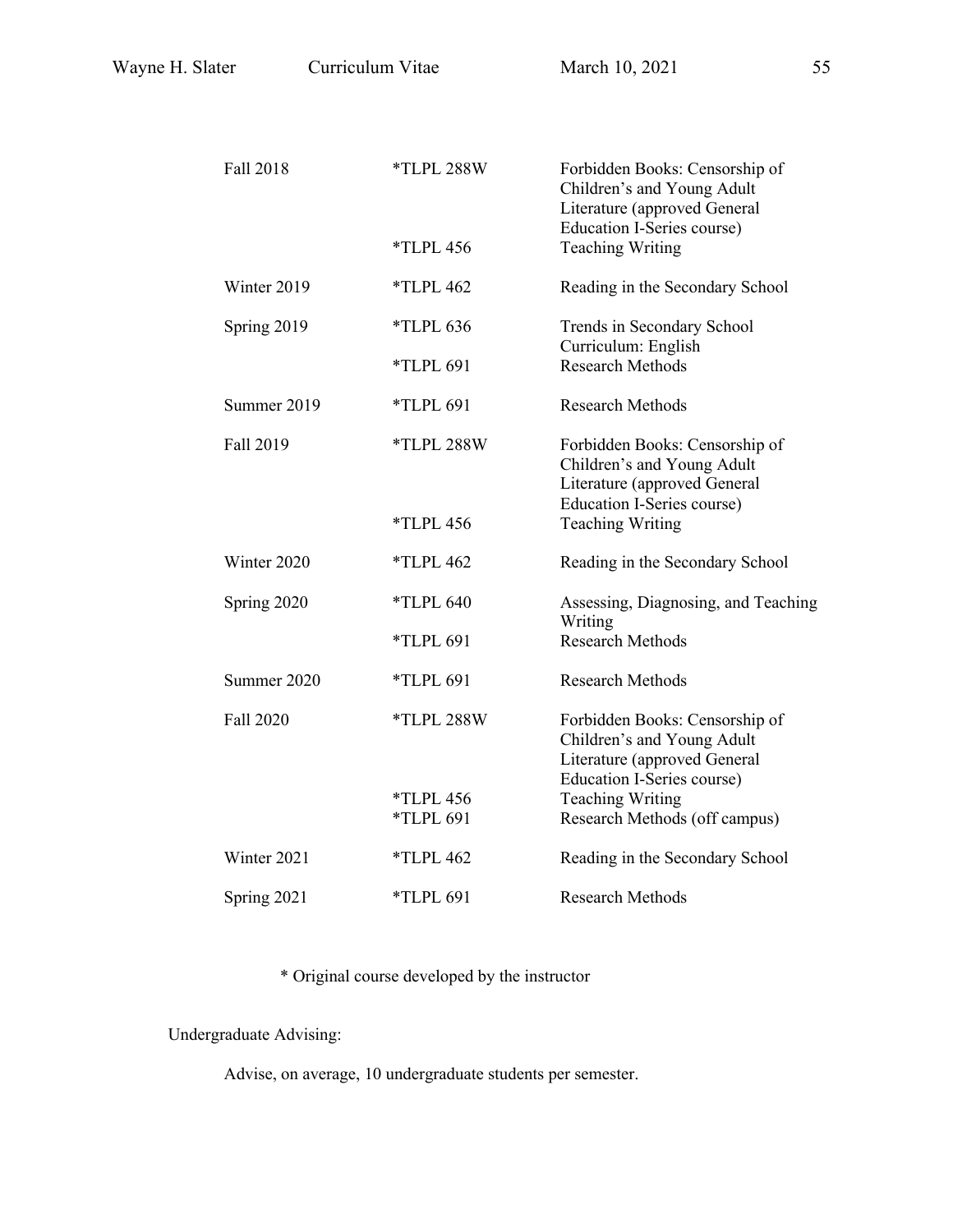| | | |
|---|---|---|
| Fall 2018 | *TLPL 288W | Forbidden Books: Censorship of Children's and Young Adult Literature (approved General Education I-Series course) |
| | *TLPL 456 | Teaching Writing |
| Winter 2019 | *TLPL 462 | Reading in the Secondary School |
| Spring 2019 | *TLPL 636 | Trends in Secondary School Curriculum: English |
| | *TLPL 691 | Research Methods |
| Summer 2019 | *TLPL 691 | Research Methods |
| Fall 2019 | *TLPL 288W | Forbidden Books: Censorship of Children's and Young Adult Literature (approved General Education I-Series course) |
| | *TLPL 456 | Teaching Writing |
| Winter 2020 | *TLPL 462 | Reading in the Secondary School |
| Spring 2020 | *TLPL 640 | Assessing, Diagnosing, and Teaching Writing |
| | *TLPL 691 | Research Methods |
| Summer 2020 | *TLPL 691 | Research Methods |
| Fall 2020 | *TLPL 288W | Forbidden Books: Censorship of Children's and Young Adult Literature (approved General Education I-Series course) |
| | *TLPL 456 | Teaching Writing |
| | *TLPL 691 | Research Methods (off campus) |
| Winter 2021 | *TLPL 462 | Reading in the Secondary School |
| Spring 2021 | *TLPL 691 | Research Methods |

* Original course developed by the instructor

Undergraduate Advising:

Advise, on average, 10 undergraduate students per semester.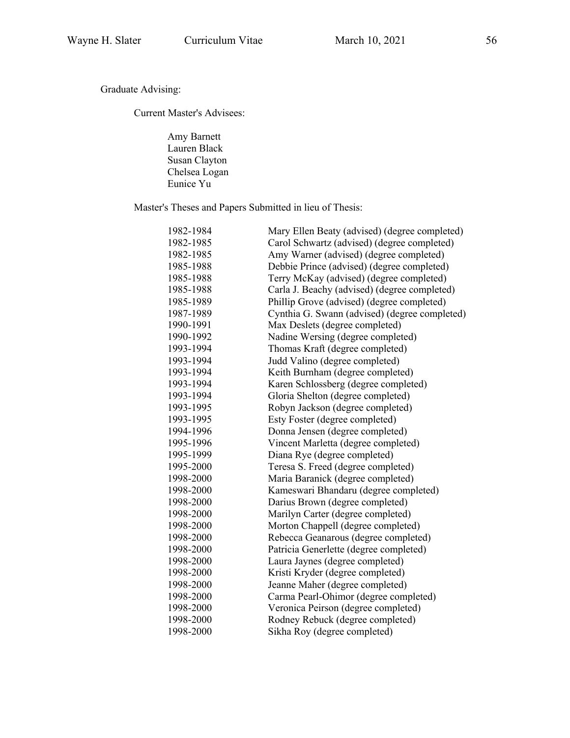Graduate Advising:

Current Master's Advisees:

Amy Barnett
Lauren Black
Susan Clayton
Chelsea Logan
Eunice Yu

Master's Theses and Papers Submitted in lieu of Thesis:

| | |
|---|---|
| 1982-1984 | Mary Ellen Beaty (advised) (degree completed) |
| 1982-1985 | Carol Schwartz (advised) (degree completed) |
| 1982-1985 | Amy Warner (advised) (degree completed) |
| 1985-1988 | Debbie Prince (advised) (degree completed) |
| 1985-1988 | Terry McKay (advised) (degree completed) |
| 1985-1988 | Carla J. Beachy (advised) (degree completed) |
| 1985-1989 | Phillip Grove (advised) (degree completed) |
| 1987-1989 | Cynthia G. Swann (advised) (degree completed) |
| 1990-1991 | Max Deslets (degree completed) |
| 1990-1992 | Nadine Wersing (degree completed) |
| 1993-1994 | Thomas Kraft (degree completed) |
| 1993-1994 | Judd Valino (degree completed) |
| 1993-1994 | Keith Burnham (degree completed) |
| 1993-1994 | Karen Schlossberg (degree completed) |
| 1993-1994 | Gloria Shelton (degree completed) |
| 1993-1995 | Robyn Jackson (degree completed) |
| 1993-1995 | Esty Foster (degree completed) |
| 1994-1996 | Donna Jensen (degree completed) |
| 1995-1996 | Vincent Marletta (degree completed) |
| 1995-1999 | Diana Rye (degree completed) |
| 1995-2000 | Teresa S. Freed (degree completed) |
| 1998-2000 | Maria Baranick (degree completed) |
| 1998-2000 | Kameswari Bhandaru (degree completed) |
| 1998-2000 | Darius Brown (degree completed) |
| 1998-2000 | Marilyn Carter (degree completed) |
| 1998-2000 | Morton Chappell (degree completed) |
| 1998-2000 | Rebecca Geanarous (degree completed) |
| 1998-2000 | Patricia Generlette (degree completed) |
| 1998-2000 | Laura Jaynes (degree completed) |
| 1998-2000 | Kristi Kryder (degree completed) |
| 1998-2000 | Jeanne Maher (degree completed) |
| 1998-2000 | Carma Pearl-Ohimor (degree completed) |
| 1998-2000 | Veronica Peirson (degree completed) |
| 1998-2000 | Rodney Rebuck (degree completed) |
| 1998-2000 | Sikha Roy (degree completed) |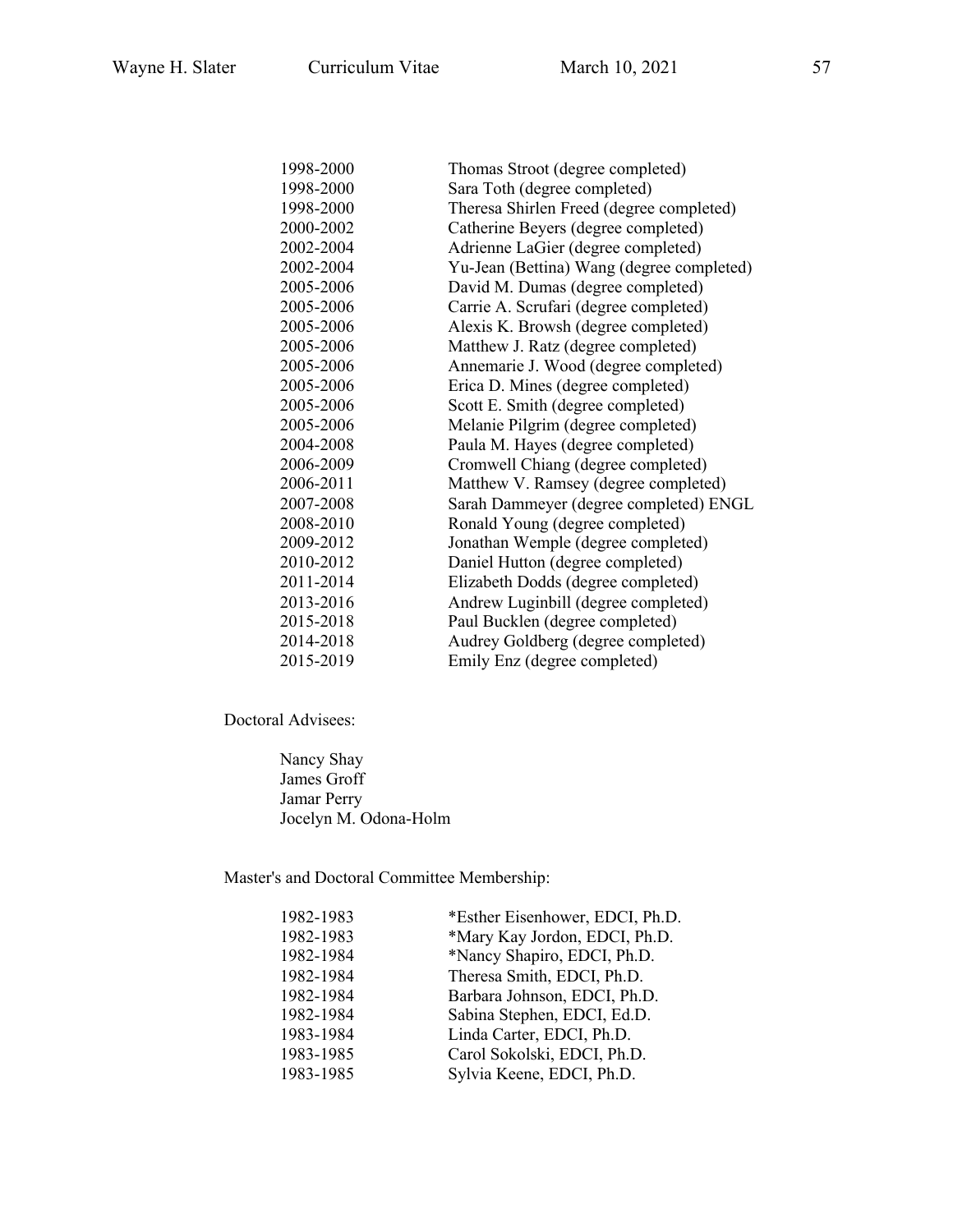| | |
|---|---|
| 1998-2000 | Thomas Stroot (degree completed) |
| 1998-2000 | Sara Toth (degree completed) |
| 1998-2000 | Theresa Shirlen Freed (degree completed) |
| 2000-2002 | Catherine Beyers (degree completed) |
| 2002-2004 | Adrienne LaGier (degree completed) |
| 2002-2004 | Yu-Jean (Bettina) Wang (degree completed) |
| 2005-2006 | David M. Dumas (degree completed) |
| 2005-2006 | Carrie A. Scrufari (degree completed) |
| 2005-2006 | Alexis K. Browsh (degree completed) |
| 2005-2006 | Matthew J. Ratz (degree completed) |
| 2005-2006 | Annemarie J. Wood (degree completed) |
| 2005-2006 | Erica D. Mines (degree completed) |
| 2005-2006 | Scott E. Smith (degree completed) |
| 2005-2006 | Melanie Pilgrim (degree completed) |
| 2004-2008 | Paula M. Hayes (degree completed) |
| 2006-2009 | Cromwell Chiang (degree completed) |
| 2006-2011 | Matthew V. Ramsey (degree completed) |
| 2007-2008 | Sarah Dammeyer (degree completed) ENGL |
| 2008-2010 | Ronald Young (degree completed) |
| 2009-2012 | Jonathan Wemple (degree completed) |
| 2010-2012 | Daniel Hutton (degree completed) |
| 2011-2014 | Elizabeth Dodds (degree completed) |
| 2013-2016 | Andrew Luginbill (degree completed) |
| 2015-2018 | Paul Bucklen (degree completed) |
| 2014-2018 | Audrey Goldberg (degree completed) |
| 2015-2019 | Emily Enz (degree completed) |

Doctoral Advisees:

Nancy Shay
James Groff
Jamar Perry
Jocelyn M. Odona-Holm

Master's and Doctoral Committee Membership:

| | |
|---|---|
| 1982-1983 | *Esther Eisenhower, EDCI, Ph.D. |
| 1982-1983 | *Mary Kay Jordon, EDCI, Ph.D. |
| 1982-1984 | *Nancy Shapiro, EDCI, Ph.D. |
| 1982-1984 | Theresa Smith, EDCI, Ph.D. |
| 1982-1984 | Barbara Johnson, EDCI, Ph.D. |
| 1982-1984 | Sabina Stephen, EDCI, Ed.D. |
| 1983-1984 | Linda Carter, EDCI, Ph.D. |
| 1983-1985 | Carol Sokolski, EDCI, Ph.D. |
| 1983-1985 | Sylvia Keene, EDCI, Ph.D. |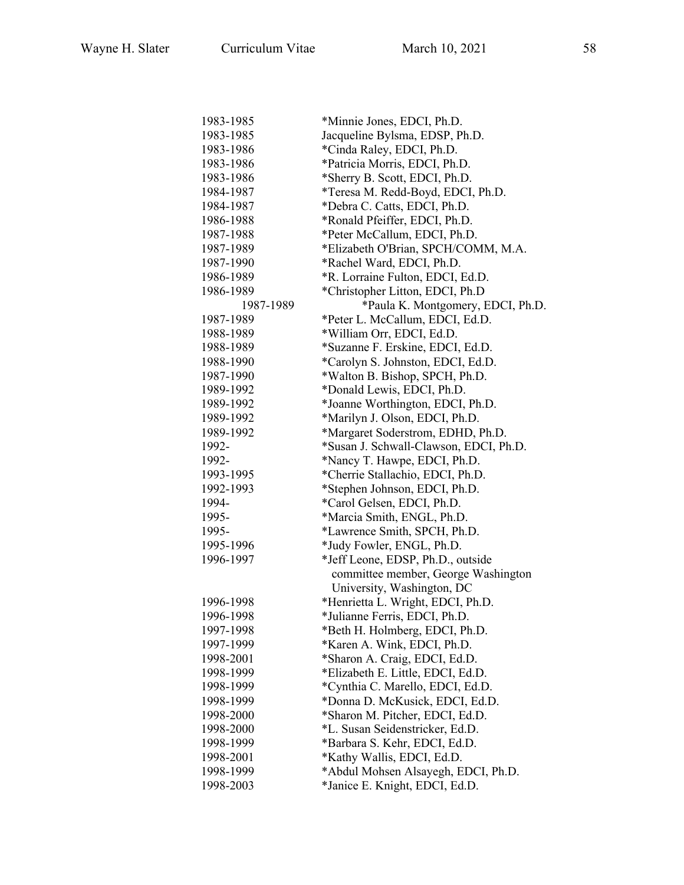1983-1985 *Minnie Jones, EDCI, Ph.D.
1983-1985 Jacqueline Bylsma, EDSP, Ph.D.
1983-1986 *Cinda Raley, EDCI, Ph.D.
1983-1986 *Patricia Morris, EDCI, Ph.D.
1983-1986 *Sherry B. Scott, EDCI, Ph.D.
1984-1987 *Teresa M. Redd-Boyd, EDCI, Ph.D.
1984-1987 *Debra C. Catts, EDCI, Ph.D.
1986-1988 *Ronald Pfeiffer, EDCI, Ph.D.
1987-1988 *Peter McCallum, EDCI, Ph.D.
1987-1989 *Elizabeth O'Brian, SPCH/COMM, M.A.
1987-1990 *Rachel Ward, EDCI, Ph.D.
1986-1989 *R. Lorraine Fulton, EDCI, Ed.D.
1986-1989 *Christopher Litton, EDCI, Ph.D
1987-1989 *Paula K. Montgomery, EDCI, Ph.D.
1987-1989 *Peter L. McCallum, EDCI, Ed.D.
1988-1989 *William Orr, EDCI, Ed.D.
1988-1989 *Suzanne F. Erskine, EDCI, Ed.D.
1988-1990 *Carolyn S. Johnston, EDCI, Ed.D.
1987-1990 *Walton B. Bishop, SPCH, Ph.D.
1989-1992 *Donald Lewis, EDCI, Ph.D.
1989-1992 *Joanne Worthington, EDCI, Ph.D.
1989-1992 *Marilyn J. Olson, EDCI, Ph.D.
1989-1992 *Margaret Soderstrom, EDHD, Ph.D.
1992- *Susan J. Schwall-Clawson, EDCI, Ph.D.
1992- *Nancy T. Hawpe, EDCI, Ph.D.
1993-1995 *Cherrie Stallachio, EDCI, Ph.D.
1992-1993 *Stephen Johnson, EDCI, Ph.D.
1994- *Carol Gelsen, EDCI, Ph.D.
1995- *Marcia Smith, ENGL, Ph.D.
1995- *Lawrence Smith, SPCH, Ph.D.
1995-1996 *Judy Fowler, ENGL, Ph.D.
1996-1997 *Jeff Leone, EDSP, Ph.D., outside committee member, George Washington University, Washington, DC
1996-1998 *Henrietta L. Wright, EDCI, Ph.D.
1996-1998 *Julianne Ferris, EDCI, Ph.D.
1997-1998 *Beth H. Holmberg, EDCI, Ph.D.
1997-1999 *Karen A. Wink, EDCI, Ph.D.
1998-2001 *Sharon A. Craig, EDCI, Ed.D.
1998-1999 *Elizabeth E. Little, EDCI, Ed.D.
1998-1999 *Cynthia C. Marello, EDCI, Ed.D.
1998-1999 *Donna D. McKusick, EDCI, Ed.D.
1998-2000 *Sharon M. Pitcher, EDCI, Ed.D.
1998-2000 *L. Susan Seidenstricker, Ed.D.
1998-1999 *Barbara S. Kehr, EDCI, Ed.D.
1998-2001 *Kathy Wallis, EDCI, Ed.D.
1998-1999 *Abdul Mohsen Alsayegh, EDCI, Ph.D.
1998-2003 *Janice E. Knight, EDCI, Ed.D.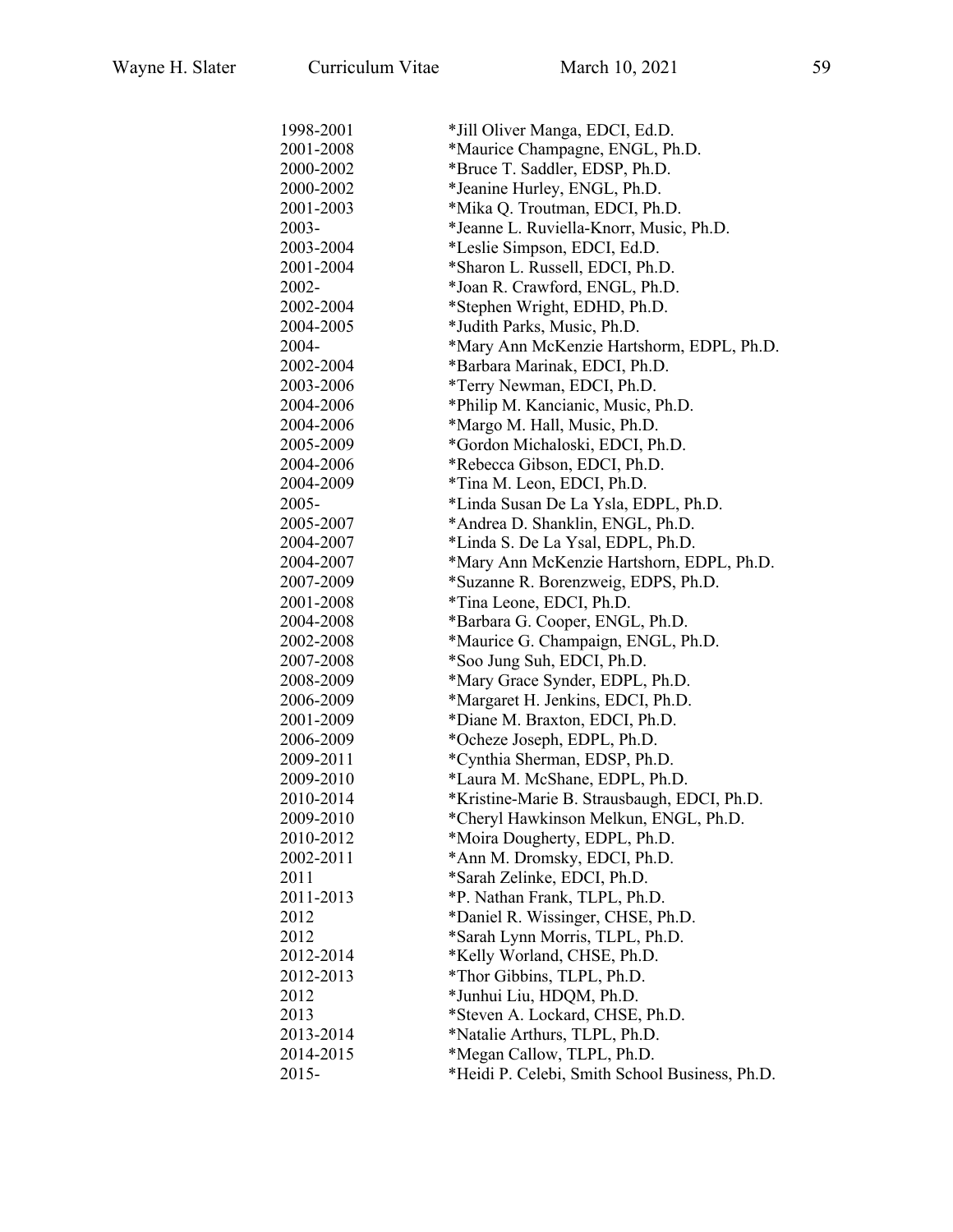| | |
|---|---|
| 1998-2001 | *Jill Oliver Manga, EDCI, Ed.D. |
| 2001-2008 | *Maurice Champagne, ENGL, Ph.D. |
| 2000-2002 | *Bruce T. Saddler, EDSP, Ph.D. |
| 2000-2002 | *Jeanine Hurley, ENGL, Ph.D. |
| 2001-2003 | *Mika Q. Troutman, EDCI, Ph.D. |
| 2003- | *Jeanne L. Ruviella-Knorr, Music, Ph.D. |
| 2003-2004 | *Leslie Simpson, EDCI, Ed.D. |
| 2001-2004 | *Sharon L. Russell, EDCI, Ph.D. |
| 2002- | *Joan R. Crawford, ENGL, Ph.D. |
| 2002-2004 | *Stephen Wright, EDHD, Ph.D. |
| 2004-2005 | *Judith Parks, Music, Ph.D. |
| 2004- | *Mary Ann McKenzie Hartshorm, EDPL, Ph.D. |
| 2002-2004 | *Barbara Marinak, EDCI, Ph.D. |
| 2003-2006 | *Terry Newman, EDCI, Ph.D. |
| 2004-2006 | *Philip M. Kancianic, Music, Ph.D. |
| 2004-2006 | *Margo M. Hall, Music, Ph.D. |
| 2005-2009 | *Gordon Michaloski, EDCI, Ph.D. |
| 2004-2006 | *Rebecca Gibson, EDCI, Ph.D. |
| 2004-2009 | *Tina M. Leon, EDCI, Ph.D. |
| 2005- | *Linda Susan De La Ysla, EDPL, Ph.D. |
| 2005-2007 | *Andrea D. Shanklin, ENGL, Ph.D. |
| 2004-2007 | *Linda S. De La Ysal, EDPL, Ph.D. |
| 2004-2007 | *Mary Ann McKenzie Hartshorn, EDPL, Ph.D. |
| 2007-2009 | *Suzanne R. Borenzweig, EDPS, Ph.D. |
| 2001-2008 | *Tina Leone, EDCI, Ph.D. |
| 2004-2008 | *Barbara G. Cooper, ENGL, Ph.D. |
| 2002-2008 | *Maurice G. Champaign, ENGL, Ph.D. |
| 2007-2008 | *Soo Jung Suh, EDCI, Ph.D. |
| 2008-2009 | *Mary Grace Synder, EDPL, Ph.D. |
| 2006-2009 | *Margaret H. Jenkins, EDCI, Ph.D. |
| 2001-2009 | *Diane M. Braxton, EDCI, Ph.D. |
| 2006-2009 | *Ocheze Joseph, EDPL, Ph.D. |
| 2009-2011 | *Cynthia Sherman, EDSP, Ph.D. |
| 2009-2010 | *Laura M. McShane, EDPL, Ph.D. |
| 2010-2014 | *Kristine-Marie B. Strausbaugh, EDCI, Ph.D. |
| 2009-2010 | *Cheryl Hawkinson Melkun, ENGL, Ph.D. |
| 2010-2012 | *Moira Dougherty, EDPL, Ph.D. |
| 2002-2011 | *Ann M. Dromsky, EDCI, Ph.D. |
| 2011 | *Sarah Zelinke, EDCI, Ph.D. |
| 2011-2013 | *P. Nathan Frank, TLPL, Ph.D. |
| 2012 | *Daniel R. Wissinger, CHSE, Ph.D. |
| 2012 | *Sarah Lynn Morris, TLPL, Ph.D. |
| 2012-2014 | *Kelly Worland, CHSE, Ph.D. |
| 2012-2013 | *Thor Gibbins, TLPL, Ph.D. |
| 2012 | *Junhui Liu, HDQM, Ph.D. |
| 2013 | *Steven A. Lockard, CHSE, Ph.D. |
| 2013-2014 | *Natalie Arthurs, TLPL, Ph.D. |
| 2014-2015 | *Megan Callow, TLPL, Ph.D. |
| 2015- | *Heidi P. Celebi, Smith School Business, Ph.D. |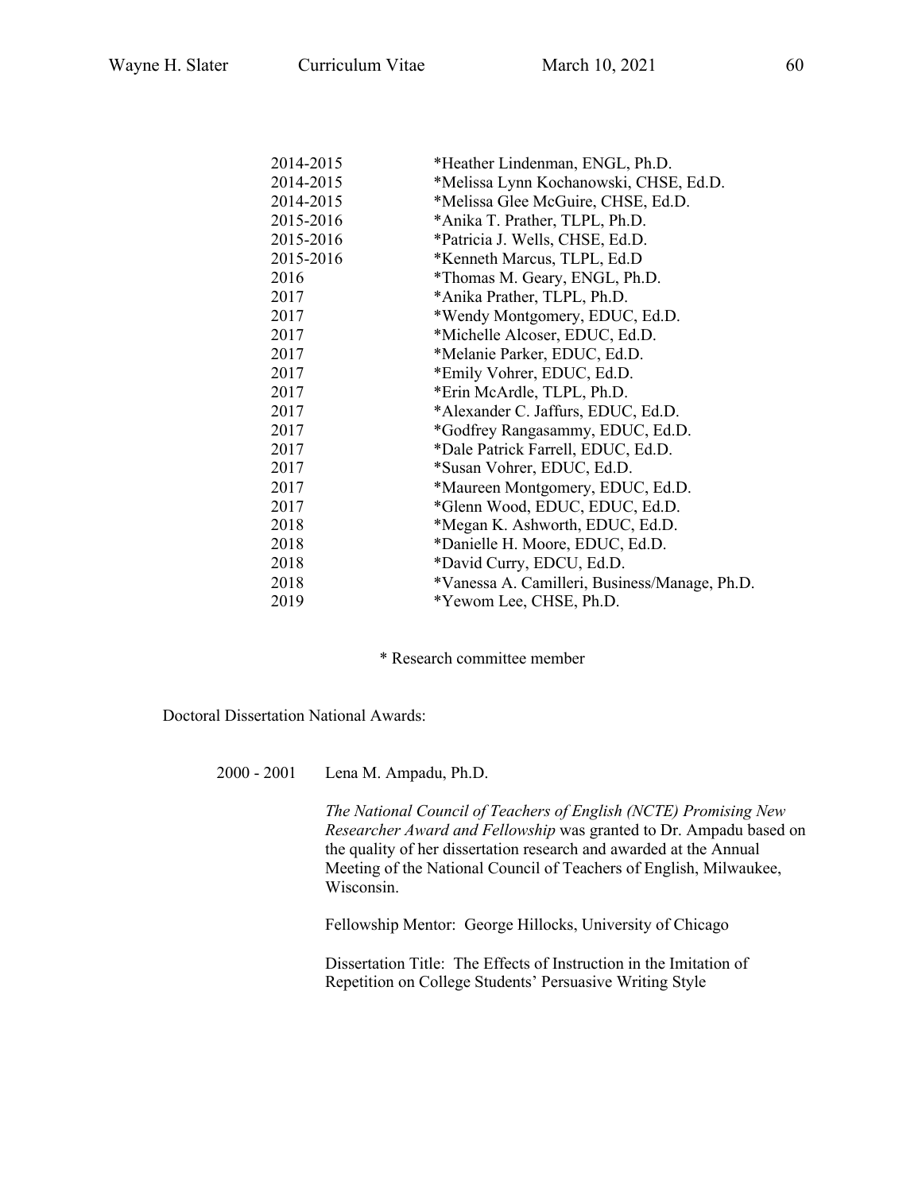| | |
|---|---|
| 2014-2015 | *Heather Lindenman, ENGL, Ph.D. |
| 2014-2015 | *Melissa Lynn Kochanowski, CHSE, Ed.D. |
| 2014-2015 | *Melissa Glee McGuire, CHSE, Ed.D. |
| 2015-2016 | *Anika T. Prather, TLPL, Ph.D. |
| 2015-2016 | *Patricia J. Wells, CHSE, Ed.D. |
| 2015-2016 | *Kenneth Marcus, TLPL, Ed.D |
| 2016 | *Thomas M. Geary, ENGL, Ph.D. |
| 2017 | *Anika Prather, TLPL, Ph.D. |
| 2017 | *Wendy Montgomery, EDUC, Ed.D. |
| 2017 | *Michelle Alcoser, EDUC, Ed.D. |
| 2017 | *Melanie Parker, EDUC, Ed.D. |
| 2017 | *Emily Vohrer, EDUC, Ed.D. |
| 2017 | *Erin McArdle, TLPL, Ph.D. |
| 2017 | *Alexander C. Jaffurs, EDUC, Ed.D. |
| 2017 | *Godfrey Rangasammy, EDUC, Ed.D. |
| 2017 | *Dale Patrick Farrell, EDUC, Ed.D. |
| 2017 | *Susan Vohrer, EDUC, Ed.D. |
| 2017 | *Maureen Montgomery, EDUC, Ed.D. |
| 2017 | *Glenn Wood, EDUC, EDUC, Ed.D. |
| 2018 | *Megan K. Ashworth, EDUC, Ed.D. |
| 2018 | *Danielle H. Moore, EDUC, Ed.D. |
| 2018 | *David Curry, EDCU, Ed.D. |
| 2018 | *Vanessa A. Camilleri, Business/Manage, Ph.D. |
| 2019 | *Yewom Lee, CHSE, Ph.D. |

* Research committee member

Doctoral Dissertation National Awards:

2000 - 2001 Lena M. Ampadu, Ph.D.

*The National Council of Teachers of English (NCTE) Promising New Researcher Award and Fellowship* was granted to Dr. Ampadu based on the quality of her dissertation research and awarded at the Annual Meeting of the National Council of Teachers of English, Milwaukee, Wisconsin.

Fellowship Mentor: George Hillocks, University of Chicago

Dissertation Title: The Effects of Instruction in the Imitation of Repetition on College Students' Persuasive Writing Style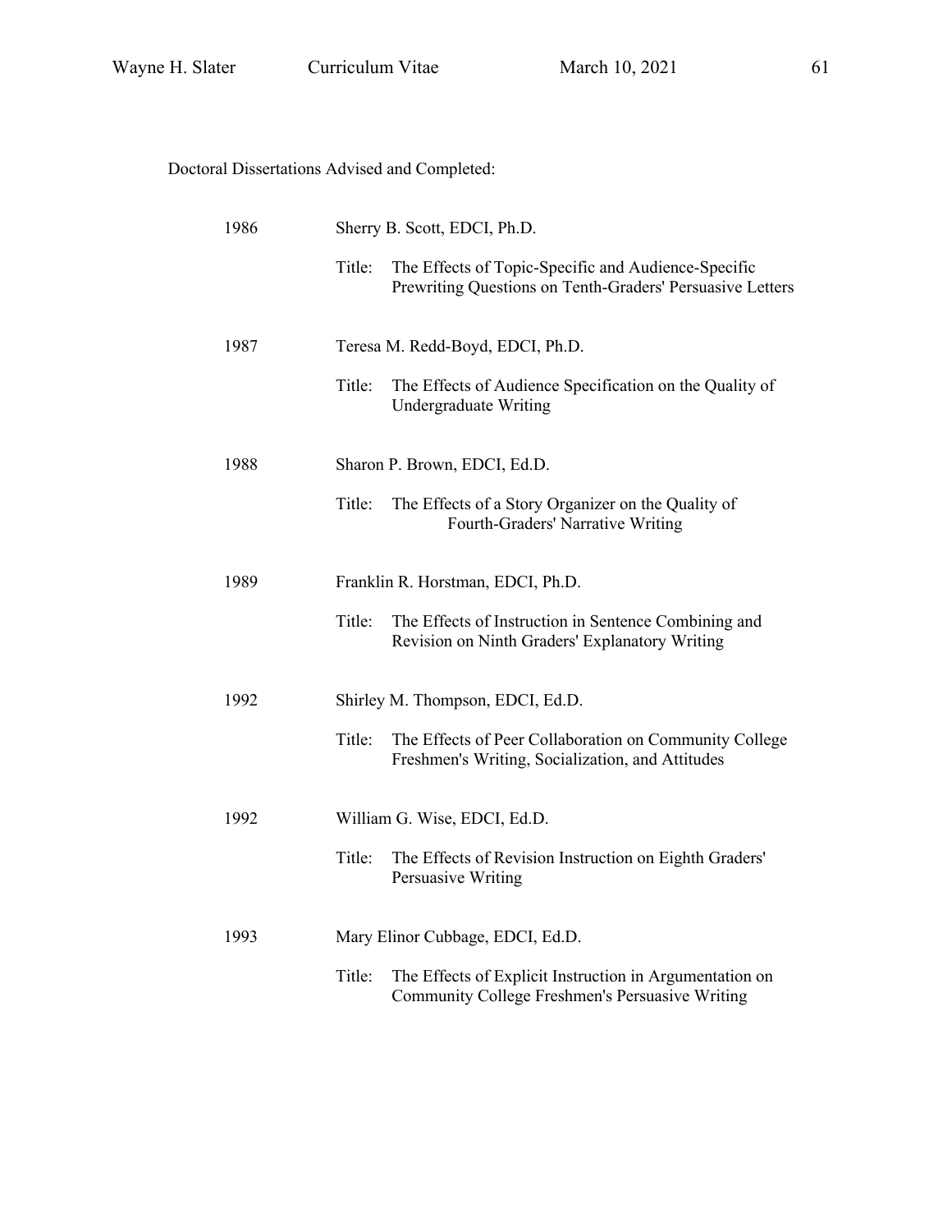Doctoral Dissertations Advised and Completed:

1986 Sherry B. Scott, EDCI, Ph.D.

Title: The Effects of Topic-Specific and Audience-Specific Prewriting Questions on Tenth-Graders' Persuasive Letters

1987 Teresa M. Redd-Boyd, EDCI, Ph.D.

Title: The Effects of Audience Specification on the Quality of Undergraduate Writing

1988 Sharon P. Brown, EDCI, Ed.D.

Title: The Effects of a Story Organizer on the Quality of Fourth-Graders' Narrative Writing

1989 Franklin R. Horstman, EDCI, Ph.D.

Title: The Effects of Instruction in Sentence Combining and Revision on Ninth Graders' Explanatory Writing

1992 Shirley M. Thompson, EDCI, Ed.D.

Title: The Effects of Peer Collaboration on Community College Freshmen's Writing, Socialization, and Attitudes

1992 William G. Wise, EDCI, Ed.D.

Title: The Effects of Revision Instruction on Eighth Graders' Persuasive Writing

1993 Mary Elinor Cubbage, EDCI, Ed.D.

Title: The Effects of Explicit Instruction in Argumentation on Community College Freshmen's Persuasive Writing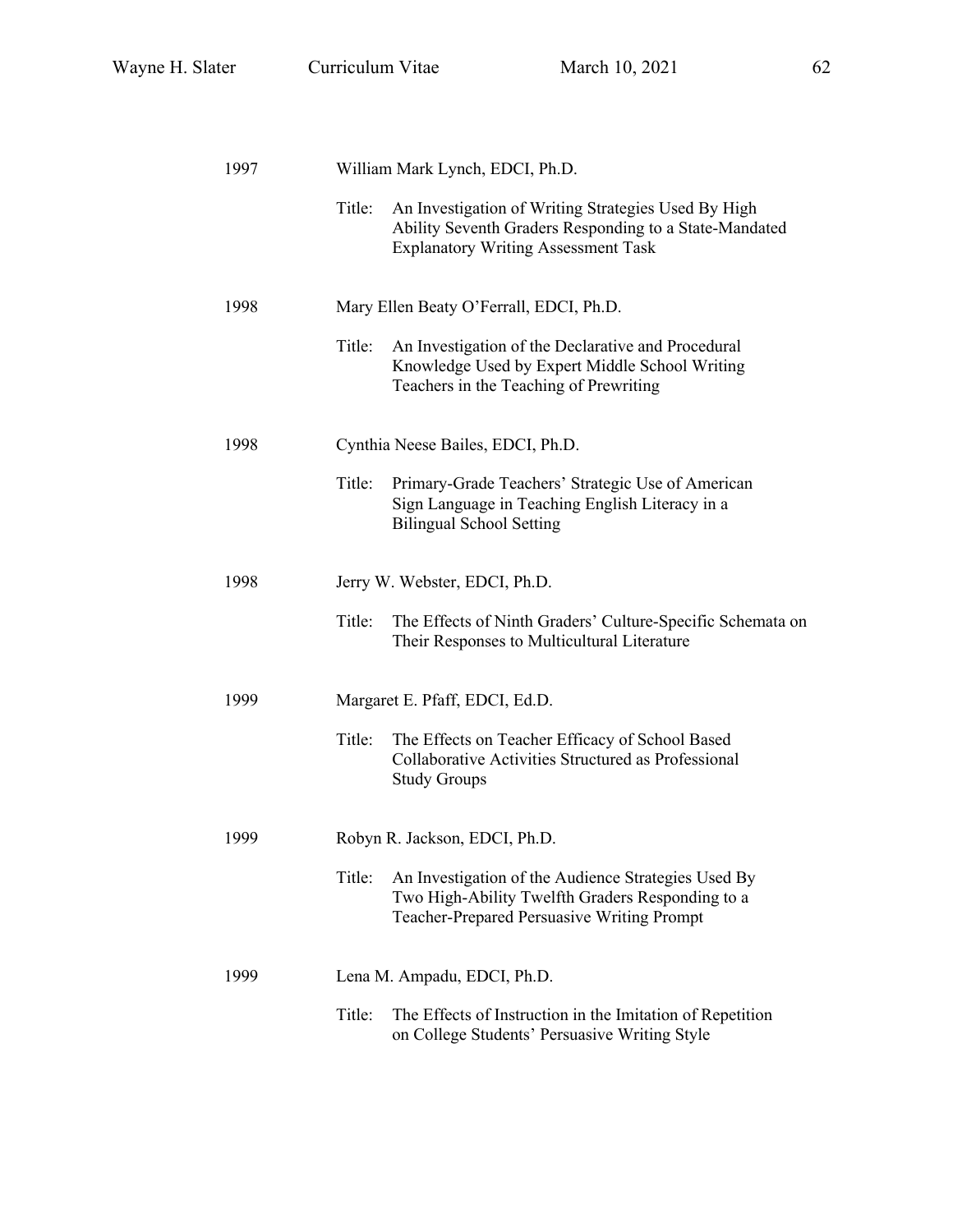1997 William Mark Lynch, EDCI, Ph.D.

Title: An Investigation of Writing Strategies Used By High Ability Seventh Graders Responding to a State-Mandated Explanatory Writing Assessment Task

1998 Mary Ellen Beaty O'Ferrall, EDCI, Ph.D.

Title: An Investigation of the Declarative and Procedural Knowledge Used by Expert Middle School Writing Teachers in the Teaching of Prewriting

1998 Cynthia Neese Bailes, EDCI, Ph.D.

Title: Primary-Grade Teachers' Strategic Use of American Sign Language in Teaching English Literacy in a Bilingual School Setting

1998 Jerry W. Webster, EDCI, Ph.D.

Title: The Effects of Ninth Graders' Culture-Specific Schemata on Their Responses to Multicultural Literature

1999 Margaret E. Pfaff, EDCI, Ed.D.

Title: The Effects on Teacher Efficacy of School Based Collaborative Activities Structured as Professional Study Groups

1999 Robyn R. Jackson, EDCI, Ph.D.

Title: An Investigation of the Audience Strategies Used By Two High-Ability Twelfth Graders Responding to a Teacher-Prepared Persuasive Writing Prompt

1999 Lena M. Ampadu, EDCI, Ph.D.

Title: The Effects of Instruction in the Imitation of Repetition on College Students' Persuasive Writing Style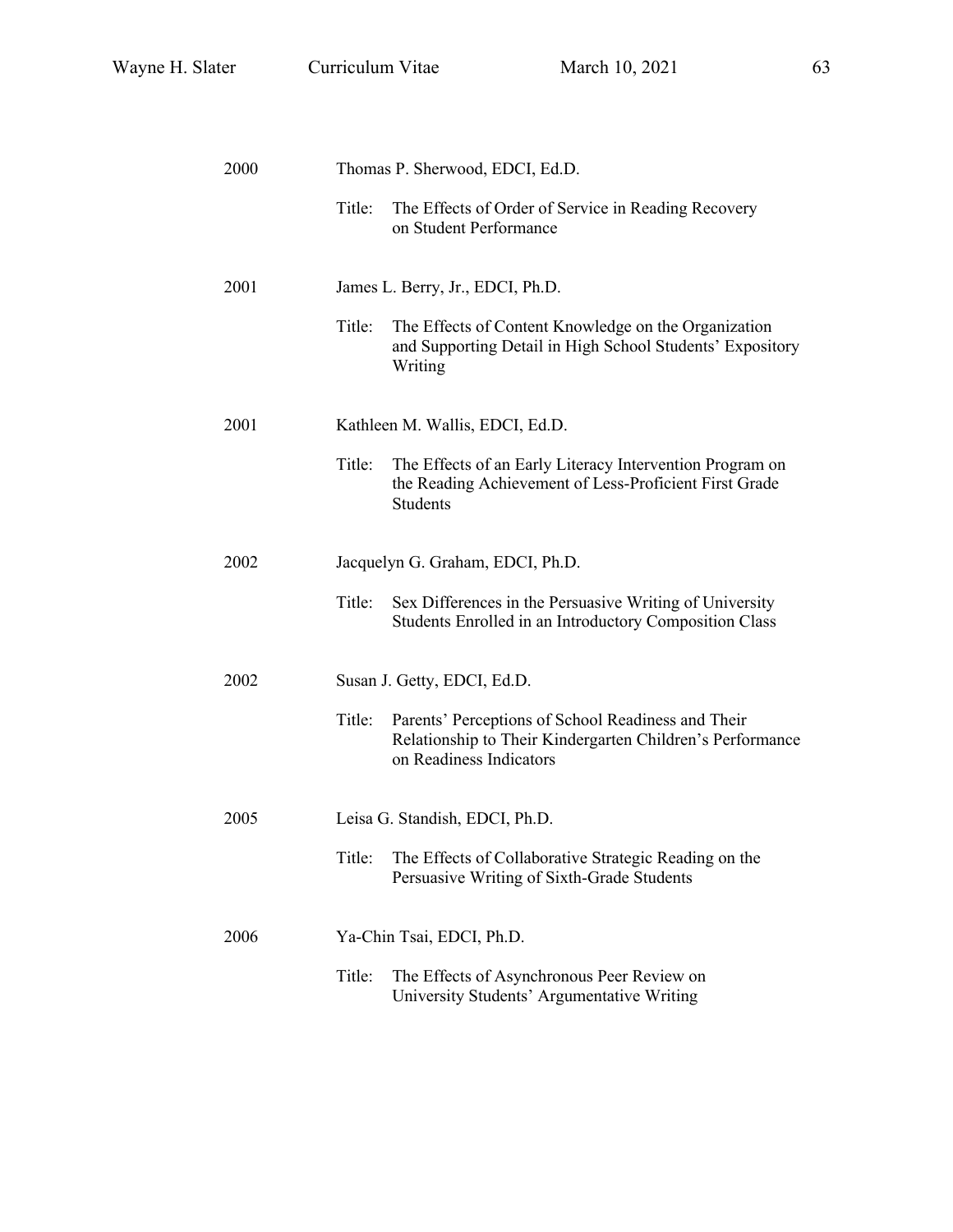2000 Thomas P. Sherwood, EDCI, Ed.D.

Title: The Effects of Order of Service in Reading Recovery on Student Performance

2001 James L. Berry, Jr., EDCI, Ph.D.

Title: The Effects of Content Knowledge on the Organization and Supporting Detail in High School Students' Expository Writing

2001 Kathleen M. Wallis, EDCI, Ed.D.

Title: The Effects of an Early Literacy Intervention Program on the Reading Achievement of Less-Proficient First Grade Students

2002 Jacquelyn G. Graham, EDCI, Ph.D.

Title: Sex Differences in the Persuasive Writing of University Students Enrolled in an Introductory Composition Class

2002 Susan J. Getty, EDCI, Ed.D.

Title: Parents' Perceptions of School Readiness and Their Relationship to Their Kindergarten Children's Performance on Readiness Indicators

2005 Leisa G. Standish, EDCI, Ph.D.

Title: The Effects of Collaborative Strategic Reading on the Persuasive Writing of Sixth-Grade Students

2006 Ya-Chin Tsai, EDCI, Ph.D.

Title: The Effects of Asynchronous Peer Review on University Students' Argumentative Writing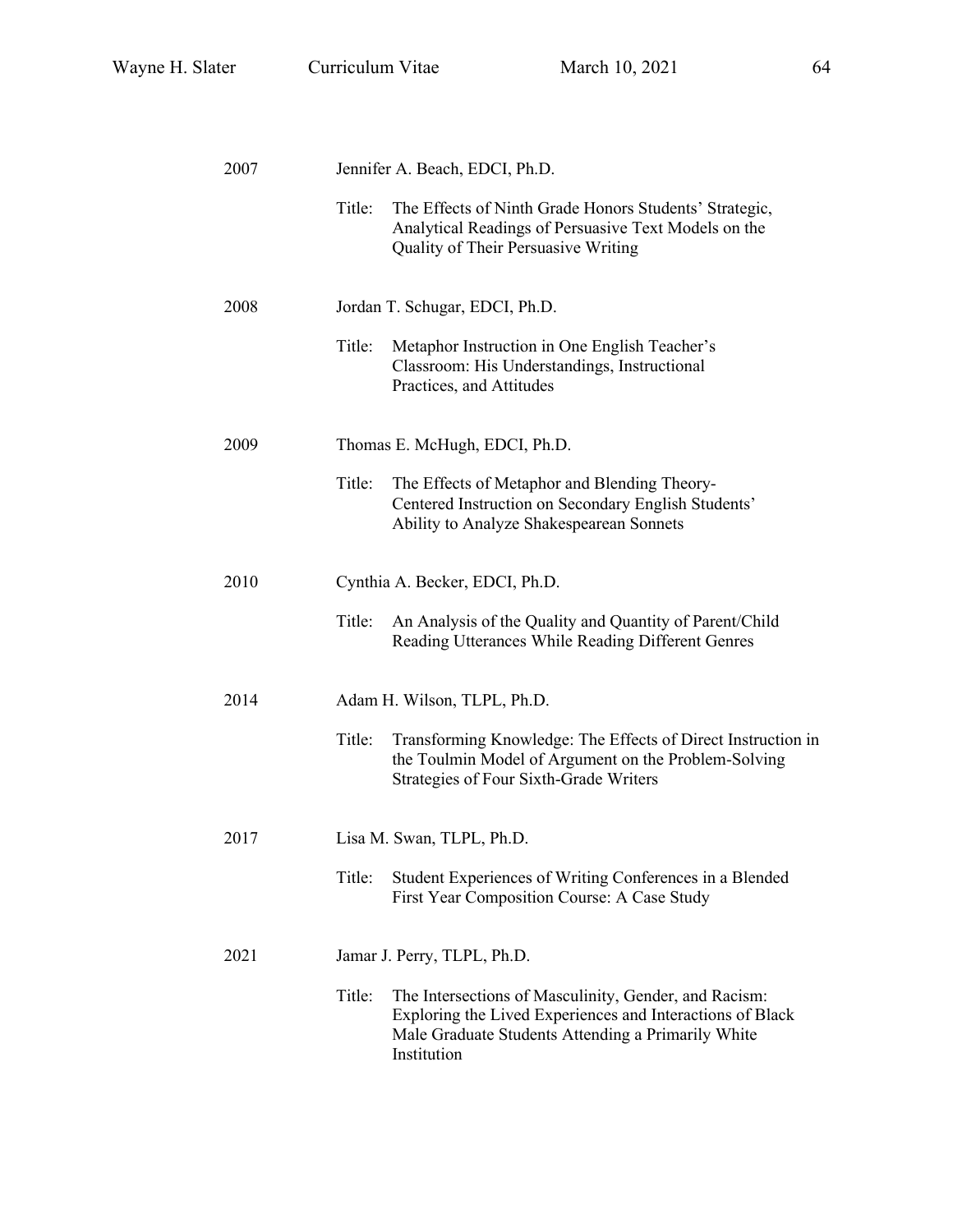2007 Jennifer A. Beach, EDCI, Ph.D.

Title: The Effects of Ninth Grade Honors Students' Strategic, Analytical Readings of Persuasive Text Models on the Quality of Their Persuasive Writing

2008 Jordan T. Schugar, EDCI, Ph.D.

Title: Metaphor Instruction in One English Teacher's Classroom: His Understandings, Instructional Practices, and Attitudes

2009 Thomas E. McHugh, EDCI, Ph.D.

Title: The Effects of Metaphor and Blending Theory-Centered Instruction on Secondary English Students' Ability to Analyze Shakespearean Sonnets

2010 Cynthia A. Becker, EDCI, Ph.D.

Title: An Analysis of the Quality and Quantity of Parent/Child Reading Utterances While Reading Different Genres

2014 Adam H. Wilson, TLPL, Ph.D.

Title: Transforming Knowledge: The Effects of Direct Instruction in the Toulmin Model of Argument on the Problem-Solving Strategies of Four Sixth-Grade Writers

2017 Lisa M. Swan, TLPL, Ph.D.

Title: Student Experiences of Writing Conferences in a Blended First Year Composition Course: A Case Study

2021 Jamar J. Perry, TLPL, Ph.D.

Title: The Intersections of Masculinity, Gender, and Racism: Exploring the Lived Experiences and Interactions of Black Male Graduate Students Attending a Primarily White Institution